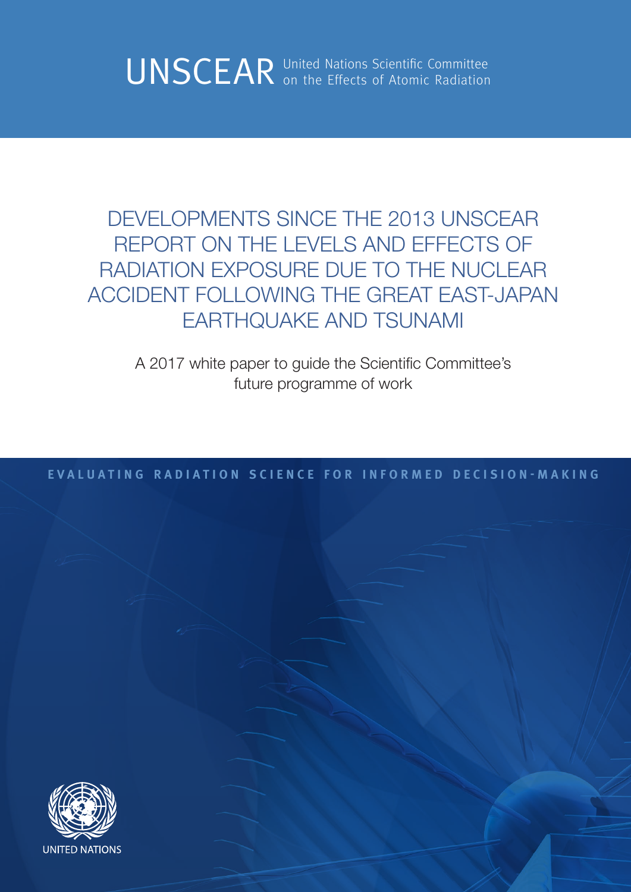UNSCEAR United Nations Scientific Committee on the Effects of Atomic Radiation

# DEVELOPMENTS SINCE THE 2013 UNSCEAR REPORT ON THE LEVELS AND EFFECTS OF RADIATION EXPOSURE DUE TO THE NUCLEAR ACCIDENT FOLLOWING THE GREAT EAST-JAPAN EARTHQUAKE AND TSUNAMI

A 2017 white paper to guide the Scientific Committee's future programme of work

EVALUATING RADIATION SCIENCE FOR INFORMED DECISION-MAKING

UNITED NATIONS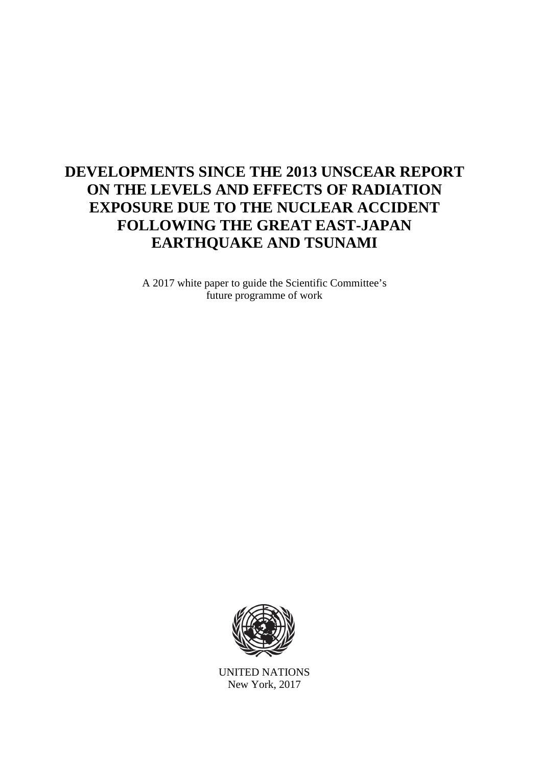# DEVELOPMENTS SINCE THE 2013 UNSCEAR REPORT ON THE LEVELS AND EFFECTS OF RADIATION EXPOSURE DUE TO THE NUCLEAR ACCIDENT FOLLOWING THE GREAT EAST-JAPAN EARTHQUAKE AND TSUNAMI

A 2017 white paper to guide the Scientific Committee's future programme of work

UNITED NATIONS
New York, 2017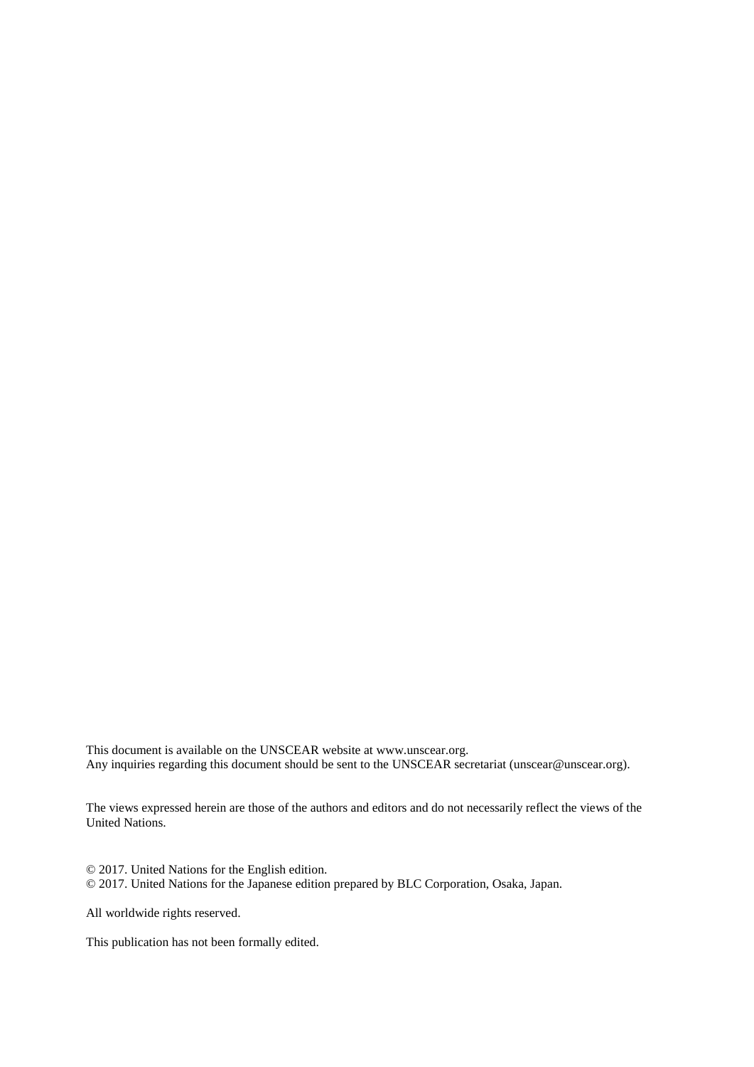This document is available on the UNSCEAR website at www.unscear.org.
Any inquiries regarding this document should be sent to the UNSCEAR secretariat (unscear@unscear.org).

The views expressed herein are those of the authors and editors and do not necessarily reflect the views of the United Nations.

© 2017. United Nations for the English edition.
© 2017. United Nations for the Japanese edition prepared by BLC Corporation, Osaka, Japan.

All worldwide rights reserved.

This publication has not been formally edited.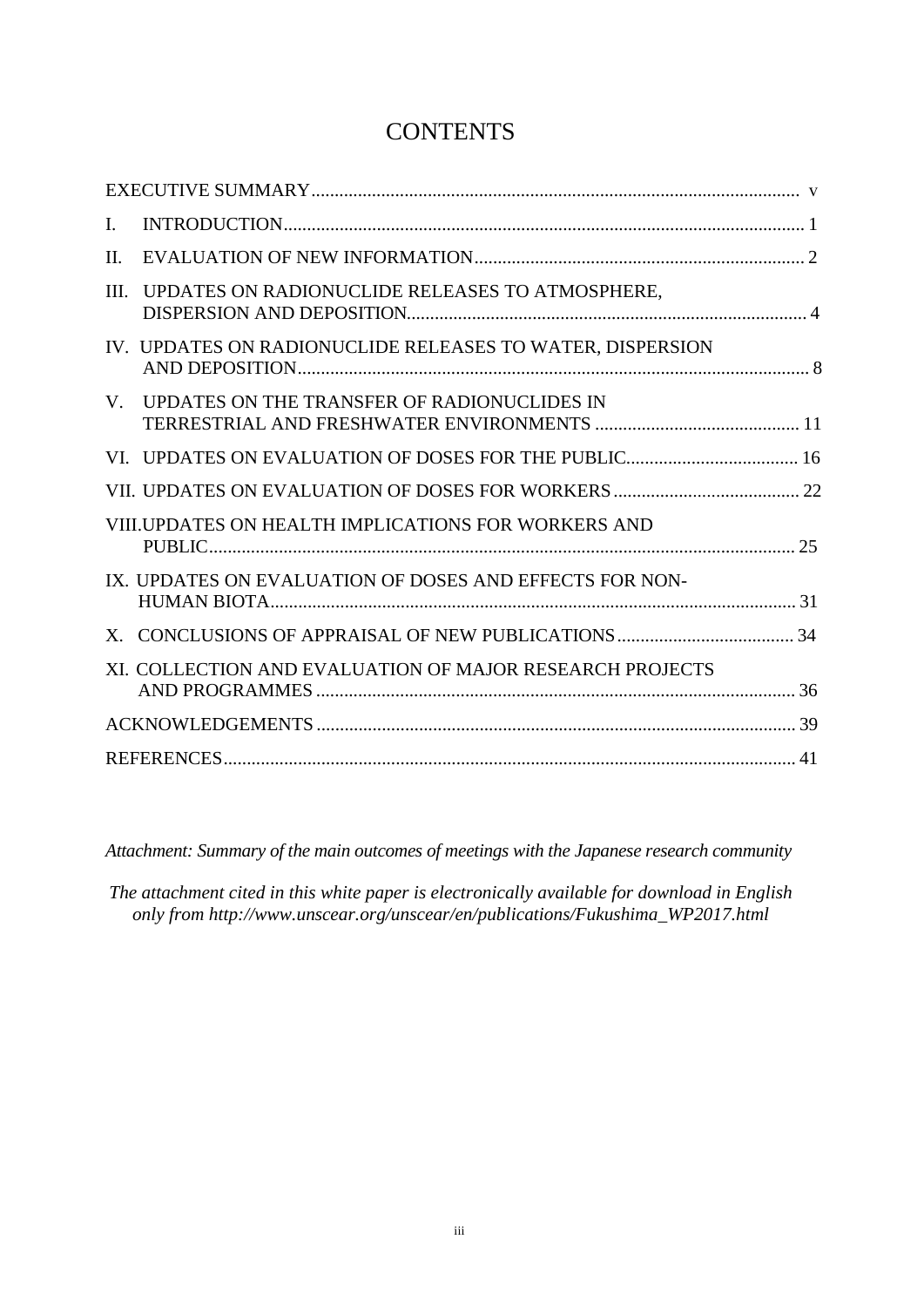# CONTENTS

| | |
|---|---|
| EXECUTIVE SUMMARY | v |
| I. INTRODUCTION | 1 |
| II. EVALUATION OF NEW INFORMATION | 2 |
| III. UPDATES ON RADIONUCLIDE RELEASES TO ATMOSPHERE, DISPERSION AND DEPOSITION | 4 |
| IV. UPDATES ON RADIONUCLIDE RELEASES TO WATER, DISPERSION AND DEPOSITION | 8 |
| V. UPDATES ON THE TRANSFER OF RADIONUCLIDES IN TERRESTRIAL AND FRESHWATER ENVIRONMENTS | 11 |
| VI. UPDATES ON EVALUATION OF DOSES FOR THE PUBLIC | 16 |
| VII. UPDATES ON EVALUATION OF DOSES FOR WORKERS | 22 |
| VIII. UPDATES ON HEALTH IMPLICATIONS FOR WORKERS AND PUBLIC | 25 |
| IX. UPDATES ON EVALUATION OF DOSES AND EFFECTS FOR NON-HUMAN BIOTA | 31 |
| X. CONCLUSIONS OF APPRAISAL OF NEW PUBLICATIONS | 34 |
| XI. COLLECTION AND EVALUATION OF MAJOR RESEARCH PROJECTS AND PROGRAMMES | 36 |
| ACKNOWLEDGEMENTS | 39 |
| REFERENCES | 41 |

*Attachment: Summary of the main outcomes of meetings with the Japanese research community*

*The attachment cited in this white paper is electronically available for download in English only from http://www.unscear.org/unscear/en/publications/Fukushima_WP2017.html*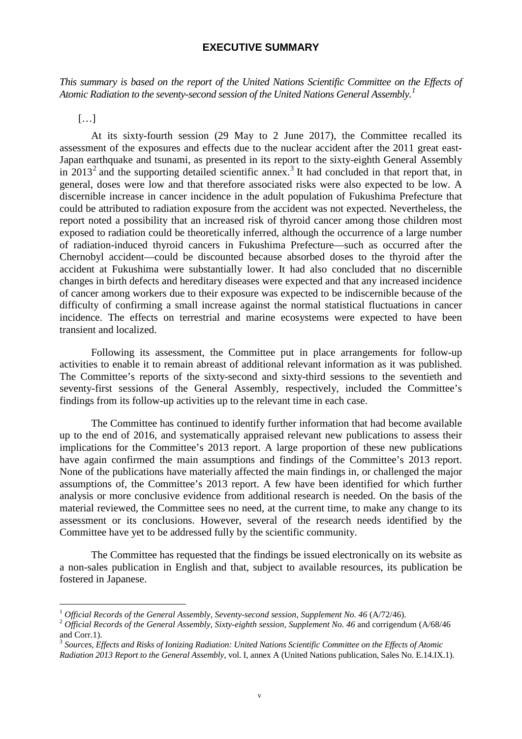# EXECUTIVE SUMMARY

*This summary is based on the report of the United Nations Scientific Committee on the Effects of Atomic Radiation to the seventy-second session of the United Nations General Assembly.*[1]

[…]

At its sixty-fourth session (29 May to 2 June 2017), the Committee recalled its assessment of the exposures and effects due to the nuclear accident after the 2011 great east-Japan earthquake and tsunami, as presented in its report to the sixty-eighth General Assembly in 2013[2] and the supporting detailed scientific annex.[3] It had concluded in that report that, in general, doses were low and that therefore associated risks were also expected to be low. A discernible increase in cancer incidence in the adult population of Fukushima Prefecture that could be attributed to radiation exposure from the accident was not expected. Nevertheless, the report noted a possibility that an increased risk of thyroid cancer among those children most exposed to radiation could be theoretically inferred, although the occurrence of a large number of radiation-induced thyroid cancers in Fukushima Prefecture—such as occurred after the Chernobyl accident—could be discounted because absorbed doses to the thyroid after the accident at Fukushima were substantially lower. It had also concluded that no discernible changes in birth defects and hereditary diseases were expected and that any increased incidence of cancer among workers due to their exposure was expected to be indiscernible because of the difficulty of confirming a small increase against the normal statistical fluctuations in cancer incidence. The effects on terrestrial and marine ecosystems were expected to have been transient and localized.

Following its assessment, the Committee put in place arrangements for follow-up activities to enable it to remain abreast of additional relevant information as it was published. The Committee's reports of the sixty-second and sixty-third sessions to the seventieth and seventy-first sessions of the General Assembly, respectively, included the Committee's findings from its follow-up activities up to the relevant time in each case.

The Committee has continued to identify further information that had become available up to the end of 2016, and systematically appraised relevant new publications to assess their implications for the Committee's 2013 report. A large proportion of these new publications have again confirmed the main assumptions and findings of the Committee's 2013 report. None of the publications have materially affected the main findings in, or challenged the major assumptions of, the Committee's 2013 report. A few have been identified for which further analysis or more conclusive evidence from additional research is needed. On the basis of the material reviewed, the Committee sees no need, at the current time, to make any change to its assessment or its conclusions. However, several of the research needs identified by the Committee have yet to be addressed fully by the scientific community.

The Committee has requested that the findings be issued electronically on its website as a non-sales publication in English and that, subject to available resources, its publication be fostered in Japanese.

---

[1] *Official Records of the General Assembly, Seventy-second session, Supplement No. 46* (A/72/46).

[2] *Official Records of the General Assembly, Sixty-eighth session, Supplement No. 46* and corrigendum (A/68/46 and Corr.1).

[3] *Sources, Effects and Risks of Ionizing Radiation: United Nations Scientific Committee on the Effects of Atomic Radiation 2013 Report to the General Assembly*, vol. I, annex A (United Nations publication, Sales No. E.14.IX.1).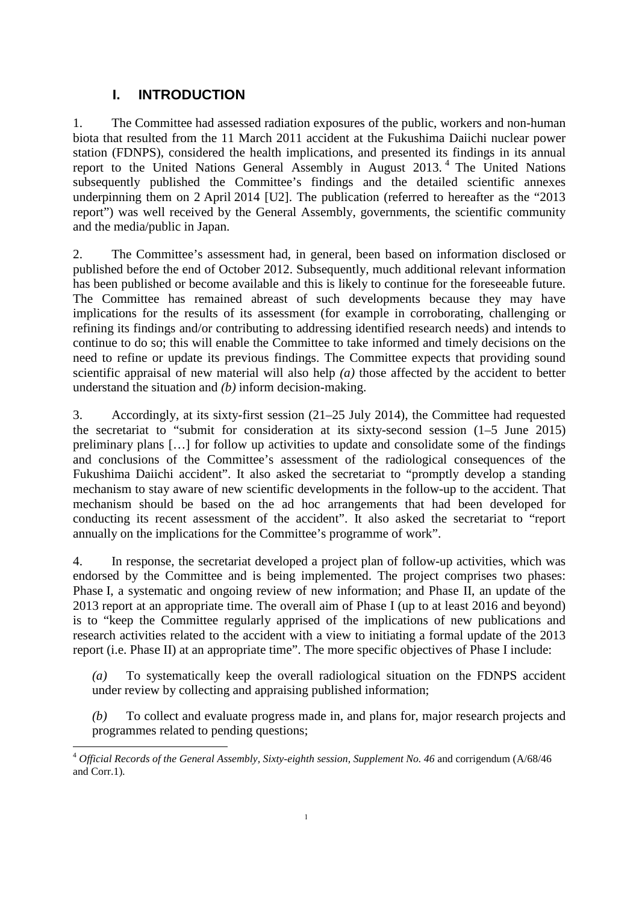# I. INTRODUCTION

1. The Committee had assessed radiation exposures of the public, workers and non-human biota that resulted from the 11 March 2011 accident at the Fukushima Daiichi nuclear power station (FDNPS), considered the health implications, and presented its findings in its annual report to the United Nations General Assembly in August 2013.[4] The United Nations subsequently published the Committee's findings and the detailed scientific annexes underpinning them on 2 April 2014 [U2]. The publication (referred to hereafter as the "2013 report") was well received by the General Assembly, governments, the scientific community and the media/public in Japan.

2. The Committee's assessment had, in general, been based on information disclosed or published before the end of October 2012. Subsequently, much additional relevant information has been published or become available and this is likely to continue for the foreseeable future. The Committee has remained abreast of such developments because they may have implications for the results of its assessment (for example in corroborating, challenging or refining its findings and/or contributing to addressing identified research needs) and intends to continue to do so; this will enable the Committee to take informed and timely decisions on the need to refine or update its previous findings. The Committee expects that providing sound scientific appraisal of new material will also help *(a)* those affected by the accident to better understand the situation and *(b)* inform decision-making.

3. Accordingly, at its sixty-first session (21–25 July 2014), the Committee had requested the secretariat to "submit for consideration at its sixty-second session (1–5 June 2015) preliminary plans […] for follow up activities to update and consolidate some of the findings and conclusions of the Committee's assessment of the radiological consequences of the Fukushima Daiichi accident". It also asked the secretariat to "promptly develop a standing mechanism to stay aware of new scientific developments in the follow-up to the accident. That mechanism should be based on the ad hoc arrangements that had been developed for conducting its recent assessment of the accident". It also asked the secretariat to "report annually on the implications for the Committee's programme of work".

4. In response, the secretariat developed a project plan of follow-up activities, which was endorsed by the Committee and is being implemented. The project comprises two phases: Phase I, a systematic and ongoing review of new information; and Phase II, an update of the 2013 report at an appropriate time. The overall aim of Phase I (up to at least 2016 and beyond) is to "keep the Committee regularly apprised of the implications of new publications and research activities related to the accident with a view to initiating a formal update of the 2013 report (i.e. Phase II) at an appropriate time". The more specific objectives of Phase I include:

*(a)* To systematically keep the overall radiological situation on the FDNPS accident under review by collecting and appraising published information;

*(b)* To collect and evaluate progress made in, and plans for, major research projects and programmes related to pending questions;

---

[4] *Official Records of the General Assembly, Sixty-eighth session, Supplement No. 46* and corrigendum (A/68/46 and Corr.1).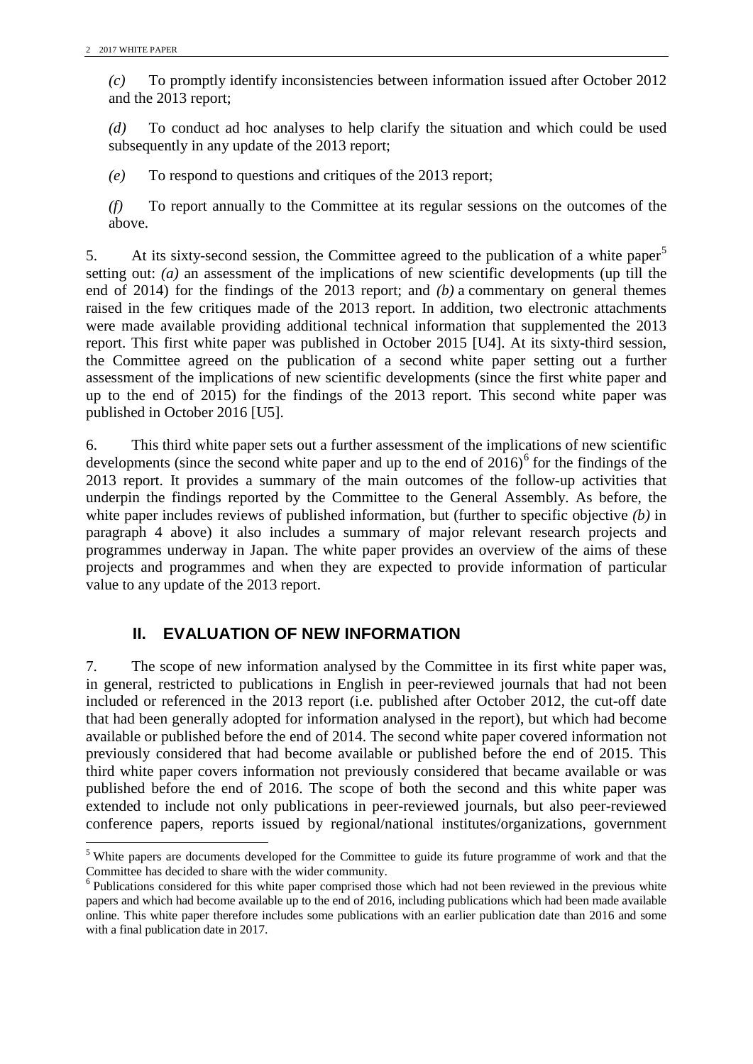*(c)* To promptly identify inconsistencies between information issued after October 2012 and the 2013 report;

*(d)* To conduct ad hoc analyses to help clarify the situation and which could be used subsequently in any update of the 2013 report;

*(e)* To respond to questions and critiques of the 2013 report;

*(f)* To report annually to the Committee at its regular sessions on the outcomes of the above.

5. At its sixty-second session, the Committee agreed to the publication of a white paper[5] setting out: *(a)* an assessment of the implications of new scientific developments (up till the end of 2014) for the findings of the 2013 report; and *(b)* a commentary on general themes raised in the few critiques made of the 2013 report. In addition, two electronic attachments were made available providing additional technical information that supplemented the 2013 report. This first white paper was published in October 2015 [U4]. At its sixty-third session, the Committee agreed on the publication of a second white paper setting out a further assessment of the implications of new scientific developments (since the first white paper and up to the end of 2015) for the findings of the 2013 report. This second white paper was published in October 2016 [U5].

6. This third white paper sets out a further assessment of the implications of new scientific developments (since the second white paper and up to the end of 2016)[6] for the findings of the 2013 report. It provides a summary of the main outcomes of the follow-up activities that underpin the findings reported by the Committee to the General Assembly. As before, the white paper includes reviews of published information, but (further to specific objective *(b)* in paragraph 4 above) it also includes a summary of major relevant research projects and programmes underway in Japan. The white paper provides an overview of the aims of these projects and programmes and when they are expected to provide information of particular value to any update of the 2013 report.

## II. EVALUATION OF NEW INFORMATION

7. The scope of new information analysed by the Committee in its first white paper was, in general, restricted to publications in English in peer-reviewed journals that had not been included or referenced in the 2013 report (i.e. published after October 2012, the cut-off date that had been generally adopted for information analysed in the report), but which had become available or published before the end of 2014. The second white paper covered information not previously considered that had become available or published before the end of 2015. This third white paper covers information not previously considered that became available or was published before the end of 2016. The scope of both the second and this white paper was extended to include not only publications in peer-reviewed journals, but also peer-reviewed conference papers, reports issued by regional/national institutes/organizations, government

[5] White papers are documents developed for the Committee to guide its future programme of work and that the Committee has decided to share with the wider community.

[6] Publications considered for this white paper comprised those which had not been reviewed in the previous white papers and which had become available up to the end of 2016, including publications which had been made available online. This white paper therefore includes some publications with an earlier publication date than 2016 and some with a final publication date in 2017.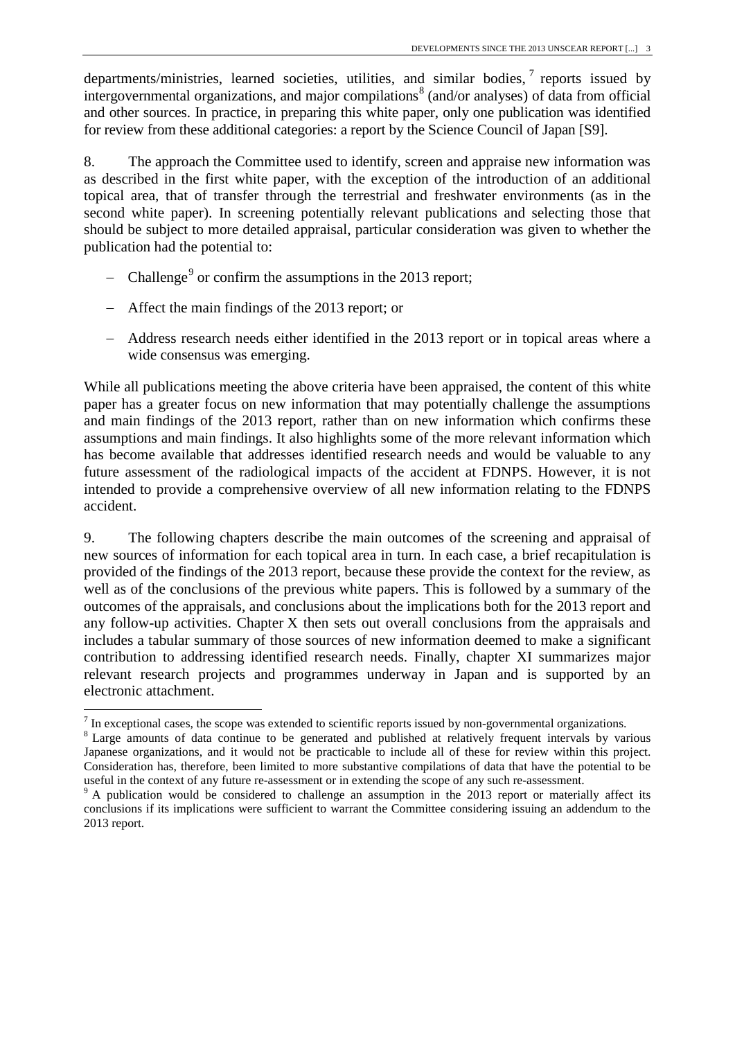departments/ministries, learned societies, utilities, and similar bodies,[7] reports issued by intergovernmental organizations, and major compilations[8] (and/or analyses) of data from official and other sources. In practice, in preparing this white paper, only one publication was identified for review from these additional categories: a report by the Science Council of Japan [S9].

8. The approach the Committee used to identify, screen and appraise new information was as described in the first white paper, with the exception of the introduction of an additional topical area, that of transfer through the terrestrial and freshwater environments (as in the second white paper). In screening potentially relevant publications and selecting those that should be subject to more detailed appraisal, particular consideration was given to whether the publication had the potential to:

- Challenge[9] or confirm the assumptions in the 2013 report;
- Affect the main findings of the 2013 report; or
- Address research needs either identified in the 2013 report or in topical areas where a wide consensus was emerging.

While all publications meeting the above criteria have been appraised, the content of this white paper has a greater focus on new information that may potentially challenge the assumptions and main findings of the 2013 report, rather than on new information which confirms these assumptions and main findings. It also highlights some of the more relevant information which has become available that addresses identified research needs and would be valuable to any future assessment of the radiological impacts of the accident at FDNPS. However, it is not intended to provide a comprehensive overview of all new information relating to the FDNPS accident.

9. The following chapters describe the main outcomes of the screening and appraisal of new sources of information for each topical area in turn. In each case, a brief recapitulation is provided of the findings of the 2013 report, because these provide the context for the review, as well as of the conclusions of the previous white papers. This is followed by a summary of the outcomes of the appraisals, and conclusions about the implications both for the 2013 report and any follow-up activities. Chapter X then sets out overall conclusions from the appraisals and includes a tabular summary of those sources of new information deemed to make a significant contribution to addressing identified research needs. Finally, chapter XI summarizes major relevant research projects and programmes underway in Japan and is supported by an electronic attachment.

---

[7] In exceptional cases, the scope was extended to scientific reports issued by non-governmental organizations.

[8] Large amounts of data continue to be generated and published at relatively frequent intervals by various Japanese organizations, and it would not be practicable to include all of these for review within this project. Consideration has, therefore, been limited to more substantive compilations of data that have the potential to be useful in the context of any future re-assessment or in extending the scope of any such re-assessment.

[9] A publication would be considered to challenge an assumption in the 2013 report or materially affect its conclusions if its implications were sufficient to warrant the Committee considering issuing an addendum to the 2013 report.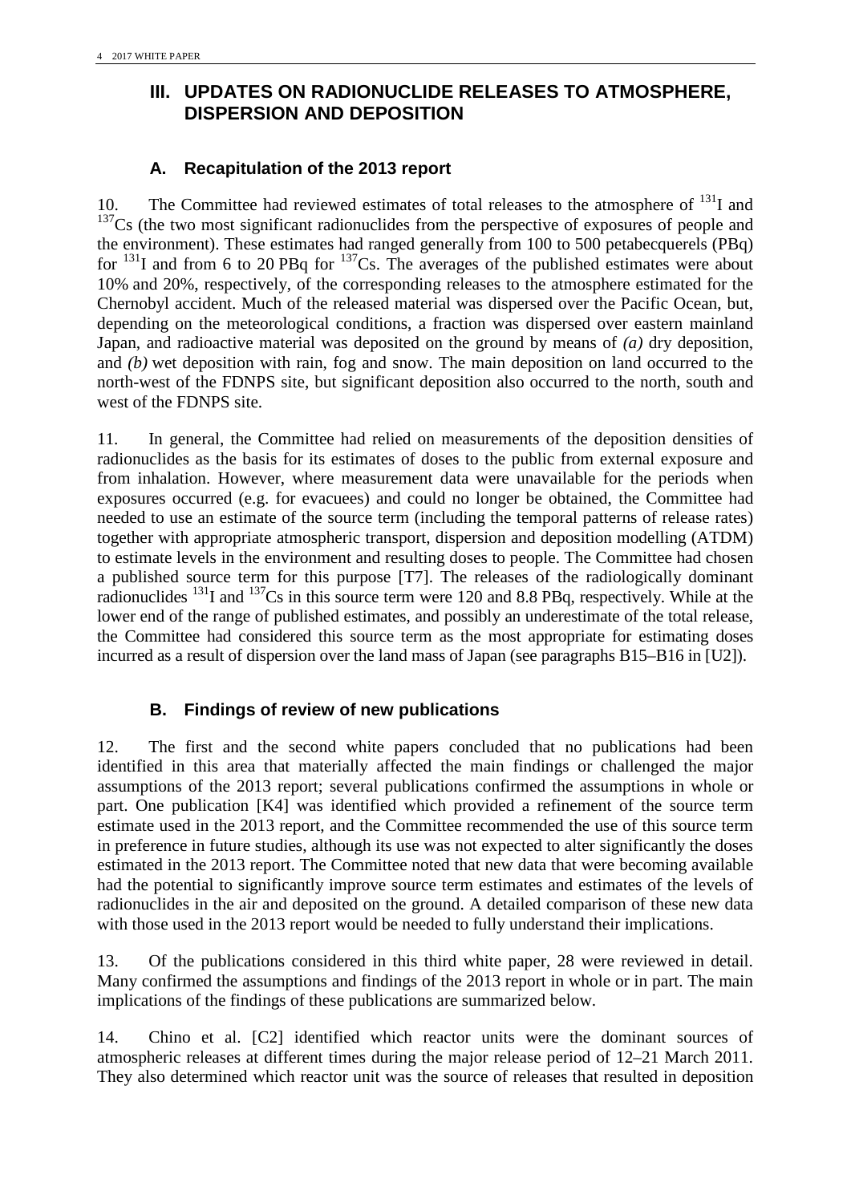## III. UPDATES ON RADIONUCLIDE RELEASES TO ATMOSPHERE, DISPERSION AND DEPOSITION

### A. Recapitulation of the 2013 report

10. The Committee had reviewed estimates of total releases to the atmosphere of $^{131}$I and $^{137}$Cs (the two most significant radionuclides from the perspective of exposures of people and the environment). These estimates had ranged generally from 100 to 500 petabecquerels (PBq) for $^{131}$I and from 6 to 20 PBq for $^{137}$Cs. The averages of the published estimates were about 10% and 20%, respectively, of the corresponding releases to the atmosphere estimated for the Chernobyl accident. Much of the released material was dispersed over the Pacific Ocean, but, depending on the meteorological conditions, a fraction was dispersed over eastern mainland Japan, and radioactive material was deposited on the ground by means of *(a)* dry deposition, and *(b)* wet deposition with rain, fog and snow. The main deposition on land occurred to the north-west of the FDNPS site, but significant deposition also occurred to the north, south and west of the FDNPS site.

11. In general, the Committee had relied on measurements of the deposition densities of radionuclides as the basis for its estimates of doses to the public from external exposure and from inhalation. However, where measurement data were unavailable for the periods when exposures occurred (e.g. for evacuees) and could no longer be obtained, the Committee had needed to use an estimate of the source term (including the temporal patterns of release rates) together with appropriate atmospheric transport, dispersion and deposition modelling (ATDM) to estimate levels in the environment and resulting doses to people. The Committee had chosen a published source term for this purpose [T7]. The releases of the radiologically dominant radionuclides $^{131}$I and $^{137}$Cs in this source term were 120 and 8.8 PBq, respectively. While at the lower end of the range of published estimates, and possibly an underestimate of the total release, the Committee had considered this source term as the most appropriate for estimating doses incurred as a result of dispersion over the land mass of Japan (see paragraphs B15–B16 in [U2]).

### B. Findings of review of new publications

12. The first and the second white papers concluded that no publications had been identified in this area that materially affected the main findings or challenged the major assumptions of the 2013 report; several publications confirmed the assumptions in whole or part. One publication [K4] was identified which provided a refinement of the source term estimate used in the 2013 report, and the Committee recommended the use of this source term in preference in future studies, although its use was not expected to alter significantly the doses estimated in the 2013 report. The Committee noted that new data that were becoming available had the potential to significantly improve source term estimates and estimates of the levels of radionuclides in the air and deposited on the ground. A detailed comparison of these new data with those used in the 2013 report would be needed to fully understand their implications.

13. Of the publications considered in this third white paper, 28 were reviewed in detail. Many confirmed the assumptions and findings of the 2013 report in whole or in part. The main implications of the findings of these publications are summarized below.

14. Chino et al. [C2] identified which reactor units were the dominant sources of atmospheric releases at different times during the major release period of 12–21 March 2011. They also determined which reactor unit was the source of releases that resulted in deposition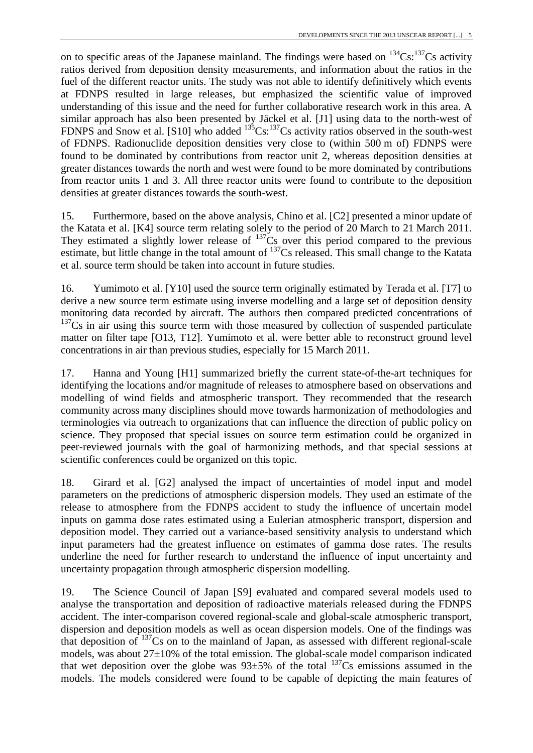on to specific areas of the Japanese mainland. The findings were based on $^{134}Cs$:$^{137}Cs$ activity ratios derived from deposition density measurements, and information about the ratios in the fuel of the different reactor units. The study was not able to identify definitively which events at FDNPS resulted in large releases, but emphasized the scientific value of improved understanding of this issue and the need for further collaborative research work in this area. A similar approach has also been presented by Jäckel et al. [J1] using data to the north-west of FDNPS and Snow et al. [S10] who added $^{135}Cs$:$^{137}Cs$ activity ratios observed in the south-west of FDNPS. Radionuclide deposition densities very close to (within 500 m of) FDNPS were found to be dominated by contributions from reactor unit 2, whereas deposition densities at greater distances towards the north and west were found to be more dominated by contributions from reactor units 1 and 3. All three reactor units were found to contribute to the deposition densities at greater distances towards the south-west.

15. Furthermore, based on the above analysis, Chino et al. [C2] presented a minor update of the Katata et al. [K4] source term relating solely to the period of 20 March to 21 March 2011. They estimated a slightly lower release of $^{137}Cs$ over this period compared to the previous estimate, but little change in the total amount of $^{137}Cs$ released. This small change to the Katata et al. source term should be taken into account in future studies.

16. Yumimoto et al. [Y10] used the source term originally estimated by Terada et al. [T7] to derive a new source term estimate using inverse modelling and a large set of deposition density monitoring data recorded by aircraft. The authors then compared predicted concentrations of $^{137}Cs$ in air using this source term with those measured by collection of suspended particulate matter on filter tape [O13, T12]. Yumimoto et al. were better able to reconstruct ground level concentrations in air than previous studies, especially for 15 March 2011.

17. Hanna and Young [H1] summarized briefly the current state-of-the-art techniques for identifying the locations and/or magnitude of releases to atmosphere based on observations and modelling of wind fields and atmospheric transport. They recommended that the research community across many disciplines should move towards harmonization of methodologies and terminologies via outreach to organizations that can influence the direction of public policy on science. They proposed that special issues on source term estimation could be organized in peer-reviewed journals with the goal of harmonizing methods, and that special sessions at scientific conferences could be organized on this topic.

18. Girard et al. [G2] analysed the impact of uncertainties of model input and model parameters on the predictions of atmospheric dispersion models. They used an estimate of the release to atmosphere from the FDNPS accident to study the influence of uncertain model inputs on gamma dose rates estimated using a Eulerian atmospheric transport, dispersion and deposition model. They carried out a variance-based sensitivity analysis to understand which input parameters had the greatest influence on estimates of gamma dose rates. The results underline the need for further research to understand the influence of input uncertainty and uncertainty propagation through atmospheric dispersion modelling.

19. The Science Council of Japan [S9] evaluated and compared several models used to analyse the transportation and deposition of radioactive materials released during the FDNPS accident. The inter-comparison covered regional-scale and global-scale atmospheric transport, dispersion and deposition models as well as ocean dispersion models. One of the findings was that deposition of $^{137}Cs$ on to the mainland of Japan, as assessed with different regional-scale models, was about $27 \pm 10\%$ of the total emission. The global-scale model comparison indicated that wet deposition over the globe was $93 \pm 5\%$ of the total $^{137}Cs$ emissions assumed in the models. The models considered were found to be capable of depicting the main features of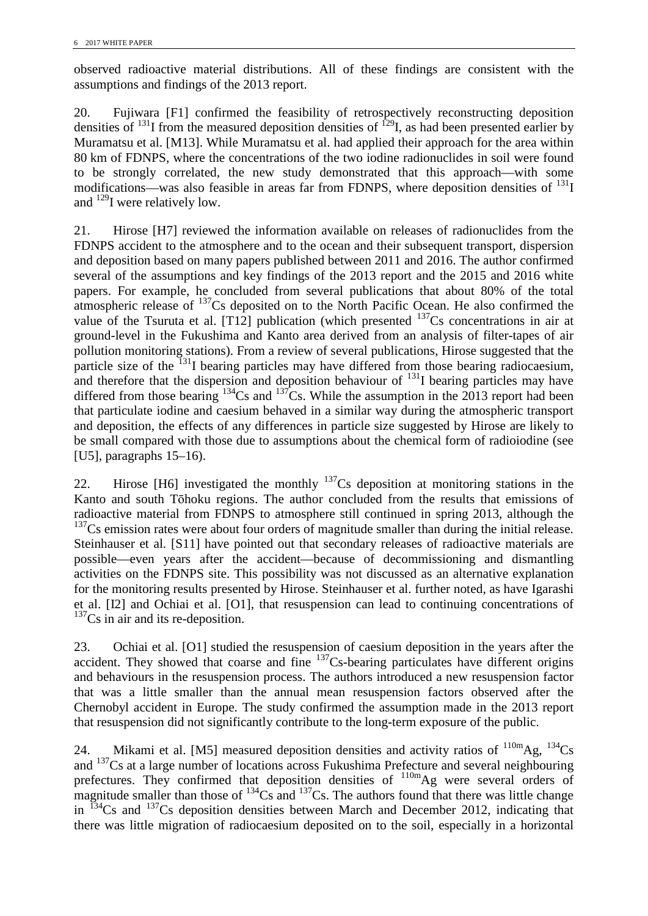observed radioactive material distributions. All of these findings are consistent with the assumptions and findings of the 2013 report.

20. Fujiwara [F1] confirmed the feasibility of retrospectively reconstructing deposition densities of $^{131}$I from the measured deposition densities of $^{129}$I, as had been presented earlier by Muramatsu et al. [M13]. While Muramatsu et al. had applied their approach for the area within 80 km of FDNPS, where the concentrations of the two iodine radionuclides in soil were found to be strongly correlated, the new study demonstrated that this approach—with some modifications—was also feasible in areas far from FDNPS, where deposition densities of $^{131}$I and $^{129}$I were relatively low.

21. Hirose [H7] reviewed the information available on releases of radionuclides from the FDNPS accident to the atmosphere and to the ocean and their subsequent transport, dispersion and deposition based on many papers published between 2011 and 2016. The author confirmed several of the assumptions and key findings of the 2013 report and the 2015 and 2016 white papers. For example, he concluded from several publications that about 80% of the total atmospheric release of $^{137}$Cs deposited on to the North Pacific Ocean. He also confirmed the value of the Tsuruta et al. [T12] publication (which presented $^{137}$Cs concentrations in air at ground-level in the Fukushima and Kanto area derived from an analysis of filter-tapes of air pollution monitoring stations). From a review of several publications, Hirose suggested that the particle size of the $^{131}$I bearing particles may have differed from those bearing radiocaesium, and therefore that the dispersion and deposition behaviour of $^{131}$I bearing particles may have differed from those bearing $^{134}$Cs and $^{137}$Cs. While the assumption in the 2013 report had been that particulate iodine and caesium behaved in a similar way during the atmospheric transport and deposition, the effects of any differences in particle size suggested by Hirose are likely to be small compared with those due to assumptions about the chemical form of radioiodine (see [U5], paragraphs 15–16).

22. Hirose [H6] investigated the monthly $^{137}$Cs deposition at monitoring stations in the Kanto and south Tōhoku regions. The author concluded from the results that emissions of radioactive material from FDNPS to atmosphere still continued in spring 2013, although the $^{137}$Cs emission rates were about four orders of magnitude smaller than during the initial release. Steinhauser et al. [S11] have pointed out that secondary releases of radioactive materials are possible—even years after the accident—because of decommissioning and dismantling activities on the FDNPS site. This possibility was not discussed as an alternative explanation for the monitoring results presented by Hirose. Steinhauser et al. further noted, as have Igarashi et al. [I2] and Ochiai et al. [O1], that resuspension can lead to continuing concentrations of $^{137}$Cs in air and its re-deposition.

23. Ochiai et al. [O1] studied the resuspension of caesium deposition in the years after the accident. They showed that coarse and fine $^{137}$Cs-bearing particulates have different origins and behaviours in the resuspension process. The authors introduced a new resuspension factor that was a little smaller than the annual mean resuspension factors observed after the Chernobyl accident in Europe. The study confirmed the assumption made in the 2013 report that resuspension did not significantly contribute to the long-term exposure of the public.

24. Mikami et al. [M5] measured deposition densities and activity ratios of $^{110m}$Ag, $^{134}$Cs and $^{137}$Cs at a large number of locations across Fukushima Prefecture and several neighbouring prefectures. They confirmed that deposition densities of $^{110m}$Ag were several orders of magnitude smaller than those of $^{134}$Cs and $^{137}$Cs. The authors found that there was little change in $^{134}$Cs and $^{137}$Cs deposition densities between March and December 2012, indicating that there was little migration of radiocaesium deposited on to the soil, especially in a horizontal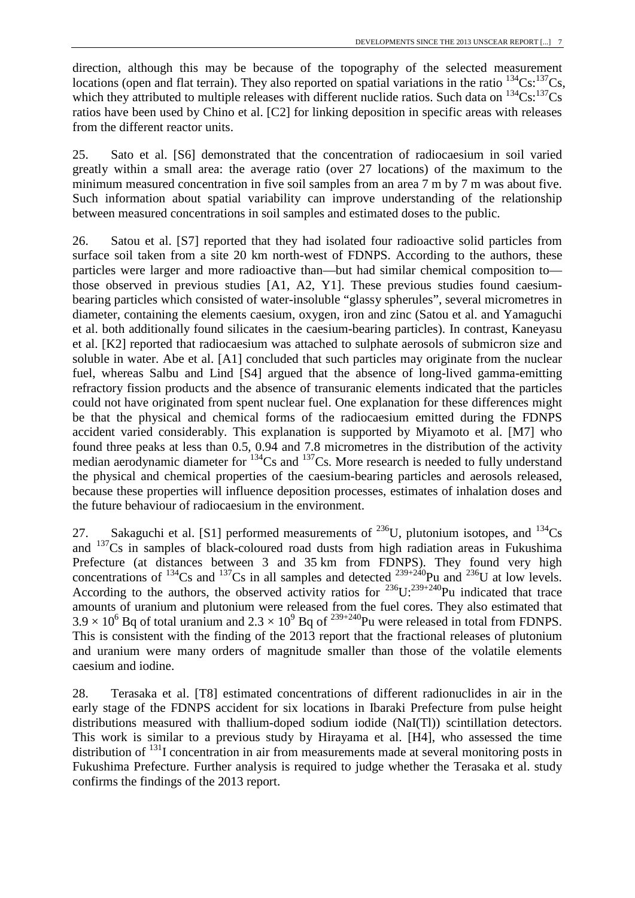direction, although this may be because of the topography of the selected measurement locations (open and flat terrain). They also reported on spatial variations in the ratio $^{134}Cs$:$^{137}Cs$, which they attributed to multiple releases with different nuclide ratios. Such data on $^{134}Cs$:$^{137}Cs$ ratios have been used by Chino et al. [C2] for linking deposition in specific areas with releases from the different reactor units.

25. Sato et al. [S6] demonstrated that the concentration of radiocaesium in soil varied greatly within a small area: the average ratio (over 27 locations) of the maximum to the minimum measured concentration in five soil samples from an area 7 m by 7 m was about five. Such information about spatial variability can improve understanding of the relationship between measured concentrations in soil samples and estimated doses to the public.

26. Satou et al. [S7] reported that they had isolated four radioactive solid particles from surface soil taken from a site 20 km north-west of FDNPS. According to the authors, these particles were larger and more radioactive than—but had similar chemical composition to—those observed in previous studies [A1, A2, Y1]. These previous studies found caesium-bearing particles which consisted of water-insoluble "glassy spherules", several micrometres in diameter, containing the elements caesium, oxygen, iron and zinc (Satou et al. and Yamaguchi et al. both additionally found silicates in the caesium-bearing particles). In contrast, Kaneyasu et al. [K2] reported that radiocaesium was attached to sulphate aerosols of submicron size and soluble in water. Abe et al. [A1] concluded that such particles may originate from the nuclear fuel, whereas Salbu and Lind [S4] argued that the absence of long-lived gamma-emitting refractory fission products and the absence of transuranic elements indicated that the particles could not have originated from spent nuclear fuel. One explanation for these differences might be that the physical and chemical forms of the radiocaesium emitted during the FDNPS accident varied considerably. This explanation is supported by Miyamoto et al. [M7] who found three peaks at less than 0.5, 0.94 and 7.8 micrometres in the distribution of the activity median aerodynamic diameter for $^{134}Cs$ and $^{137}Cs$. More research is needed to fully understand the physical and chemical properties of the caesium-bearing particles and aerosols released, because these properties will influence deposition processes, estimates of inhalation doses and the future behaviour of radiocaesium in the environment.

27. Sakaguchi et al. [S1] performed measurements of $^{236}U$, plutonium isotopes, and $^{134}Cs$ and $^{137}Cs$ in samples of black-coloured road dusts from high radiation areas in Fukushima Prefecture (at distances between 3 and 35 km from FDNPS). They found very high concentrations of $^{134}Cs$ and $^{137}Cs$ in all samples and detected $^{239+240}Pu$ and $^{236}U$ at low levels. According to the authors, the observed activity ratios for $^{236}U$:$^{239+240}Pu$ indicated that trace amounts of uranium and plutonium were released from the fuel cores. They also estimated that $3.9 \times 10^6$ Bq of total uranium and $2.3 \times 10^9$ Bq of $^{239+240}Pu$ were released in total from FDNPS. This is consistent with the finding of the 2013 report that the fractional releases of plutonium and uranium were many orders of magnitude smaller than those of the volatile elements caesium and iodine.

28. Terasaka et al. [T8] estimated concentrations of different radionuclides in air in the early stage of the FDNPS accident for six locations in Ibaraki Prefecture from pulse height distributions measured with thallium-doped sodium iodide (NaI(Tl)) scintillation detectors. This work is similar to a previous study by Hirayama et al. [H4], who assessed the time distribution of $^{131}I$ concentration in air from measurements made at several monitoring posts in Fukushima Prefecture. Further analysis is required to judge whether the Terasaka et al. study confirms the findings of the 2013 report.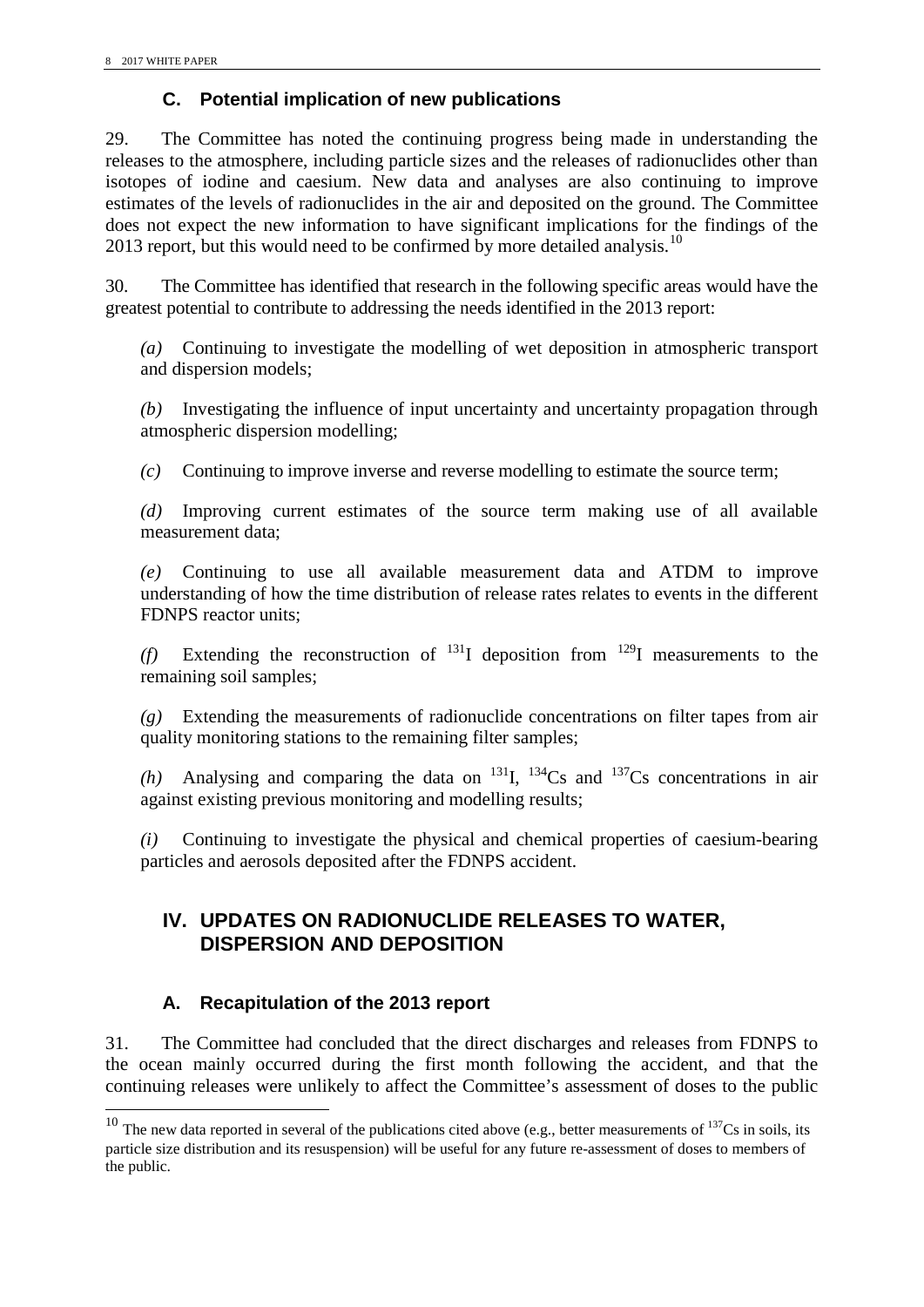### C. Potential implication of new publications

29. The Committee has noted the continuing progress being made in understanding the releases to the atmosphere, including particle sizes and the releases of radionuclides other than isotopes of iodine and caesium. New data and analyses are also continuing to improve estimates of the levels of radionuclides in the air and deposited on the ground. The Committee does not expect the new information to have significant implications for the findings of the 2013 report, but this would need to be confirmed by more detailed analysis.[10]

30. The Committee has identified that research in the following specific areas would have the greatest potential to contribute to addressing the needs identified in the 2013 report:

*(a)* Continuing to investigate the modelling of wet deposition in atmospheric transport and dispersion models;

*(b)* Investigating the influence of input uncertainty and uncertainty propagation through atmospheric dispersion modelling;

*(c)* Continuing to improve inverse and reverse modelling to estimate the source term;

*(d)* Improving current estimates of the source term making use of all available measurement data;

*(e)* Continuing to use all available measurement data and ATDM to improve understanding of how the time distribution of release rates relates to events in the different FDNPS reactor units;

*(f)* Extending the reconstruction of $^{131}$I deposition from $^{129}$I measurements to the remaining soil samples;

*(g)* Extending the measurements of radionuclide concentrations on filter tapes from air quality monitoring stations to the remaining filter samples;

*(h)* Analysing and comparing the data on $^{131}$I, $^{134}$Cs and $^{137}$Cs concentrations in air against existing previous monitoring and modelling results;

*(i)* Continuing to investigate the physical and chemical properties of caesium-bearing particles and aerosols deposited after the FDNPS accident.

## IV. UPDATES ON RADIONUCLIDE RELEASES TO WATER, DISPERSION AND DEPOSITION

### A. Recapitulation of the 2013 report

31. The Committee had concluded that the direct discharges and releases from FDNPS to the ocean mainly occurred during the first month following the accident, and that the continuing releases were unlikely to affect the Committee's assessment of doses to the public

[10] The new data reported in several of the publications cited above (e.g., better measurements of $^{137}$Cs in soils, its particle size distribution and its resuspension) will be useful for any future re-assessment of doses to members of the public.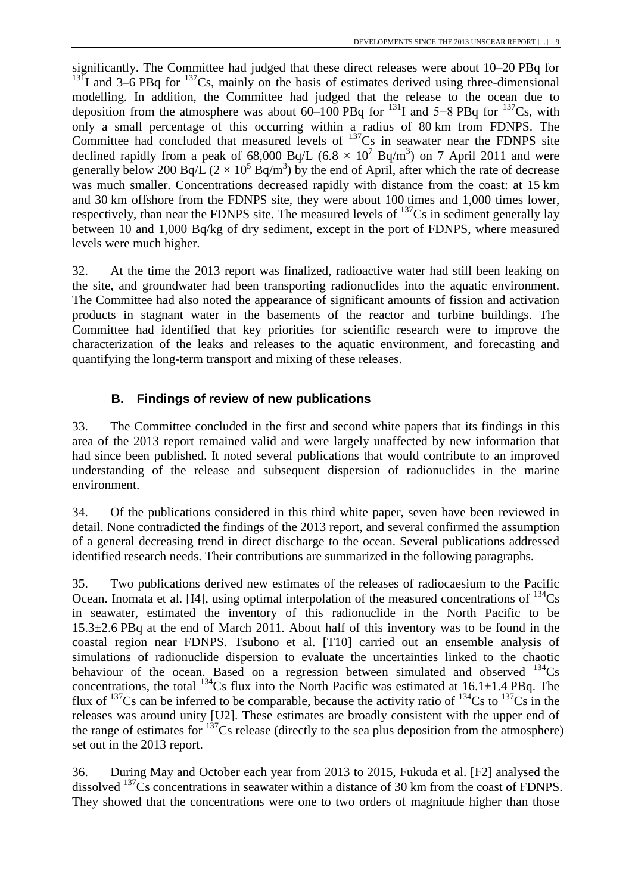significantly. The Committee had judged that these direct releases were about 10–20 PBq for $^{131}$I and 3–6 PBq for $^{137}$Cs, mainly on the basis of estimates derived using three-dimensional modelling. In addition, the Committee had judged that the release to the ocean due to deposition from the atmosphere was about 60–100 PBq for $^{131}$I and 5−8 PBq for $^{137}$Cs, with only a small percentage of this occurring within a radius of 80 km from FDNPS. The Committee had concluded that measured levels of $^{137}$Cs in seawater near the FDNPS site declined rapidly from a peak of 68,000 Bq/L ($6.8 \times 10^7$ Bq/m$^3$) on 7 April 2011 and were generally below 200 Bq/L ($2 \times 10^5$ Bq/m$^3$) by the end of April, after which the rate of decrease was much smaller. Concentrations decreased rapidly with distance from the coast: at 15 km and 30 km offshore from the FDNPS site, they were about 100 times and 1,000 times lower, respectively, than near the FDNPS site. The measured levels of $^{137}$Cs in sediment generally lay between 10 and 1,000 Bq/kg of dry sediment, except in the port of FDNPS, where measured levels were much higher.

32. At the time the 2013 report was finalized, radioactive water had still been leaking on the site, and groundwater had been transporting radionuclides into the aquatic environment. The Committee had also noted the appearance of significant amounts of fission and activation products in stagnant water in the basements of the reactor and turbine buildings. The Committee had identified that key priorities for scientific research were to improve the characterization of the leaks and releases to the aquatic environment, and forecasting and quantifying the long-term transport and mixing of these releases.

## B. Findings of review of new publications

33. The Committee concluded in the first and second white papers that its findings in this area of the 2013 report remained valid and were largely unaffected by new information that had since been published. It noted several publications that would contribute to an improved understanding of the release and subsequent dispersion of radionuclides in the marine environment.

34. Of the publications considered in this third white paper, seven have been reviewed in detail. None contradicted the findings of the 2013 report, and several confirmed the assumption of a general decreasing trend in direct discharge to the ocean. Several publications addressed identified research needs. Their contributions are summarized in the following paragraphs.

35. Two publications derived new estimates of the releases of radiocaesium to the Pacific Ocean. Inomata et al. [I4], using optimal interpolation of the measured concentrations of $^{134}$Cs in seawater, estimated the inventory of this radionuclide in the North Pacific to be 15.3±2.6 PBq at the end of March 2011. About half of this inventory was to be found in the coastal region near FDNPS. Tsubono et al. [T10] carried out an ensemble analysis of simulations of radionuclide dispersion to evaluate the uncertainties linked to the chaotic behaviour of the ocean. Based on a regression between simulated and observed $^{134}$Cs concentrations, the total $^{134}$Cs flux into the North Pacific was estimated at 16.1±1.4 PBq. The flux of $^{137}$Cs can be inferred to be comparable, because the activity ratio of $^{134}$Cs to $^{137}$Cs in the releases was around unity [U2]. These estimates are broadly consistent with the upper end of the range of estimates for $^{137}$Cs release (directly to the sea plus deposition from the atmosphere) set out in the 2013 report.

36. During May and October each year from 2013 to 2015, Fukuda et al. [F2] analysed the dissolved $^{137}$Cs concentrations in seawater within a distance of 30 km from the coast of FDNPS. They showed that the concentrations were one to two orders of magnitude higher than those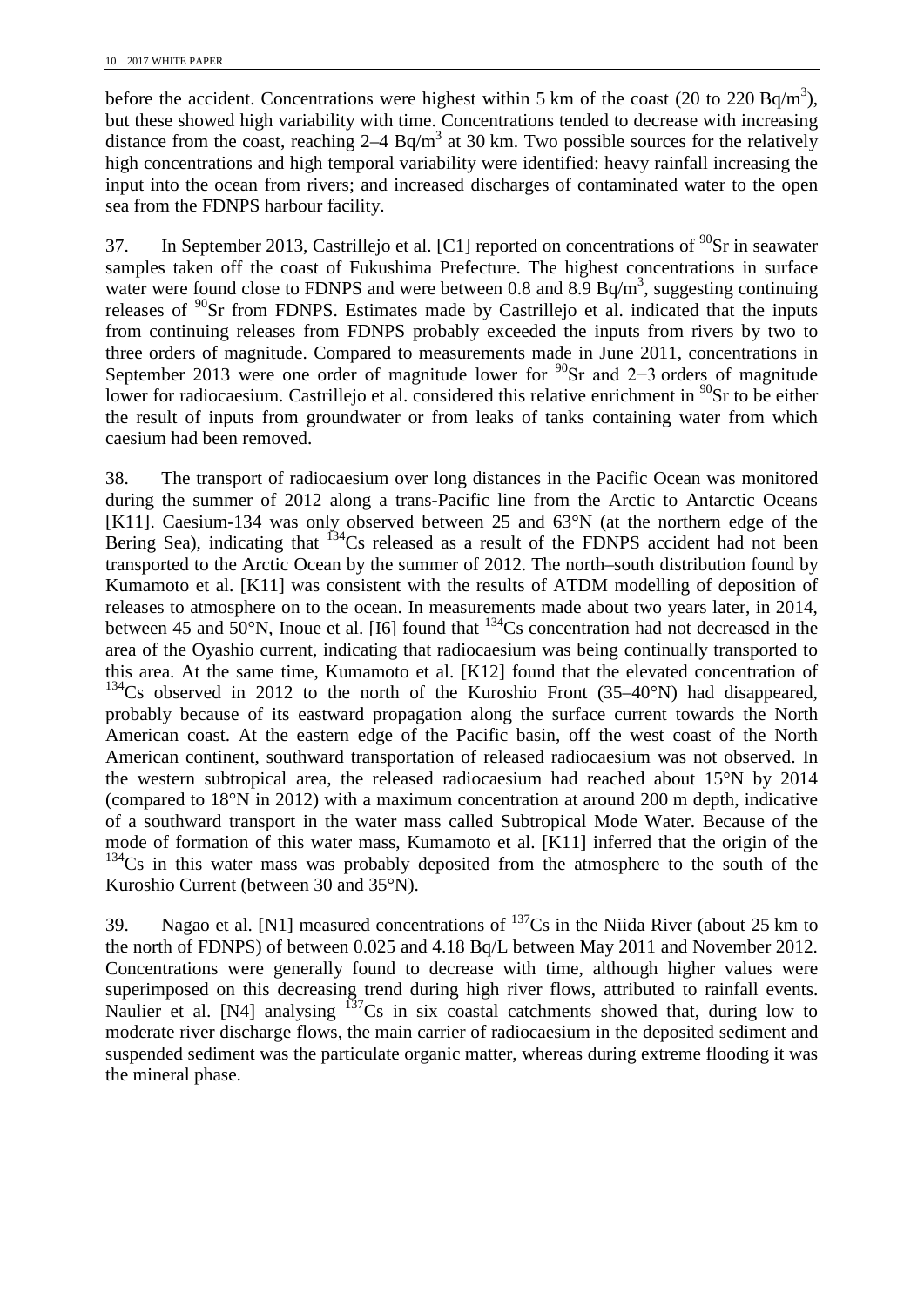before the accident. Concentrations were highest within 5 km of the coast (20 to 220 Bq/m$^3$), but these showed high variability with time. Concentrations tended to decrease with increasing distance from the coast, reaching 2–4 Bq/m$^3$ at 30 km. Two possible sources for the relatively high concentrations and high temporal variability were identified: heavy rainfall increasing the input into the ocean from rivers; and increased discharges of contaminated water to the open sea from the FDNPS harbour facility.

37. In September 2013, Castrillejo et al. [C1] reported on concentrations of $^{90}$Sr in seawater samples taken off the coast of Fukushima Prefecture. The highest concentrations in surface water were found close to FDNPS and were between 0.8 and 8.9 Bq/m$^3$, suggesting continuing releases of $^{90}$Sr from FDNPS. Estimates made by Castrillejo et al. indicated that the inputs from continuing releases from FDNPS probably exceeded the inputs from rivers by two to three orders of magnitude. Compared to measurements made in June 2011, concentrations in September 2013 were one order of magnitude lower for $^{90}$Sr and 2−3 orders of magnitude lower for radiocaesium. Castrillejo et al. considered this relative enrichment in $^{90}$Sr to be either the result of inputs from groundwater or from leaks of tanks containing water from which caesium had been removed.

38. The transport of radiocaesium over long distances in the Pacific Ocean was monitored during the summer of 2012 along a trans-Pacific line from the Arctic to Antarctic Oceans [K11]. Caesium-134 was only observed between 25 and 63°N (at the northern edge of the Bering Sea), indicating that $^{134}$Cs released as a result of the FDNPS accident had not been transported to the Arctic Ocean by the summer of 2012. The north–south distribution found by Kumamoto et al. [K11] was consistent with the results of ATDM modelling of deposition of releases to atmosphere on to the ocean. In measurements made about two years later, in 2014, between 45 and 50°N, Inoue et al. [I6] found that $^{134}$Cs concentration had not decreased in the area of the Oyashio current, indicating that radiocaesium was being continually transported to this area. At the same time, Kumamoto et al. [K12] found that the elevated concentration of $^{134}$Cs observed in 2012 to the north of the Kuroshio Front (35–40°N) had disappeared, probably because of its eastward propagation along the surface current towards the North American coast. At the eastern edge of the Pacific basin, off the west coast of the North American continent, southward transportation of released radiocaesium was not observed. In the western subtropical area, the released radiocaesium had reached about 15°N by 2014 (compared to 18°N in 2012) with a maximum concentration at around 200 m depth, indicative of a southward transport in the water mass called Subtropical Mode Water. Because of the mode of formation of this water mass, Kumamoto et al. [K11] inferred that the origin of the $^{134}$Cs in this water mass was probably deposited from the atmosphere to the south of the Kuroshio Current (between 30 and 35°N).

39. Nagao et al. [N1] measured concentrations of $^{137}$Cs in the Niida River (about 25 km to the north of FDNPS) of between 0.025 and 4.18 Bq/L between May 2011 and November 2012. Concentrations were generally found to decrease with time, although higher values were superimposed on this decreasing trend during high river flows, attributed to rainfall events. Naulier et al. [N4] analysing $^{137}$Cs in six coastal catchments showed that, during low to moderate river discharge flows, the main carrier of radiocaesium in the deposited sediment and suspended sediment was the particulate organic matter, whereas during extreme flooding it was the mineral phase.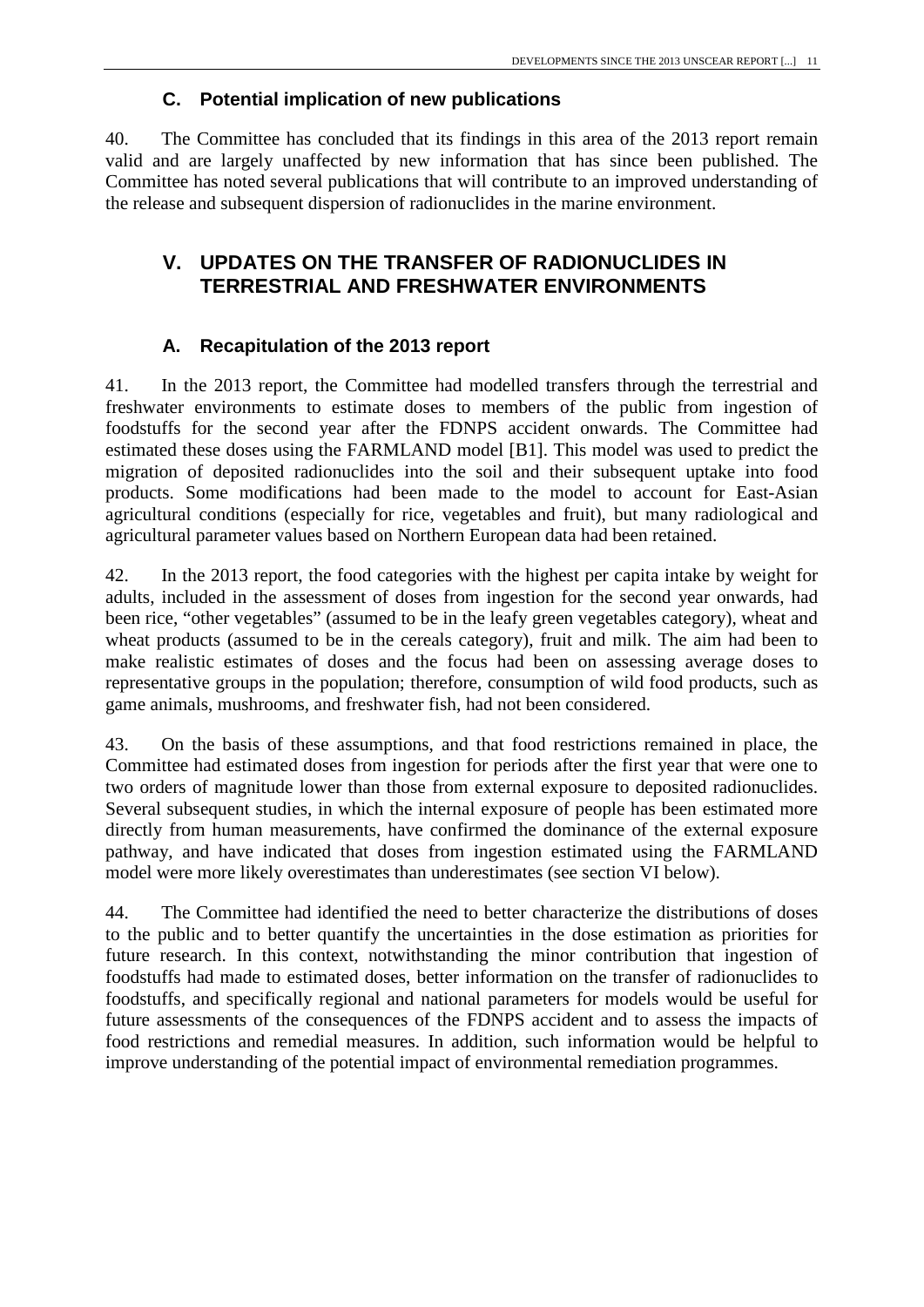### C. Potential implication of new publications

40. The Committee has concluded that its findings in this area of the 2013 report remain valid and are largely unaffected by new information that has since been published. The Committee has noted several publications that will contribute to an improved understanding of the release and subsequent dispersion of radionuclides in the marine environment.

## V. UPDATES ON THE TRANSFER OF RADIONUCLIDES IN TERRESTRIAL AND FRESHWATER ENVIRONMENTS

### A. Recapitulation of the 2013 report

41. In the 2013 report, the Committee had modelled transfers through the terrestrial and freshwater environments to estimate doses to members of the public from ingestion of foodstuffs for the second year after the FDNPS accident onwards. The Committee had estimated these doses using the FARMLAND model [B1]. This model was used to predict the migration of deposited radionuclides into the soil and their subsequent uptake into food products. Some modifications had been made to the model to account for East-Asian agricultural conditions (especially for rice, vegetables and fruit), but many radiological and agricultural parameter values based on Northern European data had been retained.

42. In the 2013 report, the food categories with the highest per capita intake by weight for adults, included in the assessment of doses from ingestion for the second year onwards, had been rice, "other vegetables" (assumed to be in the leafy green vegetables category), wheat and wheat products (assumed to be in the cereals category), fruit and milk. The aim had been to make realistic estimates of doses and the focus had been on assessing average doses to representative groups in the population; therefore, consumption of wild food products, such as game animals, mushrooms, and freshwater fish, had not been considered.

43. On the basis of these assumptions, and that food restrictions remained in place, the Committee had estimated doses from ingestion for periods after the first year that were one to two orders of magnitude lower than those from external exposure to deposited radionuclides. Several subsequent studies, in which the internal exposure of people has been estimated more directly from human measurements, have confirmed the dominance of the external exposure pathway, and have indicated that doses from ingestion estimated using the FARMLAND model were more likely overestimates than underestimates (see section VI below).

44. The Committee had identified the need to better characterize the distributions of doses to the public and to better quantify the uncertainties in the dose estimation as priorities for future research. In this context, notwithstanding the minor contribution that ingestion of foodstuffs had made to estimated doses, better information on the transfer of radionuclides to foodstuffs, and specifically regional and national parameters for models would be useful for future assessments of the consequences of the FDNPS accident and to assess the impacts of food restrictions and remedial measures. In addition, such information would be helpful to improve understanding of the potential impact of environmental remediation programmes.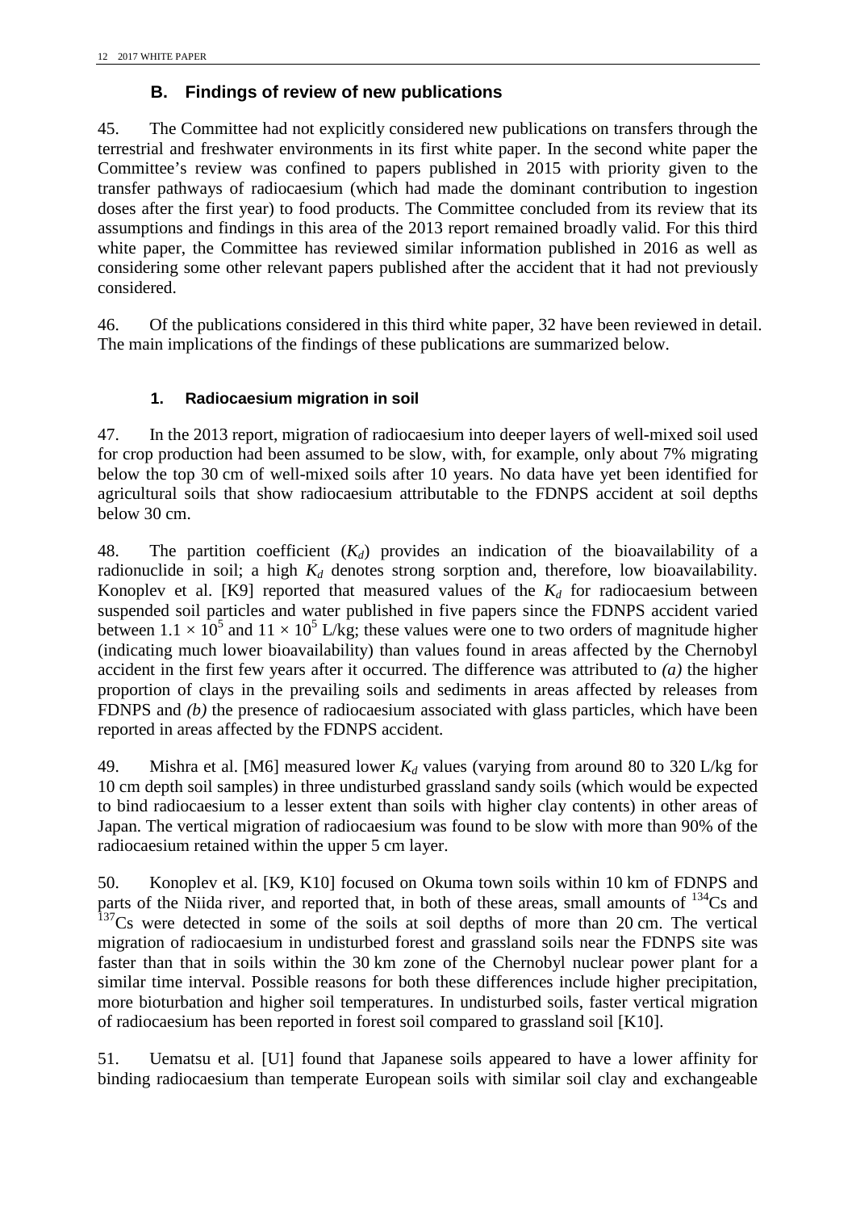## B. Findings of review of new publications

45. The Committee had not explicitly considered new publications on transfers through the terrestrial and freshwater environments in its first white paper. In the second white paper the Committee's review was confined to papers published in 2015 with priority given to the transfer pathways of radiocaesium (which had made the dominant contribution to ingestion doses after the first year) to food products. The Committee concluded from its review that its assumptions and findings in this area of the 2013 report remained broadly valid. For this third white paper, the Committee has reviewed similar information published in 2016 as well as considering some other relevant papers published after the accident that it had not previously considered.

46. Of the publications considered in this third white paper, 32 have been reviewed in detail. The main implications of the findings of these publications are summarized below.

### 1. Radiocaesium migration in soil

47. In the 2013 report, migration of radiocaesium into deeper layers of well-mixed soil used for crop production had been assumed to be slow, with, for example, only about 7% migrating below the top 30 cm of well-mixed soils after 10 years. No data have yet been identified for agricultural soils that show radiocaesium attributable to the FDNPS accident at soil depths below 30 cm.

48. The partition coefficient ($K_d$) provides an indication of the bioavailability of a radionuclide in soil; a high $K_d$ denotes strong sorption and, therefore, low bioavailability. Konoplev et al. [K9] reported that measured values of the $K_d$ for radiocaesium between suspended soil particles and water published in five papers since the FDNPS accident varied between $1.1 \times 10^5$ and $11 \times 10^5$ L/kg; these values were one to two orders of magnitude higher (indicating much lower bioavailability) than values found in areas affected by the Chernobyl accident in the first few years after it occurred. The difference was attributed to *(a)* the higher proportion of clays in the prevailing soils and sediments in areas affected by releases from FDNPS and *(b)* the presence of radiocaesium associated with glass particles, which have been reported in areas affected by the FDNPS accident.

49. Mishra et al. [M6] measured lower $K_d$ values (varying from around 80 to 320 L/kg for 10 cm depth soil samples) in three undisturbed grassland sandy soils (which would be expected to bind radiocaesium to a lesser extent than soils with higher clay contents) in other areas of Japan. The vertical migration of radiocaesium was found to be slow with more than 90% of the radiocaesium retained within the upper 5 cm layer.

50. Konoplev et al. [K9, K10] focused on Okuma town soils within 10 km of FDNPS and parts of the Niida river, and reported that, in both of these areas, small amounts of $^{134}$Cs and $^{137}$Cs were detected in some of the soils at soil depths of more than 20 cm. The vertical migration of radiocaesium in undisturbed forest and grassland soils near the FDNPS site was faster than that in soils within the 30 km zone of the Chernobyl nuclear power plant for a similar time interval. Possible reasons for both these differences include higher precipitation, more bioturbation and higher soil temperatures. In undisturbed soils, faster vertical migration of radiocaesium has been reported in forest soil compared to grassland soil [K10].

51. Uematsu et al. [U1] found that Japanese soils appeared to have a lower affinity for binding radiocaesium than temperate European soils with similar soil clay and exchangeable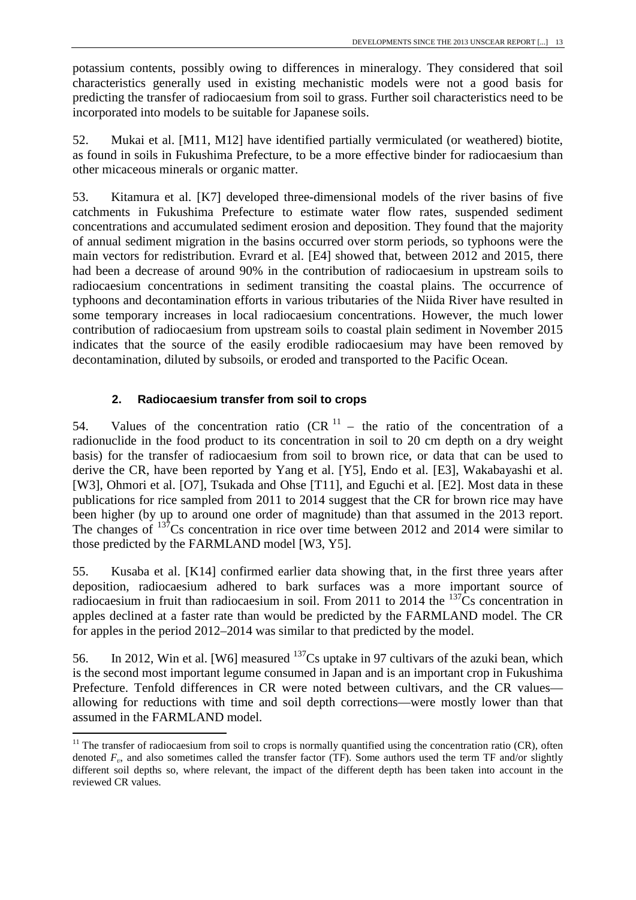potassium contents, possibly owing to differences in mineralogy. They considered that soil characteristics generally used in existing mechanistic models were not a good basis for predicting the transfer of radiocaesium from soil to grass. Further soil characteristics need to be incorporated into models to be suitable for Japanese soils.

52. Mukai et al. [M11, M12] have identified partially vermiculated (or weathered) biotite, as found in soils in Fukushima Prefecture, to be a more effective binder for radiocaesium than other micaceous minerals or organic matter.

53. Kitamura et al. [K7] developed three-dimensional models of the river basins of five catchments in Fukushima Prefecture to estimate water flow rates, suspended sediment concentrations and accumulated sediment erosion and deposition. They found that the majority of annual sediment migration in the basins occurred over storm periods, so typhoons were the main vectors for redistribution. Evrard et al. [E4] showed that, between 2012 and 2015, there had been a decrease of around 90% in the contribution of radiocaesium in upstream soils to radiocaesium concentrations in sediment transiting the coastal plains. The occurrence of typhoons and decontamination efforts in various tributaries of the Niida River have resulted in some temporary increases in local radiocaesium concentrations. However, the much lower contribution of radiocaesium from upstream soils to coastal plain sediment in November 2015 indicates that the source of the easily erodible radiocaesium may have been removed by decontamination, diluted by subsoils, or eroded and transported to the Pacific Ocean.

### 2. Radiocaesium transfer from soil to crops

54. Values of the concentration ratio (CR [11] – the ratio of the concentration of a radionuclide in the food product to its concentration in soil to 20 cm depth on a dry weight basis) for the transfer of radiocaesium from soil to brown rice, or data that can be used to derive the CR, have been reported by Yang et al. [Y5], Endo et al. [E3], Wakabayashi et al. [W3], Ohmori et al. [O7], Tsukada and Ohse [T11], and Eguchi et al. [E2]. Most data in these publications for rice sampled from 2011 to 2014 suggest that the CR for brown rice may have been higher (by up to around one order of magnitude) than that assumed in the 2013 report. The changes of $^{137}$Cs concentration in rice over time between 2012 and 2014 were similar to those predicted by the FARMLAND model [W3, Y5].

55. Kusaba et al. [K14] confirmed earlier data showing that, in the first three years after deposition, radiocaesium adhered to bark surfaces was a more important source of radiocaesium in fruit than radiocaesium in soil. From 2011 to 2014 the $^{137}$Cs concentration in apples declined at a faster rate than would be predicted by the FARMLAND model. The CR for apples in the period 2012–2014 was similar to that predicted by the model.

56. In 2012, Win et al. [W6] measured $^{137}$Cs uptake in 97 cultivars of the azuki bean, which is the second most important legume consumed in Japan and is an important crop in Fukushima Prefecture. Tenfold differences in CR were noted between cultivars, and the CR values—allowing for reductions with time and soil depth corrections—were mostly lower than that assumed in the FARMLAND model.

[11] The transfer of radiocaesium from soil to crops is normally quantified using the concentration ratio (CR), often denoted $F_v$, and also sometimes called the transfer factor (TF). Some authors used the term TF and/or slightly different soil depths so, where relevant, the impact of the different depth has been taken into account in the reviewed CR values.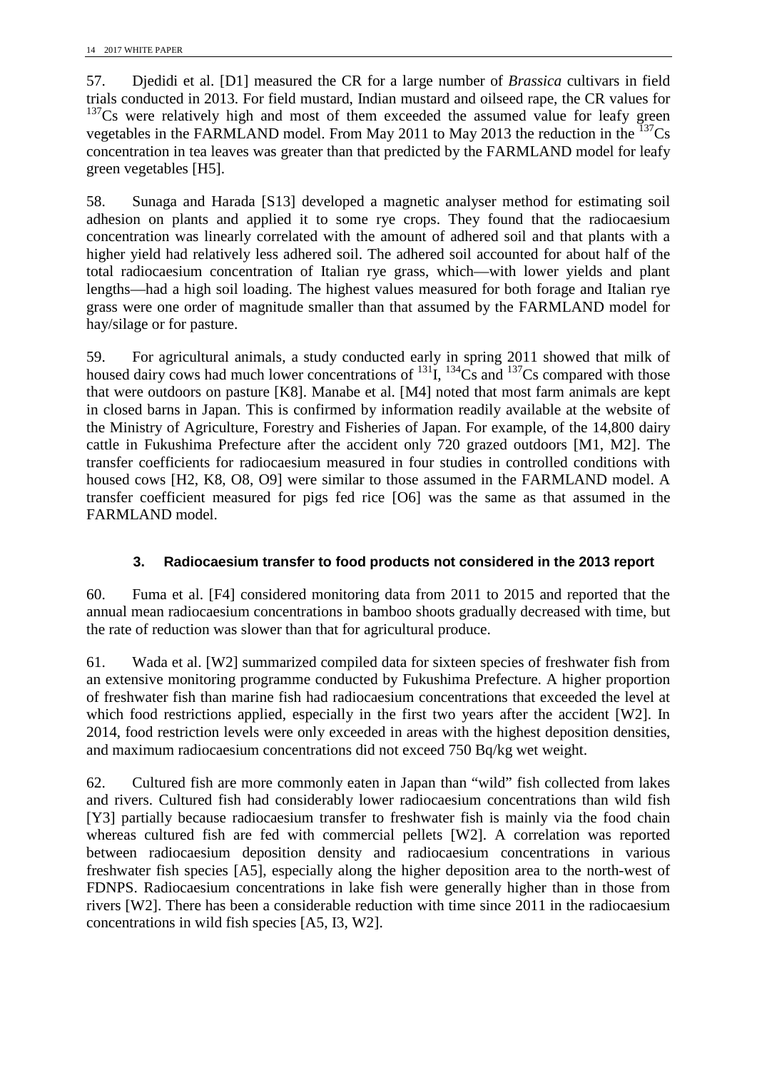57. Djedidi et al. [D1] measured the CR for a large number of *Brassica* cultivars in field trials conducted in 2013. For field mustard, Indian mustard and oilseed rape, the CR values for $^{137}$Cs were relatively high and most of them exceeded the assumed value for leafy green vegetables in the FARMLAND model. From May 2011 to May 2013 the reduction in the $^{137}$Cs concentration in tea leaves was greater than that predicted by the FARMLAND model for leafy green vegetables [H5].

58. Sunaga and Harada [S13] developed a magnetic analyser method for estimating soil adhesion on plants and applied it to some rye crops. They found that the radiocaesium concentration was linearly correlated with the amount of adhered soil and that plants with a higher yield had relatively less adhered soil. The adhered soil accounted for about half of the total radiocaesium concentration of Italian rye grass, which—with lower yields and plant lengths—had a high soil loading. The highest values measured for both forage and Italian rye grass were one order of magnitude smaller than that assumed by the FARMLAND model for hay/silage or for pasture.

59. For agricultural animals, a study conducted early in spring 2011 showed that milk of housed dairy cows had much lower concentrations of $^{131}$I, $^{134}$Cs and $^{137}$Cs compared with those that were outdoors on pasture [K8]. Manabe et al. [M4] noted that most farm animals are kept in closed barns in Japan. This is confirmed by information readily available at the website of the Ministry of Agriculture, Forestry and Fisheries of Japan. For example, of the 14,800 dairy cattle in Fukushima Prefecture after the accident only 720 grazed outdoors [M1, M2]. The transfer coefficients for radiocaesium measured in four studies in controlled conditions with housed cows [H2, K8, O8, O9] were similar to those assumed in the FARMLAND model. A transfer coefficient measured for pigs fed rice [O6] was the same as that assumed in the FARMLAND model.

### 3. Radiocaesium transfer to food products not considered in the 2013 report

60. Fuma et al. [F4] considered monitoring data from 2011 to 2015 and reported that the annual mean radiocaesium concentrations in bamboo shoots gradually decreased with time, but the rate of reduction was slower than that for agricultural produce.

61. Wada et al. [W2] summarized compiled data for sixteen species of freshwater fish from an extensive monitoring programme conducted by Fukushima Prefecture. A higher proportion of freshwater fish than marine fish had radiocaesium concentrations that exceeded the level at which food restrictions applied, especially in the first two years after the accident [W2]. In 2014, food restriction levels were only exceeded in areas with the highest deposition densities, and maximum radiocaesium concentrations did not exceed 750 Bq/kg wet weight.

62. Cultured fish are more commonly eaten in Japan than "wild" fish collected from lakes and rivers. Cultured fish had considerably lower radiocaesium concentrations than wild fish [Y3] partially because radiocaesium transfer to freshwater fish is mainly via the food chain whereas cultured fish are fed with commercial pellets [W2]. A correlation was reported between radiocaesium deposition density and radiocaesium concentrations in various freshwater fish species [A5], especially along the higher deposition area to the north-west of FDNPS. Radiocaesium concentrations in lake fish were generally higher than in those from rivers [W2]. There has been a considerable reduction with time since 2011 in the radiocaesium concentrations in wild fish species [A5, I3, W2].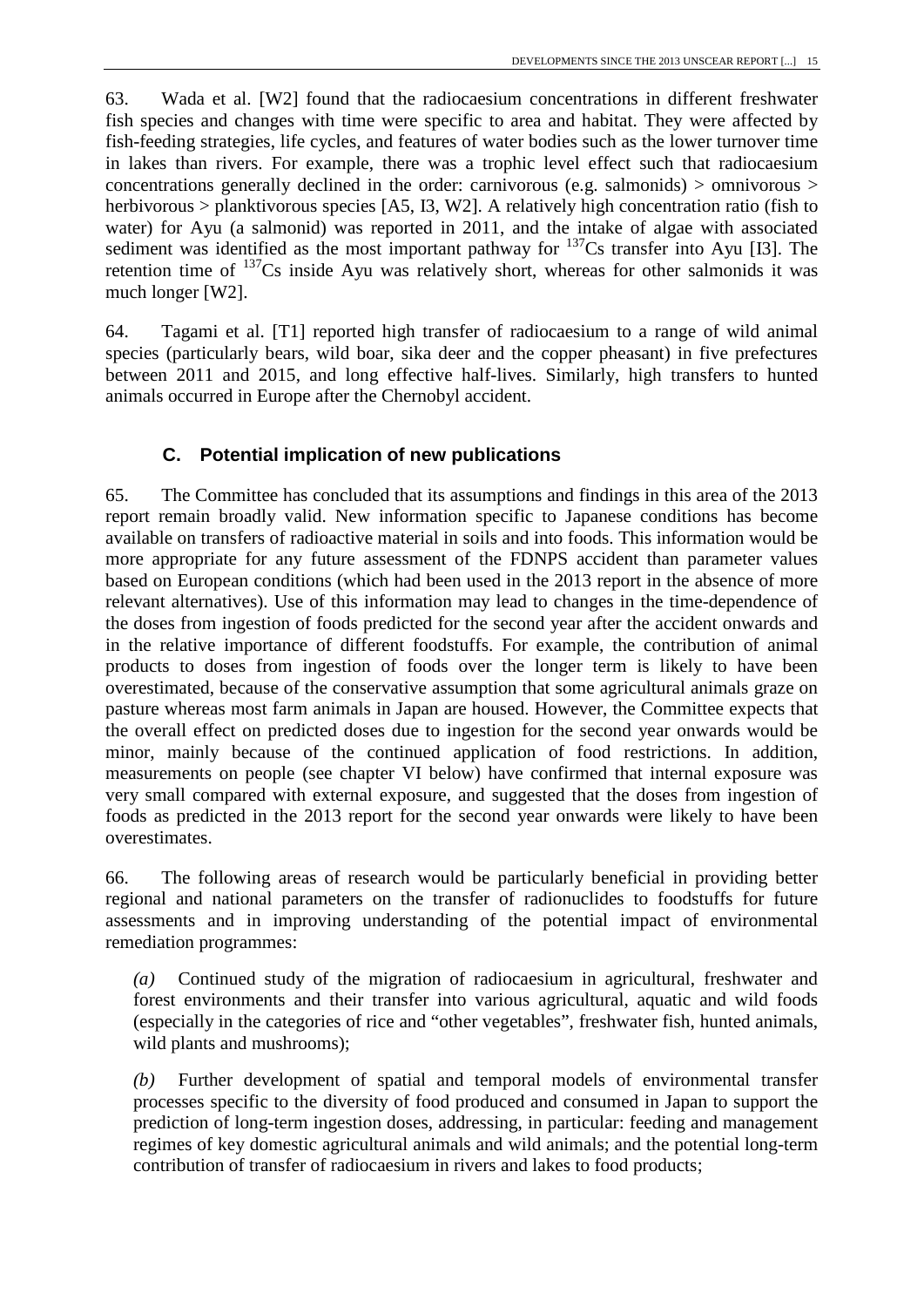63. Wada et al. [W2] found that the radiocaesium concentrations in different freshwater fish species and changes with time were specific to area and habitat. They were affected by fish-feeding strategies, life cycles, and features of water bodies such as the lower turnover time in lakes than rivers. For example, there was a trophic level effect such that radiocaesium concentrations generally declined in the order: carnivorous (e.g. salmonids) > omnivorous > herbivorous > planktivorous species [A5, I3, W2]. A relatively high concentration ratio (fish to water) for Ayu (a salmonid) was reported in 2011, and the intake of algae with associated sediment was identified as the most important pathway for $^{137}$Cs transfer into Ayu [I3]. The retention time of $^{137}$Cs inside Ayu was relatively short, whereas for other salmonids it was much longer [W2].

64. Tagami et al. [T1] reported high transfer of radiocaesium to a range of wild animal species (particularly bears, wild boar, sika deer and the copper pheasant) in five prefectures between 2011 and 2015, and long effective half-lives. Similarly, high transfers to hunted animals occurred in Europe after the Chernobyl accident.

### C. Potential implication of new publications

65. The Committee has concluded that its assumptions and findings in this area of the 2013 report remain broadly valid. New information specific to Japanese conditions has become available on transfers of radioactive material in soils and into foods. This information would be more appropriate for any future assessment of the FDNPS accident than parameter values based on European conditions (which had been used in the 2013 report in the absence of more relevant alternatives). Use of this information may lead to changes in the time-dependence of the doses from ingestion of foods predicted for the second year after the accident onwards and in the relative importance of different foodstuffs. For example, the contribution of animal products to doses from ingestion of foods over the longer term is likely to have been overestimated, because of the conservative assumption that some agricultural animals graze on pasture whereas most farm animals in Japan are housed. However, the Committee expects that the overall effect on predicted doses due to ingestion for the second year onwards would be minor, mainly because of the continued application of food restrictions. In addition, measurements on people (see chapter VI below) have confirmed that internal exposure was very small compared with external exposure, and suggested that the doses from ingestion of foods as predicted in the 2013 report for the second year onwards were likely to have been overestimates.

66. The following areas of research would be particularly beneficial in providing better regional and national parameters on the transfer of radionuclides to foodstuffs for future assessments and in improving understanding of the potential impact of environmental remediation programmes:

*(a)* Continued study of the migration of radiocaesium in agricultural, freshwater and forest environments and their transfer into various agricultural, aquatic and wild foods (especially in the categories of rice and "other vegetables", freshwater fish, hunted animals, wild plants and mushrooms);

*(b)* Further development of spatial and temporal models of environmental transfer processes specific to the diversity of food produced and consumed in Japan to support the prediction of long-term ingestion doses, addressing, in particular: feeding and management regimes of key domestic agricultural animals and wild animals; and the potential long-term contribution of transfer of radiocaesium in rivers and lakes to food products;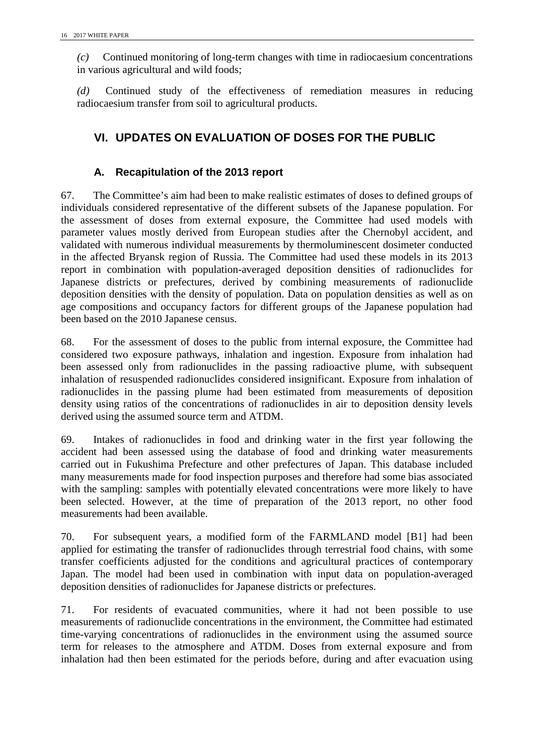*(c)* Continued monitoring of long-term changes with time in radiocaesium concentrations in various agricultural and wild foods;

*(d)* Continued study of the effectiveness of remediation measures in reducing radiocaesium transfer from soil to agricultural products.

## VI. UPDATES ON EVALUATION OF DOSES FOR THE PUBLIC

### A. Recapitulation of the 2013 report

67. The Committee's aim had been to make realistic estimates of doses to defined groups of individuals considered representative of the different subsets of the Japanese population. For the assessment of doses from external exposure, the Committee had used models with parameter values mostly derived from European studies after the Chernobyl accident, and validated with numerous individual measurements by thermoluminescent dosimeter conducted in the affected Bryansk region of Russia. The Committee had used these models in its 2013 report in combination with population-averaged deposition densities of radionuclides for Japanese districts or prefectures, derived by combining measurements of radionuclide deposition densities with the density of population. Data on population densities as well as on age compositions and occupancy factors for different groups of the Japanese population had been based on the 2010 Japanese census.

68. For the assessment of doses to the public from internal exposure, the Committee had considered two exposure pathways, inhalation and ingestion. Exposure from inhalation had been assessed only from radionuclides in the passing radioactive plume, with subsequent inhalation of resuspended radionuclides considered insignificant. Exposure from inhalation of radionuclides in the passing plume had been estimated from measurements of deposition density using ratios of the concentrations of radionuclides in air to deposition density levels derived using the assumed source term and ATDM.

69. Intakes of radionuclides in food and drinking water in the first year following the accident had been assessed using the database of food and drinking water measurements carried out in Fukushima Prefecture and other prefectures of Japan. This database included many measurements made for food inspection purposes and therefore had some bias associated with the sampling: samples with potentially elevated concentrations were more likely to have been selected. However, at the time of preparation of the 2013 report, no other food measurements had been available.

70. For subsequent years, a modified form of the FARMLAND model [B1] had been applied for estimating the transfer of radionuclides through terrestrial food chains, with some transfer coefficients adjusted for the conditions and agricultural practices of contemporary Japan. The model had been used in combination with input data on population-averaged deposition densities of radionuclides for Japanese districts or prefectures.

71. For residents of evacuated communities, where it had not been possible to use measurements of radionuclide concentrations in the environment, the Committee had estimated time-varying concentrations of radionuclides in the environment using the assumed source term for releases to the atmosphere and ATDM. Doses from external exposure and from inhalation had then been estimated for the periods before, during and after evacuation using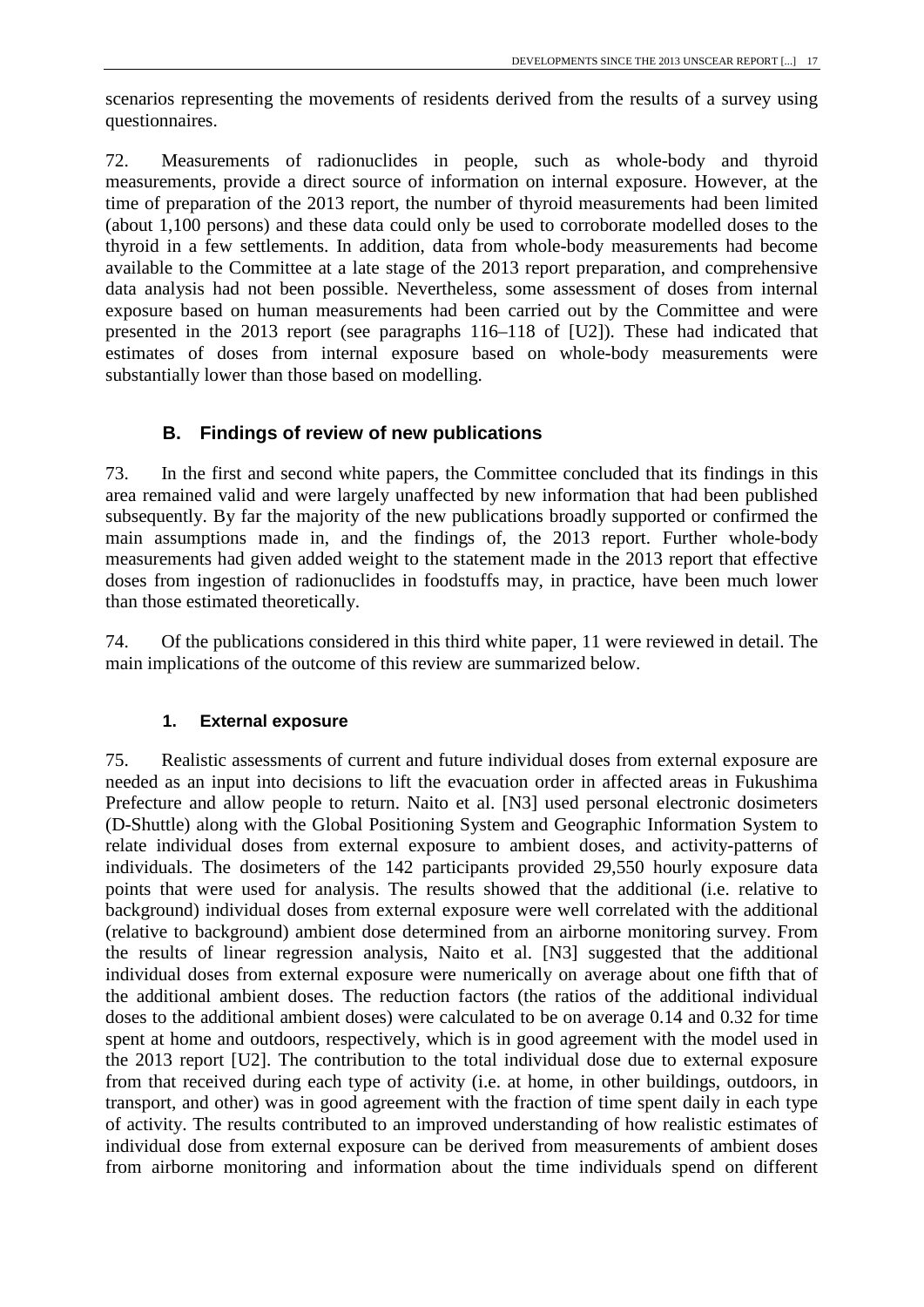scenarios representing the movements of residents derived from the results of a survey using questionnaires.

72. Measurements of radionuclides in people, such as whole-body and thyroid measurements, provide a direct source of information on internal exposure. However, at the time of preparation of the 2013 report, the number of thyroid measurements had been limited (about 1,100 persons) and these data could only be used to corroborate modelled doses to the thyroid in a few settlements. In addition, data from whole-body measurements had become available to the Committee at a late stage of the 2013 report preparation, and comprehensive data analysis had not been possible. Nevertheless, some assessment of doses from internal exposure based on human measurements had been carried out by the Committee and were presented in the 2013 report (see paragraphs 116–118 of [U2]). These had indicated that estimates of doses from internal exposure based on whole-body measurements were substantially lower than those based on modelling.

## B. Findings of review of new publications

73. In the first and second white papers, the Committee concluded that its findings in this area remained valid and were largely unaffected by new information that had been published subsequently. By far the majority of the new publications broadly supported or confirmed the main assumptions made in, and the findings of, the 2013 report. Further whole-body measurements had given added weight to the statement made in the 2013 report that effective doses from ingestion of radionuclides in foodstuffs may, in practice, have been much lower than those estimated theoretically.

74. Of the publications considered in this third white paper, 11 were reviewed in detail. The main implications of the outcome of this review are summarized below.

### 1. External exposure

75. Realistic assessments of current and future individual doses from external exposure are needed as an input into decisions to lift the evacuation order in affected areas in Fukushima Prefecture and allow people to return. Naito et al. [N3] used personal electronic dosimeters (D-Shuttle) along with the Global Positioning System and Geographic Information System to relate individual doses from external exposure to ambient doses, and activity-patterns of individuals. The dosimeters of the 142 participants provided 29,550 hourly exposure data points that were used for analysis. The results showed that the additional (i.e. relative to background) individual doses from external exposure were well correlated with the additional (relative to background) ambient dose determined from an airborne monitoring survey. From the results of linear regression analysis, Naito et al. [N3] suggested that the additional individual doses from external exposure were numerically on average about one fifth that of the additional ambient doses. The reduction factors (the ratios of the additional individual doses to the additional ambient doses) were calculated to be on average 0.14 and 0.32 for time spent at home and outdoors, respectively, which is in good agreement with the model used in the 2013 report [U2]. The contribution to the total individual dose due to external exposure from that received during each type of activity (i.e. at home, in other buildings, outdoors, in transport, and other) was in good agreement with the fraction of time spent daily in each type of activity. The results contributed to an improved understanding of how realistic estimates of individual dose from external exposure can be derived from measurements of ambient doses from airborne monitoring and information about the time individuals spend on different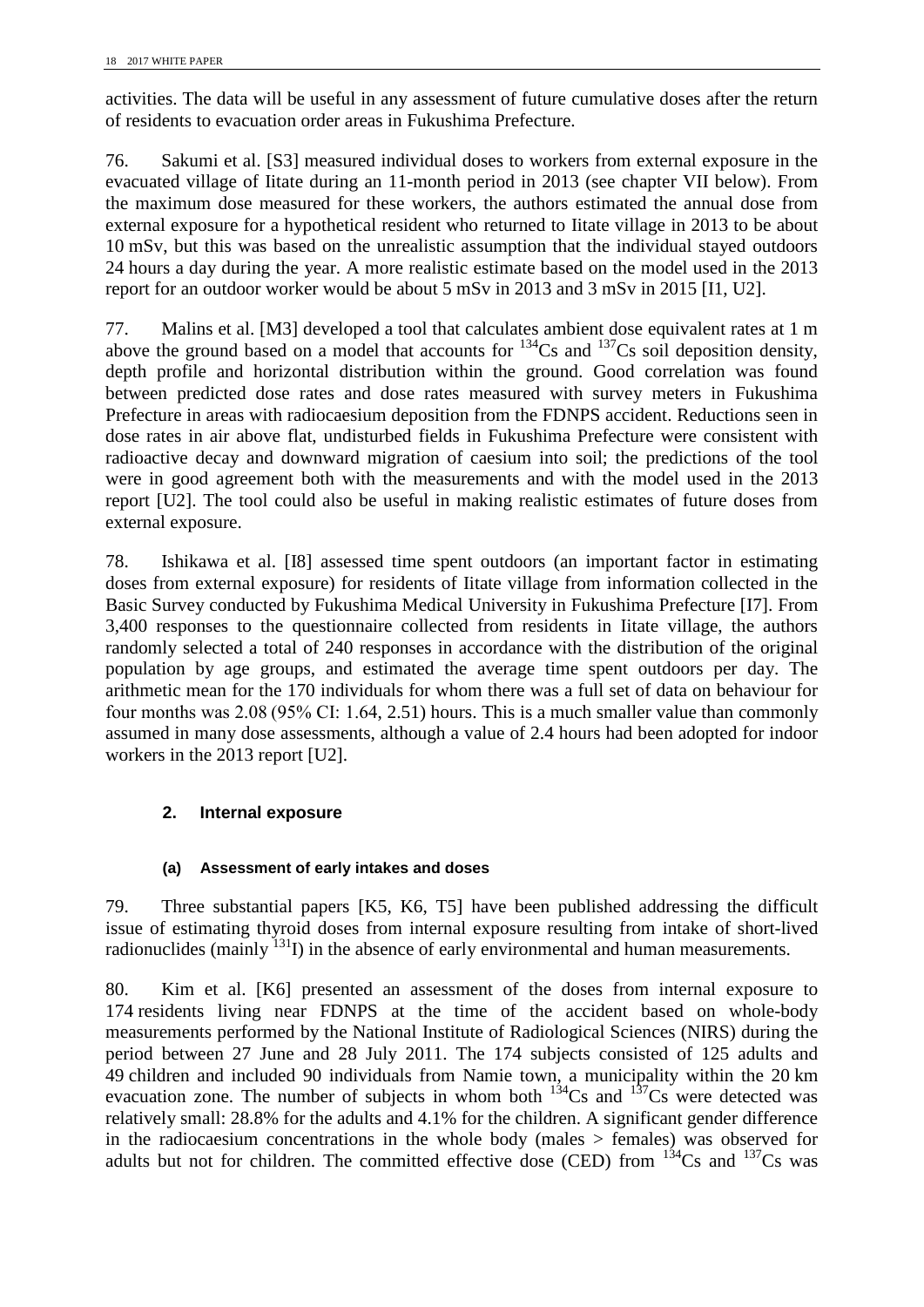activities. The data will be useful in any assessment of future cumulative doses after the return of residents to evacuation order areas in Fukushima Prefecture.

76. Sakumi et al. [S3] measured individual doses to workers from external exposure in the evacuated village of Iitate during an 11-month period in 2013 (see chapter VII below). From the maximum dose measured for these workers, the authors estimated the annual dose from external exposure for a hypothetical resident who returned to Iitate village in 2013 to be about 10 mSv, but this was based on the unrealistic assumption that the individual stayed outdoors 24 hours a day during the year. A more realistic estimate based on the model used in the 2013 report for an outdoor worker would be about 5 mSv in 2013 and 3 mSv in 2015 [I1, U2].

77. Malins et al. [M3] developed a tool that calculates ambient dose equivalent rates at 1 m above the ground based on a model that accounts for $^{134}$Cs and $^{137}$Cs soil deposition density, depth profile and horizontal distribution within the ground. Good correlation was found between predicted dose rates and dose rates measured with survey meters in Fukushima Prefecture in areas with radiocaesium deposition from the FDNPS accident. Reductions seen in dose rates in air above flat, undisturbed fields in Fukushima Prefecture were consistent with radioactive decay and downward migration of caesium into soil; the predictions of the tool were in good agreement both with the measurements and with the model used in the 2013 report [U2]. The tool could also be useful in making realistic estimates of future doses from external exposure.

78. Ishikawa et al. [I8] assessed time spent outdoors (an important factor in estimating doses from external exposure) for residents of Iitate village from information collected in the Basic Survey conducted by Fukushima Medical University in Fukushima Prefecture [I7]. From 3,400 responses to the questionnaire collected from residents in Iitate village, the authors randomly selected a total of 240 responses in accordance with the distribution of the original population by age groups, and estimated the average time spent outdoors per day. The arithmetic mean for the 170 individuals for whom there was a full set of data on behaviour for four months was 2.08 (95% CI: 1.64, 2.51) hours. This is a much smaller value than commonly assumed in many dose assessments, although a value of 2.4 hours had been adopted for indoor workers in the 2013 report [U2].

## 2. Internal exposure

### (a) Assessment of early intakes and doses

79. Three substantial papers [K5, K6, T5] have been published addressing the difficult issue of estimating thyroid doses from internal exposure resulting from intake of short-lived radionuclides (mainly $^{131}$I) in the absence of early environmental and human measurements.

80. Kim et al. [K6] presented an assessment of the doses from internal exposure to 174 residents living near FDNPS at the time of the accident based on whole-body measurements performed by the National Institute of Radiological Sciences (NIRS) during the period between 27 June and 28 July 2011. The 174 subjects consisted of 125 adults and 49 children and included 90 individuals from Namie town, a municipality within the 20 km evacuation zone. The number of subjects in whom both $^{134}$Cs and $^{137}$Cs were detected was relatively small: 28.8% for the adults and 4.1% for the children. A significant gender difference in the radiocaesium concentrations in the whole body (males > females) was observed for adults but not for children. The committed effective dose (CED) from $^{134}$Cs and $^{137}$Cs was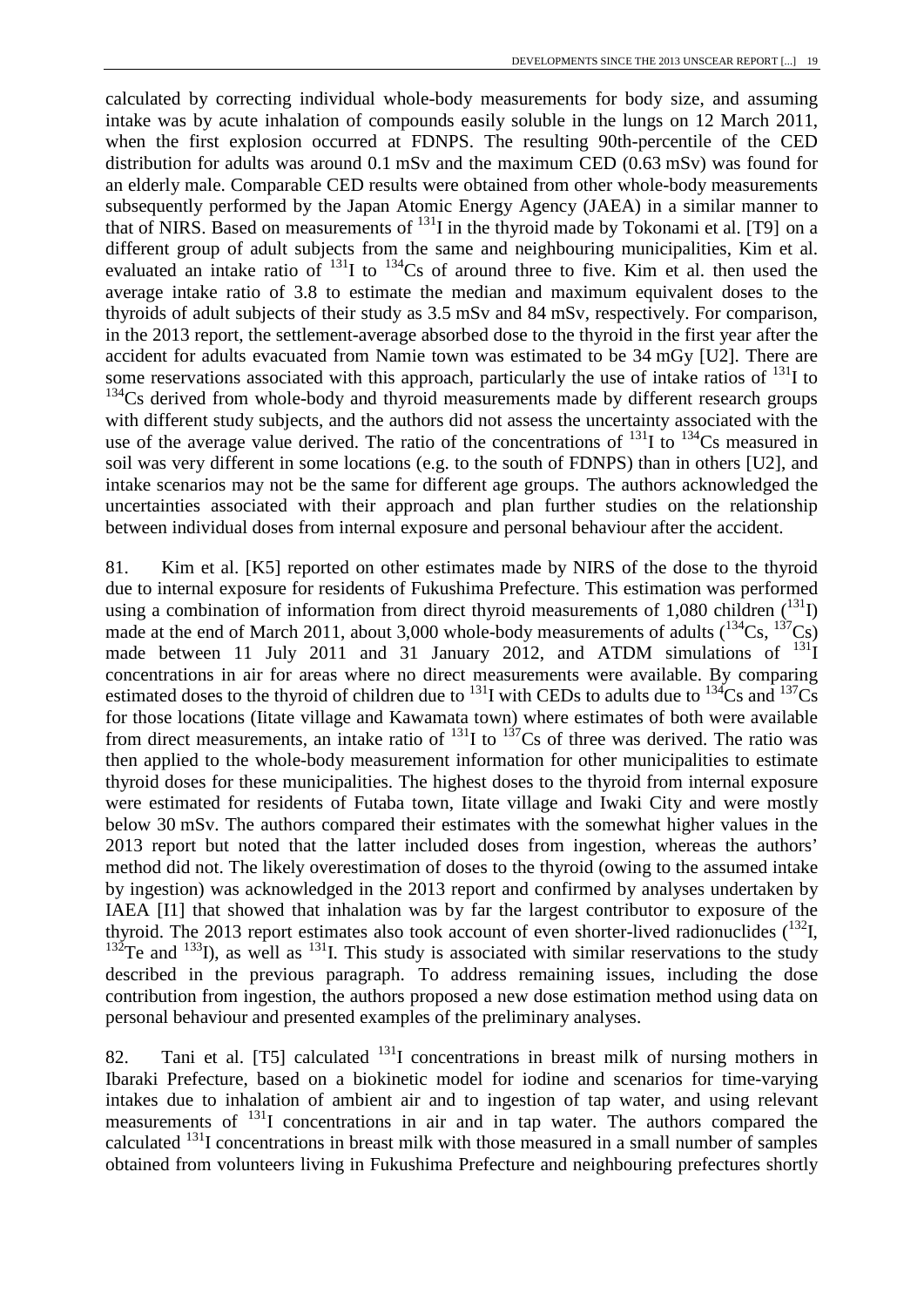calculated by correcting individual whole-body measurements for body size, and assuming intake was by acute inhalation of compounds easily soluble in the lungs on 12 March 2011, when the first explosion occurred at FDNPS. The resulting 90th-percentile of the CED distribution for adults was around 0.1 mSv and the maximum CED (0.63 mSv) was found for an elderly male. Comparable CED results were obtained from other whole-body measurements subsequently performed by the Japan Atomic Energy Agency (JAEA) in a similar manner to that of NIRS. Based on measurements of $^{131}$I in the thyroid made by Tokonami et al. [T9] on a different group of adult subjects from the same and neighbouring municipalities, Kim et al. evaluated an intake ratio of $^{131}$I to $^{134}$Cs of around three to five. Kim et al. then used the average intake ratio of 3.8 to estimate the median and maximum equivalent doses to the thyroids of adult subjects of their study as 3.5 mSv and 84 mSv, respectively. For comparison, in the 2013 report, the settlement-average absorbed dose to the thyroid in the first year after the accident for adults evacuated from Namie town was estimated to be 34 mGy [U2]. There are some reservations associated with this approach, particularly the use of intake ratios of $^{131}$I to $^{134}$Cs derived from whole-body and thyroid measurements made by different research groups with different study subjects, and the authors did not assess the uncertainty associated with the use of the average value derived. The ratio of the concentrations of $^{131}$I to $^{134}$Cs measured in soil was very different in some locations (e.g. to the south of FDNPS) than in others [U2], and intake scenarios may not be the same for different age groups. The authors acknowledged the uncertainties associated with their approach and plan further studies on the relationship between individual doses from internal exposure and personal behaviour after the accident.

81. Kim et al. [K5] reported on other estimates made by NIRS of the dose to the thyroid due to internal exposure for residents of Fukushima Prefecture. This estimation was performed using a combination of information from direct thyroid measurements of 1,080 children ($^{131}$I) made at the end of March 2011, about 3,000 whole-body measurements of adults ($^{134}$Cs, $^{137}$Cs) made between 11 July 2011 and 31 January 2012, and ATDM simulations of $^{131}$I concentrations in air for areas where no direct measurements were available. By comparing estimated doses to the thyroid of children due to $^{131}$I with CEDs to adults due to $^{134}$Cs and $^{137}$Cs for those locations (Iitate village and Kawamata town) where estimates of both were available from direct measurements, an intake ratio of $^{131}$I to $^{137}$Cs of three was derived. The ratio was then applied to the whole-body measurement information for other municipalities to estimate thyroid doses for these municipalities. The highest doses to the thyroid from internal exposure were estimated for residents of Futaba town, Iitate village and Iwaki City and were mostly below 30 mSv. The authors compared their estimates with the somewhat higher values in the 2013 report but noted that the latter included doses from ingestion, whereas the authors' method did not. The likely overestimation of doses to the thyroid (owing to the assumed intake by ingestion) was acknowledged in the 2013 report and confirmed by analyses undertaken by IAEA [I1] that showed that inhalation was by far the largest contributor to exposure of the thyroid. The 2013 report estimates also took account of even shorter-lived radionuclides ($^{132}$I, $^{132}$Te and $^{133}$I), as well as $^{131}$I. This study is associated with similar reservations to the study described in the previous paragraph. To address remaining issues, including the dose contribution from ingestion, the authors proposed a new dose estimation method using data on personal behaviour and presented examples of the preliminary analyses.

82. Tani et al. [T5] calculated $^{131}$I concentrations in breast milk of nursing mothers in Ibaraki Prefecture, based on a biokinetic model for iodine and scenarios for time-varying intakes due to inhalation of ambient air and to ingestion of tap water, and using relevant measurements of $^{131}$I concentrations in air and in tap water. The authors compared the calculated $^{131}$I concentrations in breast milk with those measured in a small number of samples obtained from volunteers living in Fukushima Prefecture and neighbouring prefectures shortly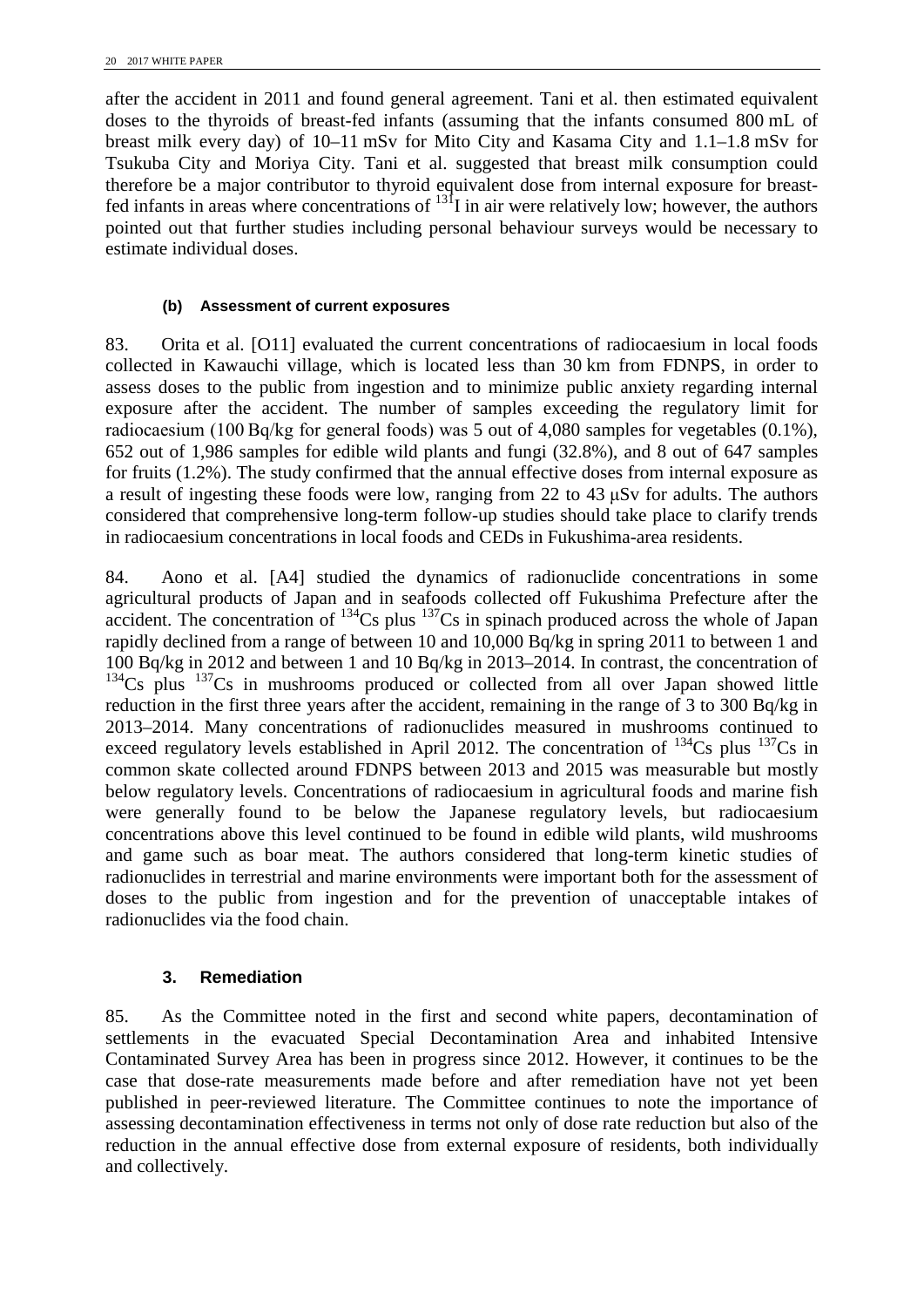after the accident in 2011 and found general agreement. Tani et al. then estimated equivalent doses to the thyroids of breast-fed infants (assuming that the infants consumed 800 mL of breast milk every day) of 10–11 mSv for Mito City and Kasama City and 1.1–1.8 mSv for Tsukuba City and Moriya City. Tani et al. suggested that breast milk consumption could therefore be a major contributor to thyroid equivalent dose from internal exposure for breast-fed infants in areas where concentrations of $^{131}$I in air were relatively low; however, the authors pointed out that further studies including personal behaviour surveys would be necessary to estimate individual doses.

#### (b) Assessment of current exposures

83. Orita et al. [O11] evaluated the current concentrations of radiocaesium in local foods collected in Kawauchi village, which is located less than 30 km from FDNPS, in order to assess doses to the public from ingestion and to minimize public anxiety regarding internal exposure after the accident. The number of samples exceeding the regulatory limit for radiocaesium (100 Bq/kg for general foods) was 5 out of 4,080 samples for vegetables (0.1%), 652 out of 1,986 samples for edible wild plants and fungi (32.8%), and 8 out of 647 samples for fruits (1.2%). The study confirmed that the annual effective doses from internal exposure as a result of ingesting these foods were low, ranging from 22 to 43 μSv for adults. The authors considered that comprehensive long-term follow-up studies should take place to clarify trends in radiocaesium concentrations in local foods and CEDs in Fukushima-area residents.

84. Aono et al. [A4] studied the dynamics of radionuclide concentrations in some agricultural products of Japan and in seafoods collected off Fukushima Prefecture after the accident. The concentration of $^{134}$Cs plus $^{137}$Cs in spinach produced across the whole of Japan rapidly declined from a range of between 10 and 10,000 Bq/kg in spring 2011 to between 1 and 100 Bq/kg in 2012 and between 1 and 10 Bq/kg in 2013–2014. In contrast, the concentration of $^{134}$Cs plus $^{137}$Cs in mushrooms produced or collected from all over Japan showed little reduction in the first three years after the accident, remaining in the range of 3 to 300 Bq/kg in 2013–2014. Many concentrations of radionuclides measured in mushrooms continued to exceed regulatory levels established in April 2012. The concentration of $^{134}$Cs plus $^{137}$Cs in common skate collected around FDNPS between 2013 and 2015 was measurable but mostly below regulatory levels. Concentrations of radiocaesium in agricultural foods and marine fish were generally found to be below the Japanese regulatory levels, but radiocaesium concentrations above this level continued to be found in edible wild plants, wild mushrooms and game such as boar meat. The authors considered that long-term kinetic studies of radionuclides in terrestrial and marine environments were important both for the assessment of doses to the public from ingestion and for the prevention of unacceptable intakes of radionuclides via the food chain.

### 3. Remediation

85. As the Committee noted in the first and second white papers, decontamination of settlements in the evacuated Special Decontamination Area and inhabited Intensive Contaminated Survey Area has been in progress since 2012. However, it continues to be the case that dose-rate measurements made before and after remediation have not yet been published in peer-reviewed literature. The Committee continues to note the importance of assessing decontamination effectiveness in terms not only of dose rate reduction but also of the reduction in the annual effective dose from external exposure of residents, both individually and collectively.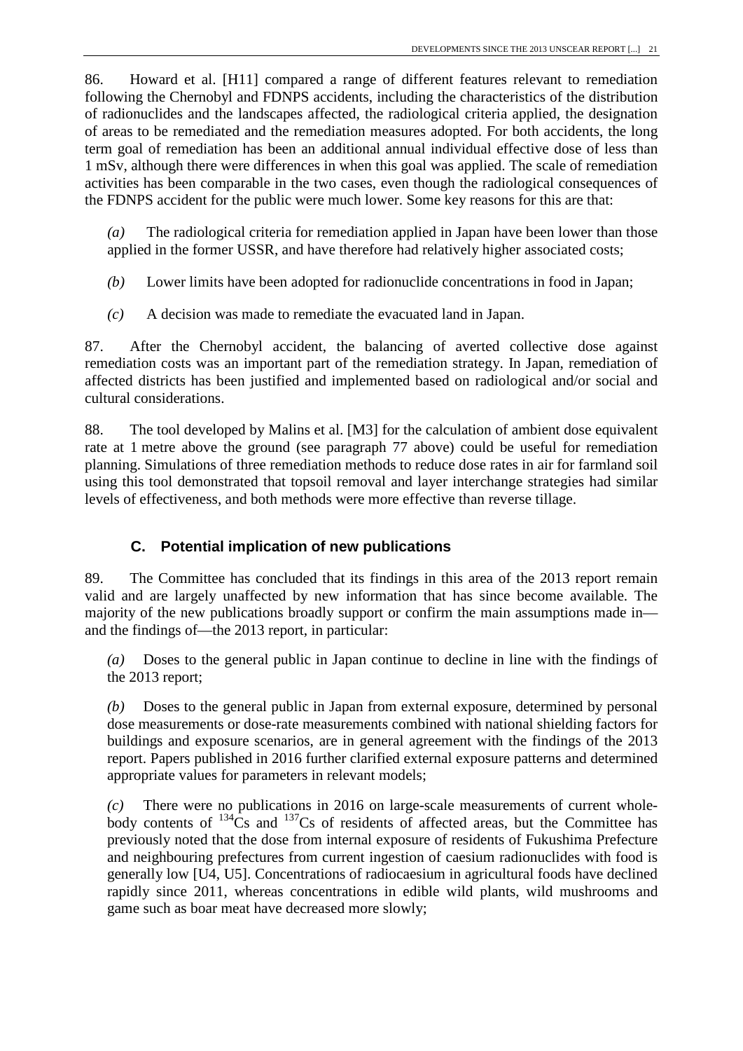86. Howard et al. [H11] compared a range of different features relevant to remediation following the Chernobyl and FDNPS accidents, including the characteristics of the distribution of radionuclides and the landscapes affected, the radiological criteria applied, the designation of areas to be remediated and the remediation measures adopted. For both accidents, the long term goal of remediation has been an additional annual individual effective dose of less than 1 mSv, although there were differences in when this goal was applied. The scale of remediation activities has been comparable in the two cases, even though the radiological consequences of the FDNPS accident for the public were much lower. Some key reasons for this are that:

*(a)* The radiological criteria for remediation applied in Japan have been lower than those applied in the former USSR, and have therefore had relatively higher associated costs;

*(b)* Lower limits have been adopted for radionuclide concentrations in food in Japan;

*(c)* A decision was made to remediate the evacuated land in Japan.

87. After the Chernobyl accident, the balancing of averted collective dose against remediation costs was an important part of the remediation strategy. In Japan, remediation of affected districts has been justified and implemented based on radiological and/or social and cultural considerations.

88. The tool developed by Malins et al. [M3] for the calculation of ambient dose equivalent rate at 1 metre above the ground (see paragraph 77 above) could be useful for remediation planning. Simulations of three remediation methods to reduce dose rates in air for farmland soil using this tool demonstrated that topsoil removal and layer interchange strategies had similar levels of effectiveness, and both methods were more effective than reverse tillage.

### C. Potential implication of new publications

89. The Committee has concluded that its findings in this area of the 2013 report remain valid and are largely unaffected by new information that has since become available. The majority of the new publications broadly support or confirm the main assumptions made in—and the findings of—the 2013 report, in particular:

*(a)* Doses to the general public in Japan continue to decline in line with the findings of the 2013 report;

*(b)* Doses to the general public in Japan from external exposure, determined by personal dose measurements or dose-rate measurements combined with national shielding factors for buildings and exposure scenarios, are in general agreement with the findings of the 2013 report. Papers published in 2016 further clarified external exposure patterns and determined appropriate values for parameters in relevant models;

*(c)* There were no publications in 2016 on large-scale measurements of current whole-body contents of $^{134}Cs$ and $^{137}Cs$ of residents of affected areas, but the Committee has previously noted that the dose from internal exposure of residents of Fukushima Prefecture and neighbouring prefectures from current ingestion of caesium radionuclides with food is generally low [U4, U5]. Concentrations of radiocaesium in agricultural foods have declined rapidly since 2011, whereas concentrations in edible wild plants, wild mushrooms and game such as boar meat have decreased more slowly;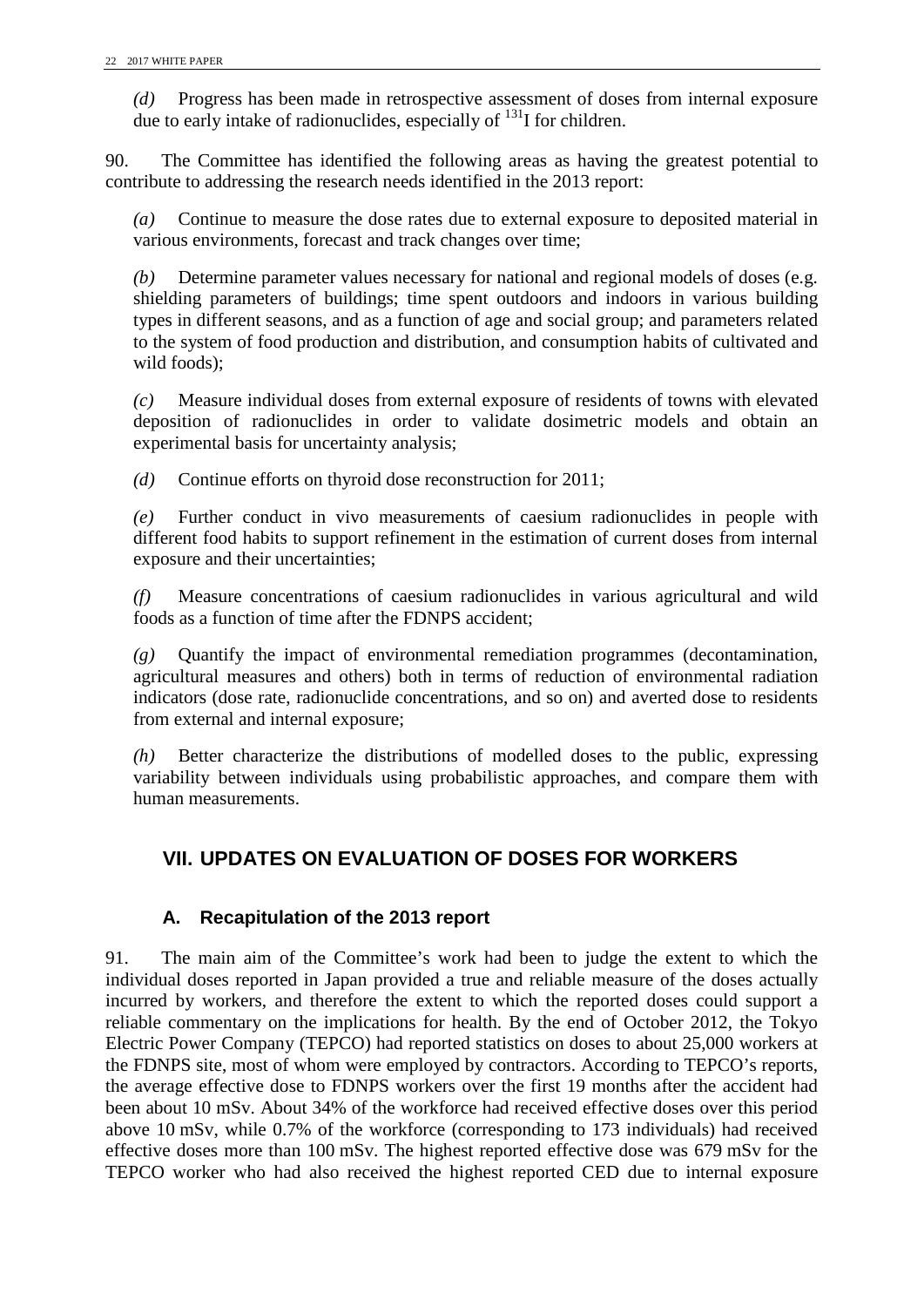*(d)* Progress has been made in retrospective assessment of doses from internal exposure due to early intake of radionuclides, especially of $^{131}$I for children.

90. The Committee has identified the following areas as having the greatest potential to contribute to addressing the research needs identified in the 2013 report:

*(a)* Continue to measure the dose rates due to external exposure to deposited material in various environments, forecast and track changes over time;

*(b)* Determine parameter values necessary for national and regional models of doses (e.g. shielding parameters of buildings; time spent outdoors and indoors in various building types in different seasons, and as a function of age and social group; and parameters related to the system of food production and distribution, and consumption habits of cultivated and wild foods);

*(c)* Measure individual doses from external exposure of residents of towns with elevated deposition of radionuclides in order to validate dosimetric models and obtain an experimental basis for uncertainty analysis;

*(d)* Continue efforts on thyroid dose reconstruction for 2011;

*(e)* Further conduct in vivo measurements of caesium radionuclides in people with different food habits to support refinement in the estimation of current doses from internal exposure and their uncertainties;

*(f)* Measure concentrations of caesium radionuclides in various agricultural and wild foods as a function of time after the FDNPS accident;

*(g)* Quantify the impact of environmental remediation programmes (decontamination, agricultural measures and others) both in terms of reduction of environmental radiation indicators (dose rate, radionuclide concentrations, and so on) and averted dose to residents from external and internal exposure;

*(h)* Better characterize the distributions of modelled doses to the public, expressing variability between individuals using probabilistic approaches, and compare them with human measurements.

## VII. UPDATES ON EVALUATION OF DOSES FOR WORKERS

### A. Recapitulation of the 2013 report

91. The main aim of the Committee's work had been to judge the extent to which the individual doses reported in Japan provided a true and reliable measure of the doses actually incurred by workers, and therefore the extent to which the reported doses could support a reliable commentary on the implications for health. By the end of October 2012, the Tokyo Electric Power Company (TEPCO) had reported statistics on doses to about 25,000 workers at the FDNPS site, most of whom were employed by contractors. According to TEPCO's reports, the average effective dose to FDNPS workers over the first 19 months after the accident had been about 10 mSv. About 34% of the workforce had received effective doses over this period above 10 mSv, while 0.7% of the workforce (corresponding to 173 individuals) had received effective doses more than 100 mSv. The highest reported effective dose was 679 mSv for the TEPCO worker who had also received the highest reported CED due to internal exposure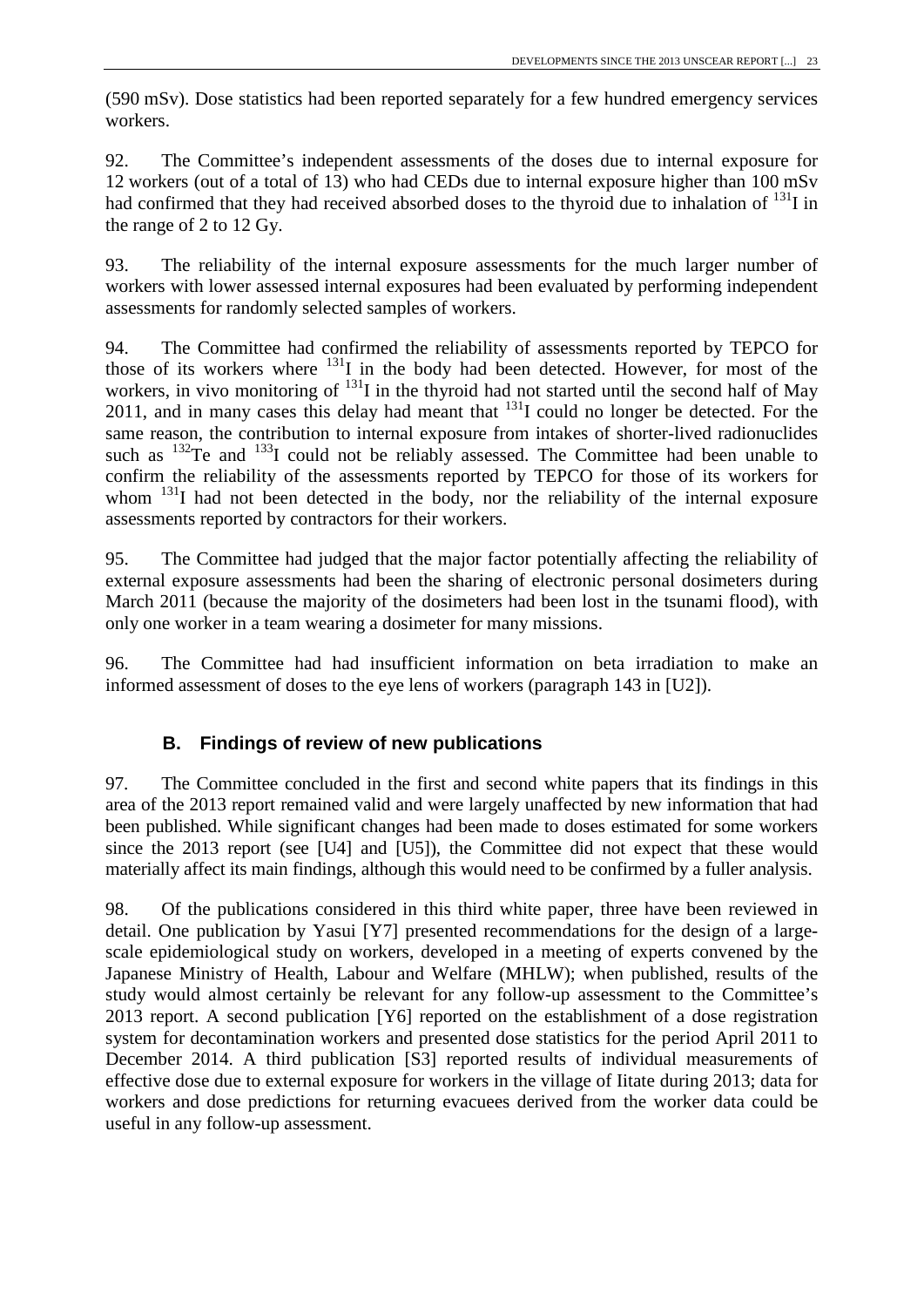(590 mSv). Dose statistics had been reported separately for a few hundred emergency services workers.

92. The Committee's independent assessments of the doses due to internal exposure for 12 workers (out of a total of 13) who had CEDs due to internal exposure higher than 100 mSv had confirmed that they had received absorbed doses to the thyroid due to inhalation of $^{131}$I in the range of 2 to 12 Gy.

93. The reliability of the internal exposure assessments for the much larger number of workers with lower assessed internal exposures had been evaluated by performing independent assessments for randomly selected samples of workers.

94. The Committee had confirmed the reliability of assessments reported by TEPCO for those of its workers where $^{131}$I in the body had been detected. However, for most of the workers, in vivo monitoring of $^{131}$I in the thyroid had not started until the second half of May 2011, and in many cases this delay had meant that $^{131}$I could no longer be detected. For the same reason, the contribution to internal exposure from intakes of shorter-lived radionuclides such as $^{132}$Te and $^{133}$I could not be reliably assessed. The Committee had been unable to confirm the reliability of the assessments reported by TEPCO for those of its workers for whom $^{131}$I had not been detected in the body, nor the reliability of the internal exposure assessments reported by contractors for their workers.

95. The Committee had judged that the major factor potentially affecting the reliability of external exposure assessments had been the sharing of electronic personal dosimeters during March 2011 (because the majority of the dosimeters had been lost in the tsunami flood), with only one worker in a team wearing a dosimeter for many missions.

96. The Committee had had insufficient information on beta irradiation to make an informed assessment of doses to the eye lens of workers (paragraph 143 in [U2]).

## B. Findings of review of new publications

97. The Committee concluded in the first and second white papers that its findings in this area of the 2013 report remained valid and were largely unaffected by new information that had been published. While significant changes had been made to doses estimated for some workers since the 2013 report (see [U4] and [U5]), the Committee did not expect that these would materially affect its main findings, although this would need to be confirmed by a fuller analysis.

98. Of the publications considered in this third white paper, three have been reviewed in detail. One publication by Yasui [Y7] presented recommendations for the design of a large-scale epidemiological study on workers, developed in a meeting of experts convened by the Japanese Ministry of Health, Labour and Welfare (MHLW); when published, results of the study would almost certainly be relevant for any follow-up assessment to the Committee's 2013 report. A second publication [Y6] reported on the establishment of a dose registration system for decontamination workers and presented dose statistics for the period April 2011 to December 2014. A third publication [S3] reported results of individual measurements of effective dose due to external exposure for workers in the village of Iitate during 2013; data for workers and dose predictions for returning evacuees derived from the worker data could be useful in any follow-up assessment.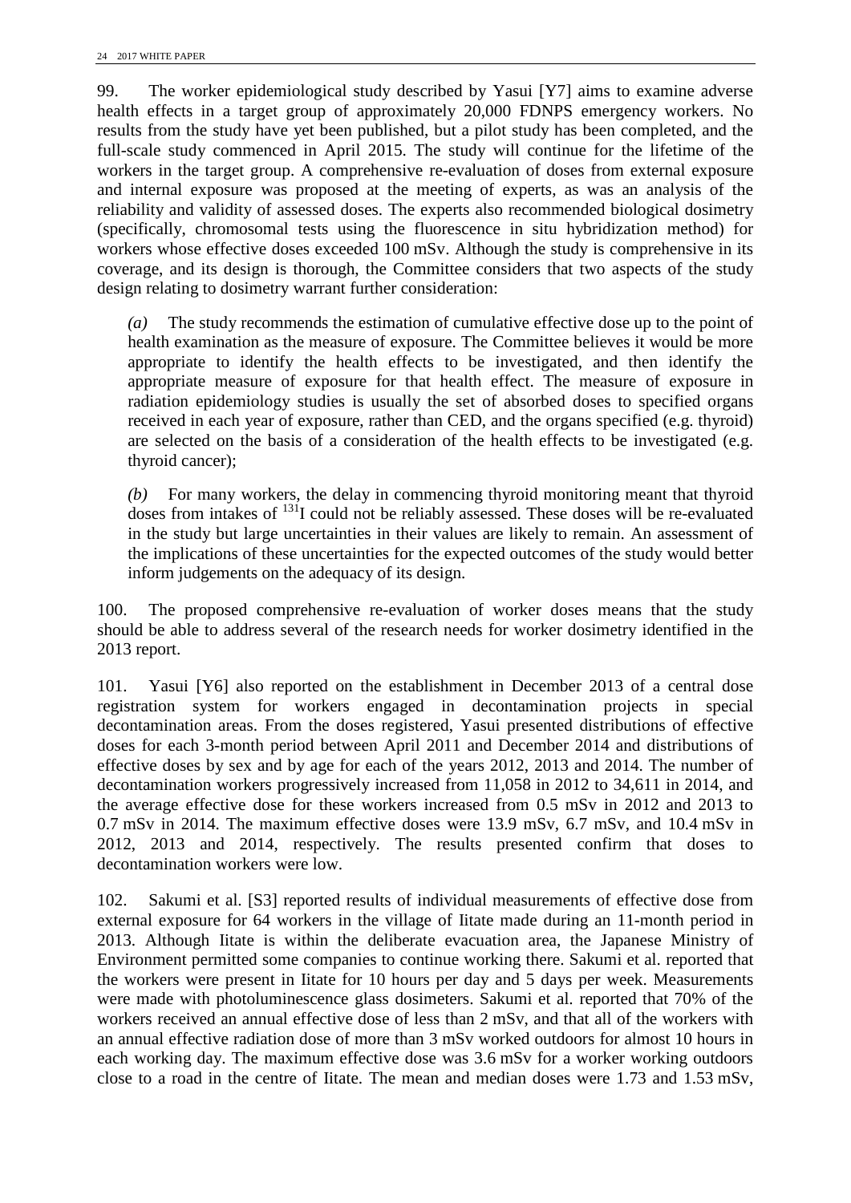99. The worker epidemiological study described by Yasui [Y7] aims to examine adverse health effects in a target group of approximately 20,000 FDNPS emergency workers. No results from the study have yet been published, but a pilot study has been completed, and the full-scale study commenced in April 2015. The study will continue for the lifetime of the workers in the target group. A comprehensive re-evaluation of doses from external exposure and internal exposure was proposed at the meeting of experts, as was an analysis of the reliability and validity of assessed doses. The experts also recommended biological dosimetry (specifically, chromosomal tests using the fluorescence in situ hybridization method) for workers whose effective doses exceeded 100 mSv. Although the study is comprehensive in its coverage, and its design is thorough, the Committee considers that two aspects of the study design relating to dosimetry warrant further consideration:

*(a)* The study recommends the estimation of cumulative effective dose up to the point of health examination as the measure of exposure. The Committee believes it would be more appropriate to identify the health effects to be investigated, and then identify the appropriate measure of exposure for that health effect. The measure of exposure in radiation epidemiology studies is usually the set of absorbed doses to specified organs received in each year of exposure, rather than CED, and the organs specified (e.g. thyroid) are selected on the basis of a consideration of the health effects to be investigated (e.g. thyroid cancer);

*(b)* For many workers, the delay in commencing thyroid monitoring meant that thyroid doses from intakes of $^{131}$I could not be reliably assessed. These doses will be re-evaluated in the study but large uncertainties in their values are likely to remain. An assessment of the implications of these uncertainties for the expected outcomes of the study would better inform judgements on the adequacy of its design.

100. The proposed comprehensive re-evaluation of worker doses means that the study should be able to address several of the research needs for worker dosimetry identified in the 2013 report.

101. Yasui [Y6] also reported on the establishment in December 2013 of a central dose registration system for workers engaged in decontamination projects in special decontamination areas. From the doses registered, Yasui presented distributions of effective doses for each 3-month period between April 2011 and December 2014 and distributions of effective doses by sex and by age for each of the years 2012, 2013 and 2014. The number of decontamination workers progressively increased from 11,058 in 2012 to 34,611 in 2014, and the average effective dose for these workers increased from 0.5 mSv in 2012 and 2013 to 0.7 mSv in 2014. The maximum effective doses were 13.9 mSv, 6.7 mSv, and 10.4 mSv in 2012, 2013 and 2014, respectively. The results presented confirm that doses to decontamination workers were low.

102. Sakumi et al. [S3] reported results of individual measurements of effective dose from external exposure for 64 workers in the village of Iitate made during an 11-month period in 2013. Although Iitate is within the deliberate evacuation area, the Japanese Ministry of Environment permitted some companies to continue working there. Sakumi et al. reported that the workers were present in Iitate for 10 hours per day and 5 days per week. Measurements were made with photoluminescence glass dosimeters. Sakumi et al. reported that 70% of the workers received an annual effective dose of less than 2 mSv, and that all of the workers with an annual effective radiation dose of more than 3 mSv worked outdoors for almost 10 hours in each working day. The maximum effective dose was 3.6 mSv for a worker working outdoors close to a road in the centre of Iitate. The mean and median doses were 1.73 and 1.53 mSv,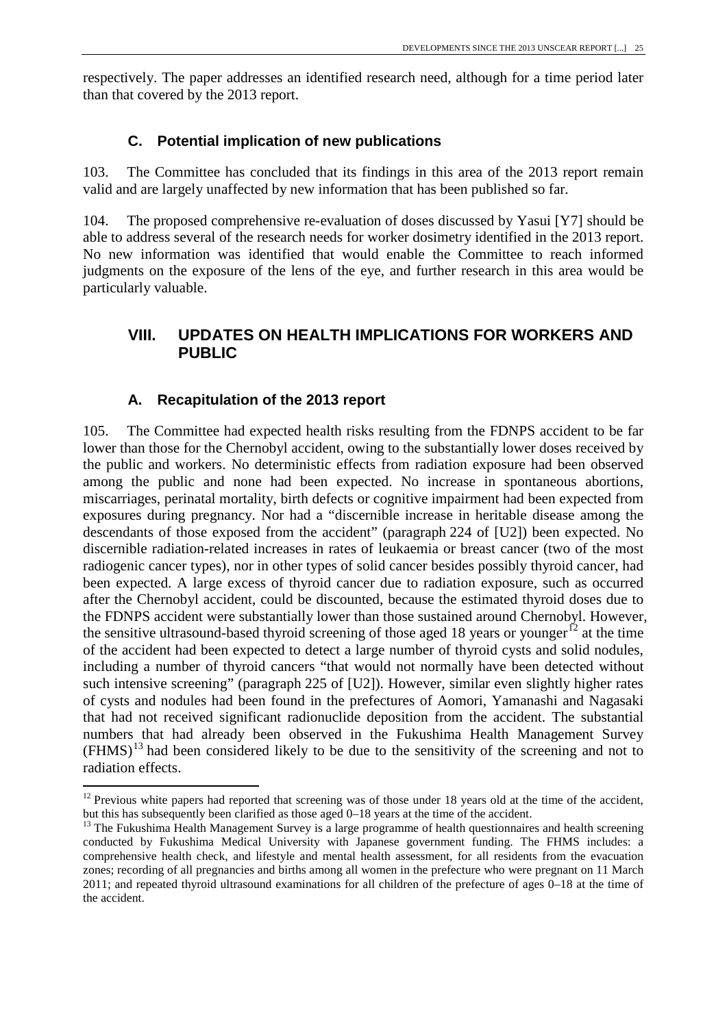respectively. The paper addresses an identified research need, although for a time period later than that covered by the 2013 report.

### C. Potential implication of new publications

103. The Committee has concluded that its findings in this area of the 2013 report remain valid and are largely unaffected by new information that has been published so far.

104. The proposed comprehensive re-evaluation of doses discussed by Yasui [Y7] should be able to address several of the research needs for worker dosimetry identified in the 2013 report. No new information was identified that would enable the Committee to reach informed judgments on the exposure of the lens of the eye, and further research in this area would be particularly valuable.

## VIII. UPDATES ON HEALTH IMPLICATIONS FOR WORKERS AND PUBLIC

### A. Recapitulation of the 2013 report

105. The Committee had expected health risks resulting from the FDNPS accident to be far lower than those for the Chernobyl accident, owing to the substantially lower doses received by the public and workers. No deterministic effects from radiation exposure had been observed among the public and none had been expected. No increase in spontaneous abortions, miscarriages, perinatal mortality, birth defects or cognitive impairment had been expected from exposures during pregnancy. Nor had a "discernible increase in heritable disease among the descendants of those exposed from the accident" (paragraph 224 of [U2]) been expected. No discernible radiation-related increases in rates of leukaemia or breast cancer (two of the most radiogenic cancer types), nor in other types of solid cancer besides possibly thyroid cancer, had been expected. A large excess of thyroid cancer due to radiation exposure, such as occurred after the Chernobyl accident, could be discounted, because the estimated thyroid doses due to the FDNPS accident were substantially lower than those sustained around Chernobyl. However, the sensitive ultrasound-based thyroid screening of those aged 18 years or younger[12] at the time of the accident had been expected to detect a large number of thyroid cysts and solid nodules, including a number of thyroid cancers "that would not normally have been detected without such intensive screening" (paragraph 225 of [U2]). However, similar even slightly higher rates of cysts and nodules had been found in the prefectures of Aomori, Yamanashi and Nagasaki that had not received significant radionuclide deposition from the accident. The substantial numbers that had already been observed in the Fukushima Health Management Survey (FHMS)[13] had been considered likely to be due to the sensitivity of the screening and not to radiation effects.

---

[12] Previous white papers had reported that screening was of those under 18 years old at the time of the accident, but this has subsequently been clarified as those aged 0–18 years at the time of the accident.

[13] The Fukushima Health Management Survey is a large programme of health questionnaires and health screening conducted by Fukushima Medical University with Japanese government funding. The FHMS includes: a comprehensive health check, and lifestyle and mental health assessment, for all residents from the evacuation zones; recording of all pregnancies and births among all women in the prefecture who were pregnant on 11 March 2011; and repeated thyroid ultrasound examinations for all children of the prefecture of ages 0–18 at the time of the accident.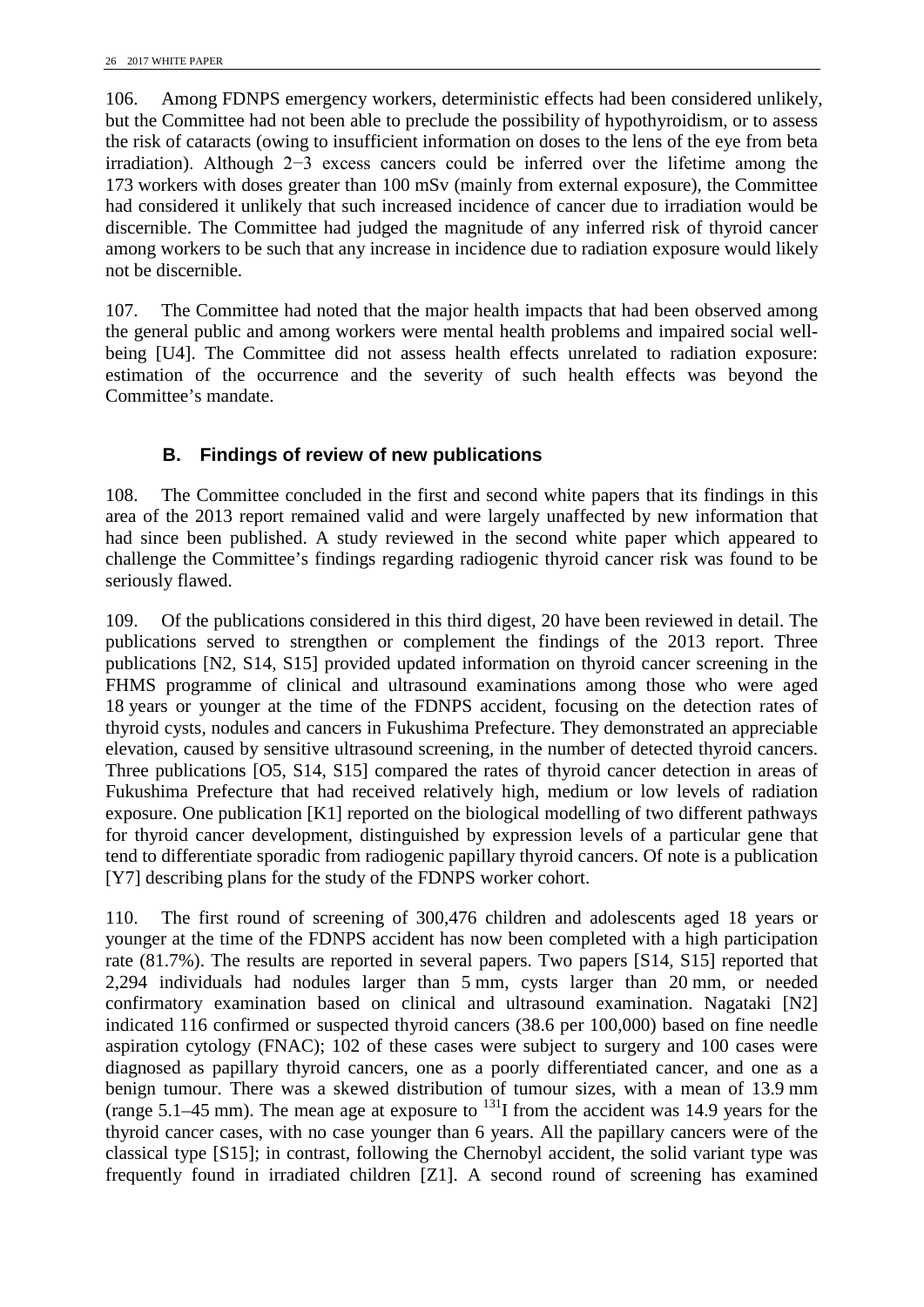106. Among FDNPS emergency workers, deterministic effects had been considered unlikely, but the Committee had not been able to preclude the possibility of hypothyroidism, or to assess the risk of cataracts (owing to insufficient information on doses to the lens of the eye from beta irradiation). Although 2−3 excess cancers could be inferred over the lifetime among the 173 workers with doses greater than 100 mSv (mainly from external exposure), the Committee had considered it unlikely that such increased incidence of cancer due to irradiation would be discernible. The Committee had judged the magnitude of any inferred risk of thyroid cancer among workers to be such that any increase in incidence due to radiation exposure would likely not be discernible.

107. The Committee had noted that the major health impacts that had been observed among the general public and among workers were mental health problems and impaired social well-being [U4]. The Committee did not assess health effects unrelated to radiation exposure: estimation of the occurrence and the severity of such health effects was beyond the Committee's mandate.

## B. Findings of review of new publications

108. The Committee concluded in the first and second white papers that its findings in this area of the 2013 report remained valid and were largely unaffected by new information that had since been published. A study reviewed in the second white paper which appeared to challenge the Committee's findings regarding radiogenic thyroid cancer risk was found to be seriously flawed.

109. Of the publications considered in this third digest, 20 have been reviewed in detail. The publications served to strengthen or complement the findings of the 2013 report. Three publications [N2, S14, S15] provided updated information on thyroid cancer screening in the FHMS programme of clinical and ultrasound examinations among those who were aged 18 years or younger at the time of the FDNPS accident, focusing on the detection rates of thyroid cysts, nodules and cancers in Fukushima Prefecture. They demonstrated an appreciable elevation, caused by sensitive ultrasound screening, in the number of detected thyroid cancers. Three publications [O5, S14, S15] compared the rates of thyroid cancer detection in areas of Fukushima Prefecture that had received relatively high, medium or low levels of radiation exposure. One publication [K1] reported on the biological modelling of two different pathways for thyroid cancer development, distinguished by expression levels of a particular gene that tend to differentiate sporadic from radiogenic papillary thyroid cancers. Of note is a publication [Y7] describing plans for the study of the FDNPS worker cohort.

110. The first round of screening of 300,476 children and adolescents aged 18 years or younger at the time of the FDNPS accident has now been completed with a high participation rate (81.7%). The results are reported in several papers. Two papers [S14, S15] reported that 2,294 individuals had nodules larger than 5 mm, cysts larger than 20 mm, or needed confirmatory examination based on clinical and ultrasound examination. Nagataki [N2] indicated 116 confirmed or suspected thyroid cancers (38.6 per 100,000) based on fine needle aspiration cytology (FNAC); 102 of these cases were subject to surgery and 100 cases were diagnosed as papillary thyroid cancers, one as a poorly differentiated cancer, and one as a benign tumour. There was a skewed distribution of tumour sizes, with a mean of 13.9 mm (range 5.1–45 mm). The mean age at exposure to $^{131}$I from the accident was 14.9 years for the thyroid cancer cases, with no case younger than 6 years. All the papillary cancers were of the classical type [S15]; in contrast, following the Chernobyl accident, the solid variant type was frequently found in irradiated children [Z1]. A second round of screening has examined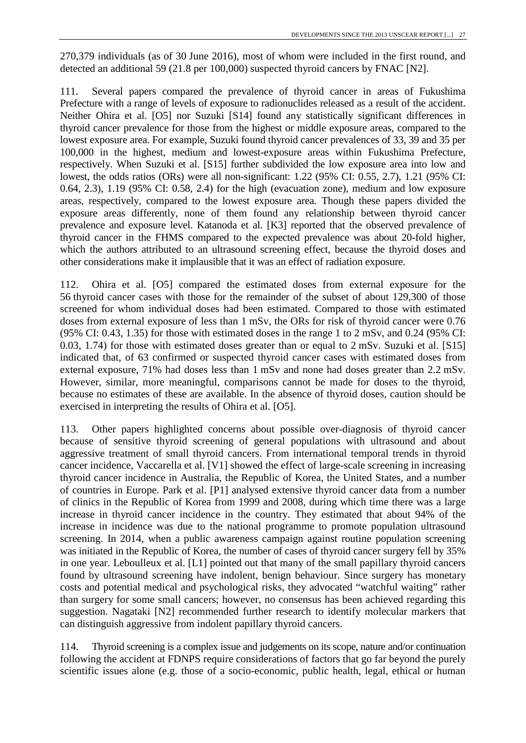270,379 individuals (as of 30 June 2016), most of whom were included in the first round, and detected an additional 59 (21.8 per 100,000) suspected thyroid cancers by FNAC [N2].

111. Several papers compared the prevalence of thyroid cancer in areas of Fukushima Prefecture with a range of levels of exposure to radionuclides released as a result of the accident. Neither Ohira et al. [O5] nor Suzuki [S14] found any statistically significant differences in thyroid cancer prevalence for those from the highest or middle exposure areas, compared to the lowest exposure area. For example, Suzuki found thyroid cancer prevalences of 33, 39 and 35 per 100,000 in the highest, medium and lowest-exposure areas within Fukushima Prefecture, respectively. When Suzuki et al. [S15] further subdivided the low exposure area into low and lowest, the odds ratios (ORs) were all non-significant: 1.22 (95% CI: 0.55, 2.7), 1.21 (95% CI: 0.64, 2.3), 1.19 (95% CI: 0.58, 2.4) for the high (evacuation zone), medium and low exposure areas, respectively, compared to the lowest exposure area. Though these papers divided the exposure areas differently, none of them found any relationship between thyroid cancer prevalence and exposure level. Katanoda et al. [K3] reported that the observed prevalence of thyroid cancer in the FHMS compared to the expected prevalence was about 20-fold higher, which the authors attributed to an ultrasound screening effect, because the thyroid doses and other considerations make it implausible that it was an effect of radiation exposure.

112. Ohira et al. [O5] compared the estimated doses from external exposure for the 56 thyroid cancer cases with those for the remainder of the subset of about 129,300 of those screened for whom individual doses had been estimated. Compared to those with estimated doses from external exposure of less than 1 mSv, the ORs for risk of thyroid cancer were 0.76 (95% CI: 0.43, 1.35) for those with estimated doses in the range 1 to 2 mSv, and 0.24 (95% CI: 0.03, 1.74) for those with estimated doses greater than or equal to 2 mSv. Suzuki et al. [S15] indicated that, of 63 confirmed or suspected thyroid cancer cases with estimated doses from external exposure, 71% had doses less than 1 mSv and none had doses greater than 2.2 mSv. However, similar, more meaningful, comparisons cannot be made for doses to the thyroid, because no estimates of these are available. In the absence of thyroid doses, caution should be exercised in interpreting the results of Ohira et al. [O5].

113. Other papers highlighted concerns about possible over-diagnosis of thyroid cancer because of sensitive thyroid screening of general populations with ultrasound and about aggressive treatment of small thyroid cancers. From international temporal trends in thyroid cancer incidence, Vaccarella et al. [V1] showed the effect of large-scale screening in increasing thyroid cancer incidence in Australia, the Republic of Korea, the United States, and a number of countries in Europe. Park et al. [P1] analysed extensive thyroid cancer data from a number of clinics in the Republic of Korea from 1999 and 2008, during which time there was a large increase in thyroid cancer incidence in the country. They estimated that about 94% of the increase in incidence was due to the national programme to promote population ultrasound screening. In 2014, when a public awareness campaign against routine population screening was initiated in the Republic of Korea, the number of cases of thyroid cancer surgery fell by 35% in one year. Leboulleux et al. [L1] pointed out that many of the small papillary thyroid cancers found by ultrasound screening have indolent, benign behaviour. Since surgery has monetary costs and potential medical and psychological risks, they advocated "watchful waiting" rather than surgery for some small cancers; however, no consensus has been achieved regarding this suggestion. Nagataki [N2] recommended further research to identify molecular markers that can distinguish aggressive from indolent papillary thyroid cancers.

114. Thyroid screening is a complex issue and judgements on its scope, nature and/or continuation following the accident at FDNPS require considerations of factors that go far beyond the purely scientific issues alone (e.g. those of a socio-economic, public health, legal, ethical or human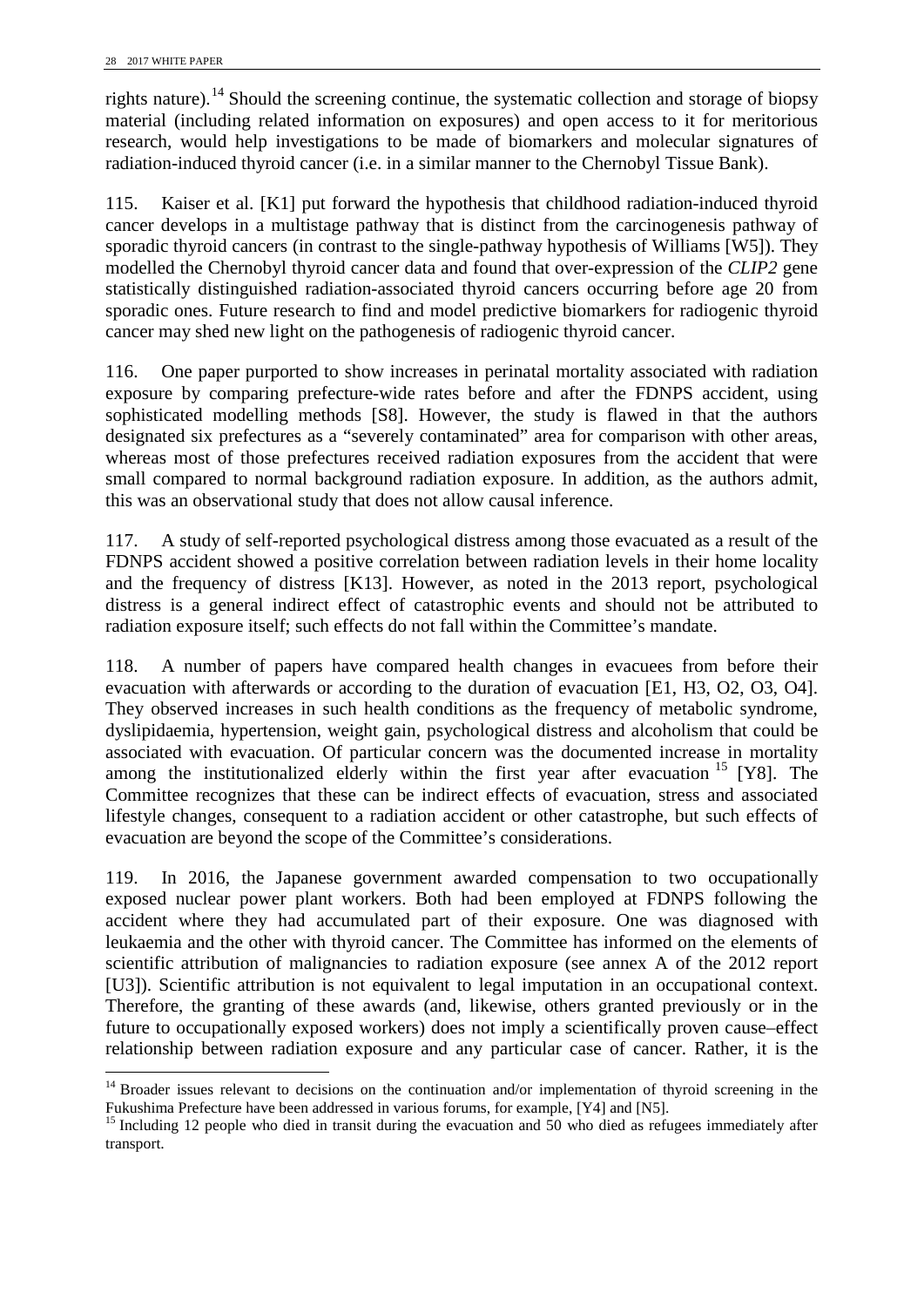rights nature).[14] Should the screening continue, the systematic collection and storage of biopsy material (including related information on exposures) and open access to it for meritorious research, would help investigations to be made of biomarkers and molecular signatures of radiation-induced thyroid cancer (i.e. in a similar manner to the Chernobyl Tissue Bank).

115. Kaiser et al. [K1] put forward the hypothesis that childhood radiation-induced thyroid cancer develops in a multistage pathway that is distinct from the carcinogenesis pathway of sporadic thyroid cancers (in contrast to the single-pathway hypothesis of Williams [W5]). They modelled the Chernobyl thyroid cancer data and found that over-expression of the *CLIP2* gene statistically distinguished radiation-associated thyroid cancers occurring before age 20 from sporadic ones. Future research to find and model predictive biomarkers for radiogenic thyroid cancer may shed new light on the pathogenesis of radiogenic thyroid cancer.

116. One paper purported to show increases in perinatal mortality associated with radiation exposure by comparing prefecture-wide rates before and after the FDNPS accident, using sophisticated modelling methods [S8]. However, the study is flawed in that the authors designated six prefectures as a "severely contaminated" area for comparison with other areas, whereas most of those prefectures received radiation exposures from the accident that were small compared to normal background radiation exposure. In addition, as the authors admit, this was an observational study that does not allow causal inference.

117. A study of self-reported psychological distress among those evacuated as a result of the FDNPS accident showed a positive correlation between radiation levels in their home locality and the frequency of distress [K13]. However, as noted in the 2013 report, psychological distress is a general indirect effect of catastrophic events and should not be attributed to radiation exposure itself; such effects do not fall within the Committee's mandate.

118. A number of papers have compared health changes in evacuees from before their evacuation with afterwards or according to the duration of evacuation [E1, H3, O2, O3, O4]. They observed increases in such health conditions as the frequency of metabolic syndrome, dyslipidaemia, hypertension, weight gain, psychological distress and alcoholism that could be associated with evacuation. Of particular concern was the documented increase in mortality among the institutionalized elderly within the first year after evacuation[15] [Y8]. The Committee recognizes that these can be indirect effects of evacuation, stress and associated lifestyle changes, consequent to a radiation accident or other catastrophe, but such effects of evacuation are beyond the scope of the Committee's considerations.

119. In 2016, the Japanese government awarded compensation to two occupationally exposed nuclear power plant workers. Both had been employed at FDNPS following the accident where they had accumulated part of their exposure. One was diagnosed with leukaemia and the other with thyroid cancer. The Committee has informed on the elements of scientific attribution of malignancies to radiation exposure (see annex A of the 2012 report [U3]). Scientific attribution is not equivalent to legal imputation in an occupational context. Therefore, the granting of these awards (and, likewise, others granted previously or in the future to occupationally exposed workers) does not imply a scientifically proven cause–effect relationship between radiation exposure and any particular case of cancer. Rather, it is the

---

[14] Broader issues relevant to decisions on the continuation and/or implementation of thyroid screening in the Fukushima Prefecture have been addressed in various forums, for example, [Y4] and [N5].

[15] Including 12 people who died in transit during the evacuation and 50 who died as refugees immediately after transport.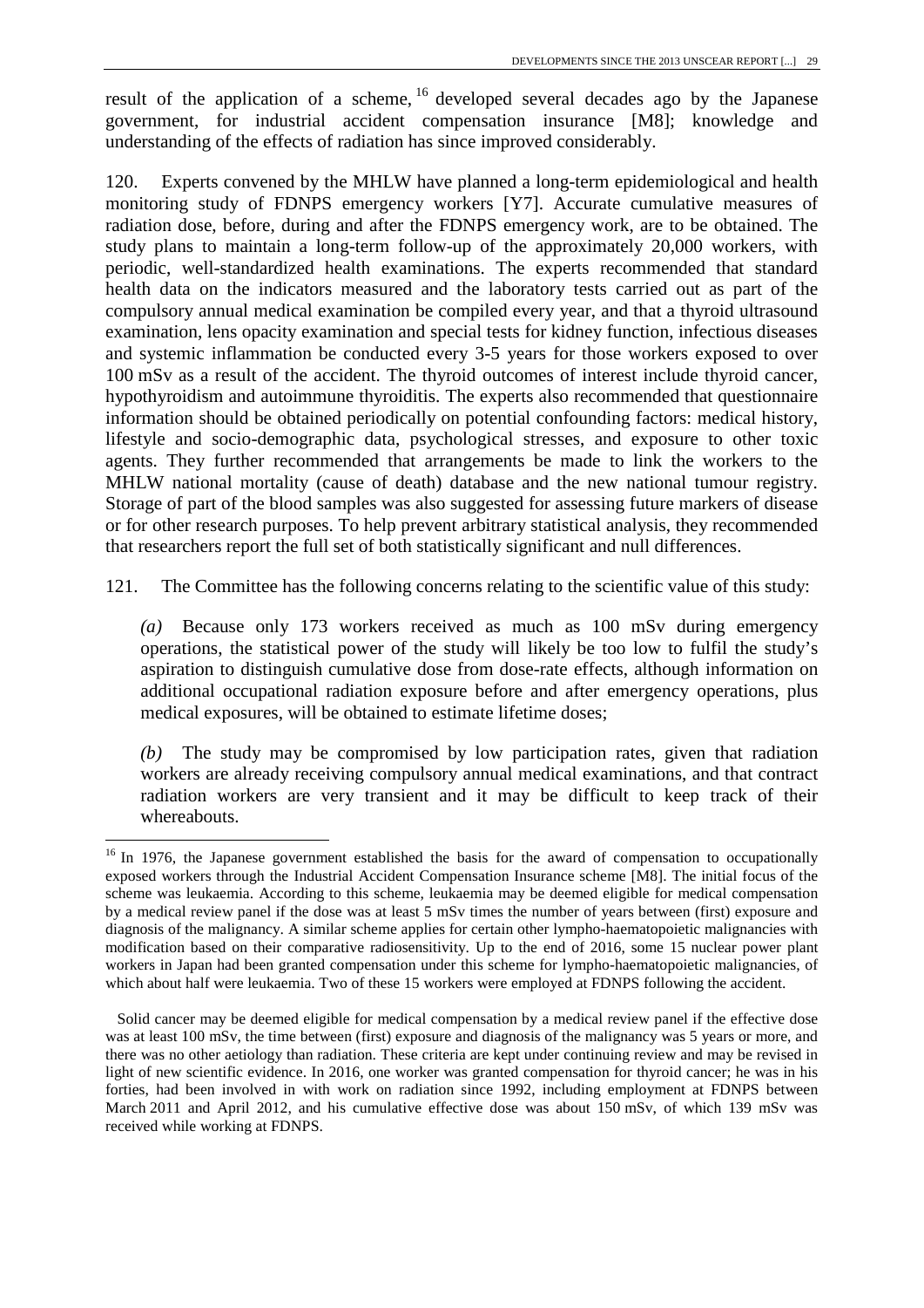result of the application of a scheme,[16] developed several decades ago by the Japanese government, for industrial accident compensation insurance [M8]; knowledge and understanding of the effects of radiation has since improved considerably.

120. Experts convened by the MHLW have planned a long-term epidemiological and health monitoring study of FDNPS emergency workers [Y7]. Accurate cumulative measures of radiation dose, before, during and after the FDNPS emergency work, are to be obtained. The study plans to maintain a long-term follow-up of the approximately 20,000 workers, with periodic, well-standardized health examinations. The experts recommended that standard health data on the indicators measured and the laboratory tests carried out as part of the compulsory annual medical examination be compiled every year, and that a thyroid ultrasound examination, lens opacity examination and special tests for kidney function, infectious diseases and systemic inflammation be conducted every 3-5 years for those workers exposed to over 100 mSv as a result of the accident. The thyroid outcomes of interest include thyroid cancer, hypothyroidism and autoimmune thyroiditis. The experts also recommended that questionnaire information should be obtained periodically on potential confounding factors: medical history, lifestyle and socio-demographic data, psychological stresses, and exposure to other toxic agents. They further recommended that arrangements be made to link the workers to the MHLW national mortality (cause of death) database and the new national tumour registry. Storage of part of the blood samples was also suggested for assessing future markers of disease or for other research purposes. To help prevent arbitrary statistical analysis, they recommended that researchers report the full set of both statistically significant and null differences.

121. The Committee has the following concerns relating to the scientific value of this study:

*(a)* Because only 173 workers received as much as 100 mSv during emergency operations, the statistical power of the study will likely be too low to fulfil the study's aspiration to distinguish cumulative dose from dose-rate effects, although information on additional occupational radiation exposure before and after emergency operations, plus medical exposures, will be obtained to estimate lifetime doses;

*(b)* The study may be compromised by low participation rates, given that radiation workers are already receiving compulsory annual medical examinations, and that contract radiation workers are very transient and it may be difficult to keep track of their whereabouts.

---

[16] In 1976, the Japanese government established the basis for the award of compensation to occupationally exposed workers through the Industrial Accident Compensation Insurance scheme [M8]. The initial focus of the scheme was leukaemia. According to this scheme, leukaemia may be deemed eligible for medical compensation by a medical review panel if the dose was at least 5 mSv times the number of years between (first) exposure and diagnosis of the malignancy. A similar scheme applies for certain other lympho-haematopoietic malignancies with modification based on their comparative radiosensitivity. Up to the end of 2016, some 15 nuclear power plant workers in Japan had been granted compensation under this scheme for lympho-haematopoietic malignancies, of which about half were leukaemia. Two of these 15 workers were employed at FDNPS following the accident.

Solid cancer may be deemed eligible for medical compensation by a medical review panel if the effective dose was at least 100 mSv, the time between (first) exposure and diagnosis of the malignancy was 5 years or more, and there was no other aetiology than radiation. These criteria are kept under continuing review and may be revised in light of new scientific evidence. In 2016, one worker was granted compensation for thyroid cancer; he was in his forties, had been involved in with work on radiation since 1992, including employment at FDNPS between March 2011 and April 2012, and his cumulative effective dose was about 150 mSv, of which 139 mSv was received while working at FDNPS.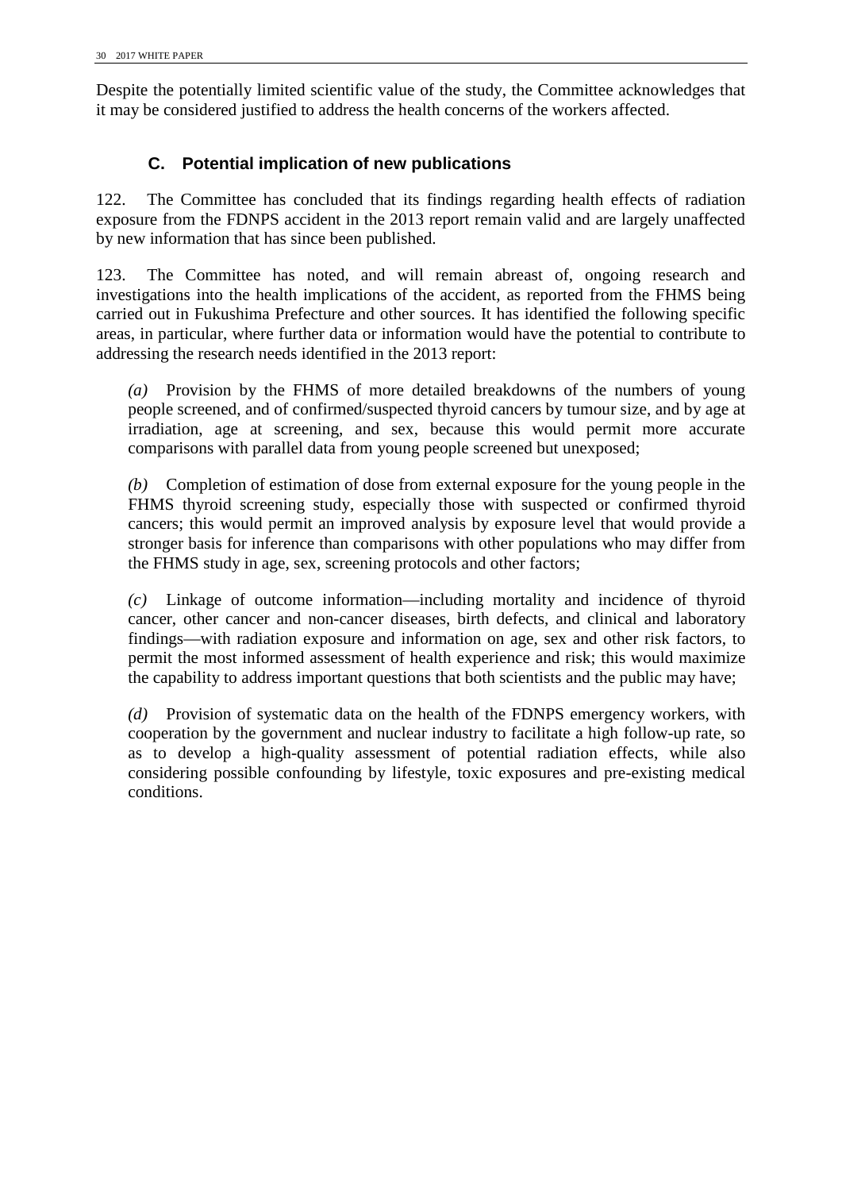Despite the potentially limited scientific value of the study, the Committee acknowledges that it may be considered justified to address the health concerns of the workers affected.

### C. Potential implication of new publications

122. The Committee has concluded that its findings regarding health effects of radiation exposure from the FDNPS accident in the 2013 report remain valid and are largely unaffected by new information that has since been published.

123. The Committee has noted, and will remain abreast of, ongoing research and investigations into the health implications of the accident, as reported from the FHMS being carried out in Fukushima Prefecture and other sources. It has identified the following specific areas, in particular, where further data or information would have the potential to contribute to addressing the research needs identified in the 2013 report:

*(a)* Provision by the FHMS of more detailed breakdowns of the numbers of young people screened, and of confirmed/suspected thyroid cancers by tumour size, and by age at irradiation, age at screening, and sex, because this would permit more accurate comparisons with parallel data from young people screened but unexposed;

*(b)* Completion of estimation of dose from external exposure for the young people in the FHMS thyroid screening study, especially those with suspected or confirmed thyroid cancers; this would permit an improved analysis by exposure level that would provide a stronger basis for inference than comparisons with other populations who may differ from the FHMS study in age, sex, screening protocols and other factors;

*(c)* Linkage of outcome information—including mortality and incidence of thyroid cancer, other cancer and non-cancer diseases, birth defects, and clinical and laboratory findings—with radiation exposure and information on age, sex and other risk factors, to permit the most informed assessment of health experience and risk; this would maximize the capability to address important questions that both scientists and the public may have;

*(d)* Provision of systematic data on the health of the FDNPS emergency workers, with cooperation by the government and nuclear industry to facilitate a high follow-up rate, so as to develop a high-quality assessment of potential radiation effects, while also considering possible confounding by lifestyle, toxic exposures and pre-existing medical conditions.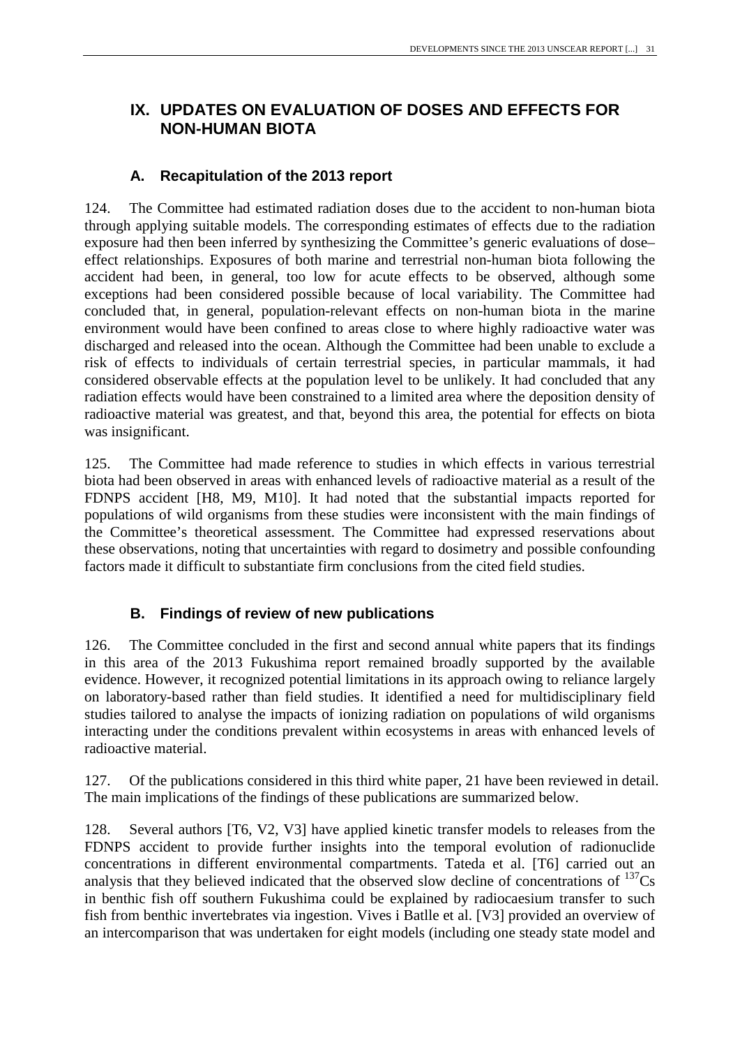# IX. UPDATES ON EVALUATION OF DOSES AND EFFECTS FOR NON-HUMAN BIOTA

## A. Recapitulation of the 2013 report

124. The Committee had estimated radiation doses due to the accident to non-human biota through applying suitable models. The corresponding estimates of effects due to the radiation exposure had then been inferred by synthesizing the Committee's generic evaluations of dose–effect relationships. Exposures of both marine and terrestrial non-human biota following the accident had been, in general, too low for acute effects to be observed, although some exceptions had been considered possible because of local variability. The Committee had concluded that, in general, population-relevant effects on non-human biota in the marine environment would have been confined to areas close to where highly radioactive water was discharged and released into the ocean. Although the Committee had been unable to exclude a risk of effects to individuals of certain terrestrial species, in particular mammals, it had considered observable effects at the population level to be unlikely. It had concluded that any radiation effects would have been constrained to a limited area where the deposition density of radioactive material was greatest, and that, beyond this area, the potential for effects on biota was insignificant.

125. The Committee had made reference to studies in which effects in various terrestrial biota had been observed in areas with enhanced levels of radioactive material as a result of the FDNPS accident [H8, M9, M10]. It had noted that the substantial impacts reported for populations of wild organisms from these studies were inconsistent with the main findings of the Committee's theoretical assessment. The Committee had expressed reservations about these observations, noting that uncertainties with regard to dosimetry and possible confounding factors made it difficult to substantiate firm conclusions from the cited field studies.

## B. Findings of review of new publications

126. The Committee concluded in the first and second annual white papers that its findings in this area of the 2013 Fukushima report remained broadly supported by the available evidence. However, it recognized potential limitations in its approach owing to reliance largely on laboratory-based rather than field studies. It identified a need for multidisciplinary field studies tailored to analyse the impacts of ionizing radiation on populations of wild organisms interacting under the conditions prevalent within ecosystems in areas with enhanced levels of radioactive material.

127. Of the publications considered in this third white paper, 21 have been reviewed in detail. The main implications of the findings of these publications are summarized below.

128. Several authors [T6, V2, V3] have applied kinetic transfer models to releases from the FDNPS accident to provide further insights into the temporal evolution of radionuclide concentrations in different environmental compartments. Tateda et al. [T6] carried out an analysis that they believed indicated that the observed slow decline of concentrations of $^{137}$Cs in benthic fish off southern Fukushima could be explained by radiocaesium transfer to such fish from benthic invertebrates via ingestion. Vives i Batlle et al. [V3] provided an overview of an intercomparison that was undertaken for eight models (including one steady state model and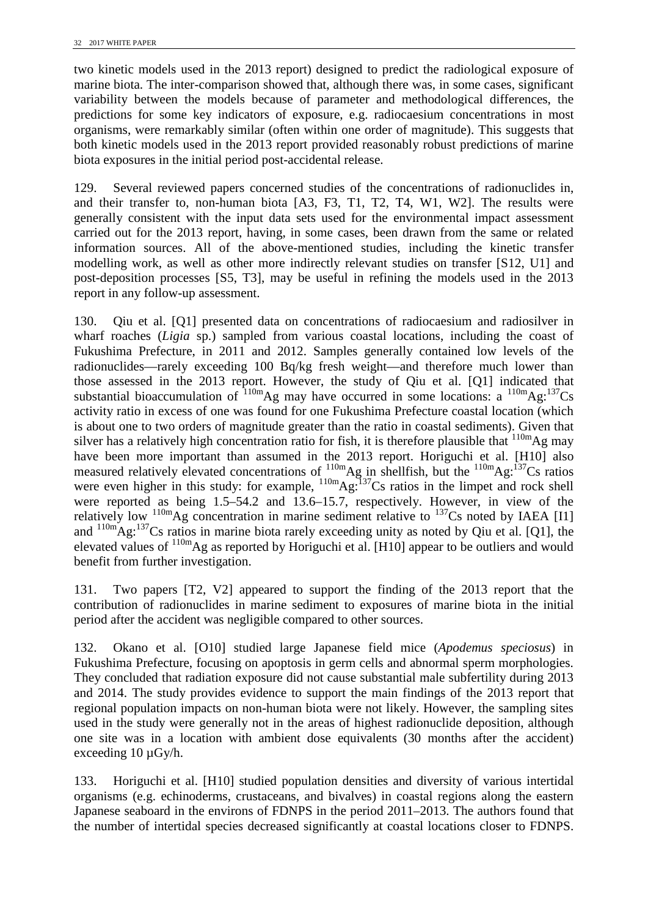two kinetic models used in the 2013 report) designed to predict the radiological exposure of marine biota. The inter-comparison showed that, although there was, in some cases, significant variability between the models because of parameter and methodological differences, the predictions for some key indicators of exposure, e.g. radiocaesium concentrations in most organisms, were remarkably similar (often within one order of magnitude). This suggests that both kinetic models used in the 2013 report provided reasonably robust predictions of marine biota exposures in the initial period post-accidental release.

129. Several reviewed papers concerned studies of the concentrations of radionuclides in, and their transfer to, non-human biota [A3, F3, T1, T2, T4, W1, W2]. The results were generally consistent with the input data sets used for the environmental impact assessment carried out for the 2013 report, having, in some cases, been drawn from the same or related information sources. All of the above-mentioned studies, including the kinetic transfer modelling work, as well as other more indirectly relevant studies on transfer [S12, U1] and post-deposition processes [S5, T3], may be useful in refining the models used in the 2013 report in any follow-up assessment.

130. Qiu et al. [Q1] presented data on concentrations of radiocaesium and radiosilver in wharf roaches (*Ligia* sp.) sampled from various coastal locations, including the coast of Fukushima Prefecture, in 2011 and 2012. Samples generally contained low levels of the radionuclides—rarely exceeding 100 Bq/kg fresh weight—and therefore much lower than those assessed in the 2013 report. However, the study of Qiu et al. [Q1] indicated that substantial bioaccumulation of $^{110m}$Ag may have occurred in some locations: a $^{110m}$Ag:$^{137}$Cs activity ratio in excess of one was found for one Fukushima Prefecture coastal location (which is about one to two orders of magnitude greater than the ratio in coastal sediments). Given that silver has a relatively high concentration ratio for fish, it is therefore plausible that $^{110m}$Ag may have been more important than assumed in the 2013 report. Horiguchi et al. [H10] also measured relatively elevated concentrations of $^{110m}$Ag in shellfish, but the $^{110m}$Ag:$^{137}$Cs ratios were even higher in this study: for example, $^{110m}$Ag:$^{137}$Cs ratios in the limpet and rock shell were reported as being 1.5–54.2 and 13.6–15.7, respectively. However, in view of the relatively low $^{110m}$Ag concentration in marine sediment relative to $^{137}$Cs noted by IAEA [I1] and $^{110m}$Ag:$^{137}$Cs ratios in marine biota rarely exceeding unity as noted by Qiu et al. [Q1], the elevated values of $^{110m}$Ag as reported by Horiguchi et al. [H10] appear to be outliers and would benefit from further investigation.

131. Two papers [T2, V2] appeared to support the finding of the 2013 report that the contribution of radionuclides in marine sediment to exposures of marine biota in the initial period after the accident was negligible compared to other sources.

132. Okano et al. [O10] studied large Japanese field mice (*Apodemus speciosus*) in Fukushima Prefecture, focusing on apoptosis in germ cells and abnormal sperm morphologies. They concluded that radiation exposure did not cause substantial male subfertility during 2013 and 2014. The study provides evidence to support the main findings of the 2013 report that regional population impacts on non-human biota were not likely. However, the sampling sites used in the study were generally not in the areas of highest radionuclide deposition, although one site was in a location with ambient dose equivalents (30 months after the accident) exceeding 10 µGy/h.

133. Horiguchi et al. [H10] studied population densities and diversity of various intertidal organisms (e.g. echinoderms, crustaceans, and bivalves) in coastal regions along the eastern Japanese seaboard in the environs of FDNPS in the period 2011–2013. The authors found that the number of intertidal species decreased significantly at coastal locations closer to FDNPS.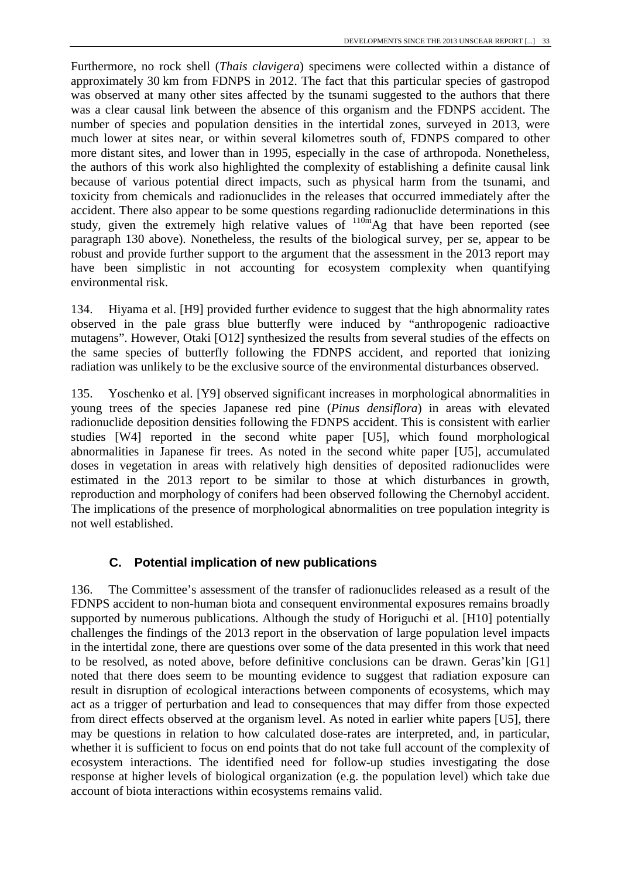Furthermore, no rock shell (*Thais clavigera*) specimens were collected within a distance of approximately 30 km from FDNPS in 2012. The fact that this particular species of gastropod was observed at many other sites affected by the tsunami suggested to the authors that there was a clear causal link between the absence of this organism and the FDNPS accident. The number of species and population densities in the intertidal zones, surveyed in 2013, were much lower at sites near, or within several kilometres south of, FDNPS compared to other more distant sites, and lower than in 1995, especially in the case of arthropoda. Nonetheless, the authors of this work also highlighted the complexity of establishing a definite causal link because of various potential direct impacts, such as physical harm from the tsunami, and toxicity from chemicals and radionuclides in the releases that occurred immediately after the accident. There also appear to be some questions regarding radionuclide determinations in this study, given the extremely high relative values of $^{110m}$Ag that have been reported (see paragraph 130 above). Nonetheless, the results of the biological survey, per se, appear to be robust and provide further support to the argument that the assessment in the 2013 report may have been simplistic in not accounting for ecosystem complexity when quantifying environmental risk.

134. Hiyama et al. [H9] provided further evidence to suggest that the high abnormality rates observed in the pale grass blue butterfly were induced by "anthropogenic radioactive mutagens". However, Otaki [O12] synthesized the results from several studies of the effects on the same species of butterfly following the FDNPS accident, and reported that ionizing radiation was unlikely to be the exclusive source of the environmental disturbances observed.

135. Yoschenko et al. [Y9] observed significant increases in morphological abnormalities in young trees of the species Japanese red pine (*Pinus densiflora*) in areas with elevated radionuclide deposition densities following the FDNPS accident. This is consistent with earlier studies [W4] reported in the second white paper [U5], which found morphological abnormalities in Japanese fir trees. As noted in the second white paper [U5], accumulated doses in vegetation in areas with relatively high densities of deposited radionuclides were estimated in the 2013 report to be similar to those at which disturbances in growth, reproduction and morphology of conifers had been observed following the Chernobyl accident. The implications of the presence of morphological abnormalities on tree population integrity is not well established.

## C. Potential implication of new publications

136. The Committee's assessment of the transfer of radionuclides released as a result of the FDNPS accident to non-human biota and consequent environmental exposures remains broadly supported by numerous publications. Although the study of Horiguchi et al. [H10] potentially challenges the findings of the 2013 report in the observation of large population level impacts in the intertidal zone, there are questions over some of the data presented in this work that need to be resolved, as noted above, before definitive conclusions can be drawn. Geras'kin [G1] noted that there does seem to be mounting evidence to suggest that radiation exposure can result in disruption of ecological interactions between components of ecosystems, which may act as a trigger of perturbation and lead to consequences that may differ from those expected from direct effects observed at the organism level. As noted in earlier white papers [U5], there may be questions in relation to how calculated dose-rates are interpreted, and, in particular, whether it is sufficient to focus on end points that do not take full account of the complexity of ecosystem interactions. The identified need for follow-up studies investigating the dose response at higher levels of biological organization (e.g. the population level) which take due account of biota interactions within ecosystems remains valid.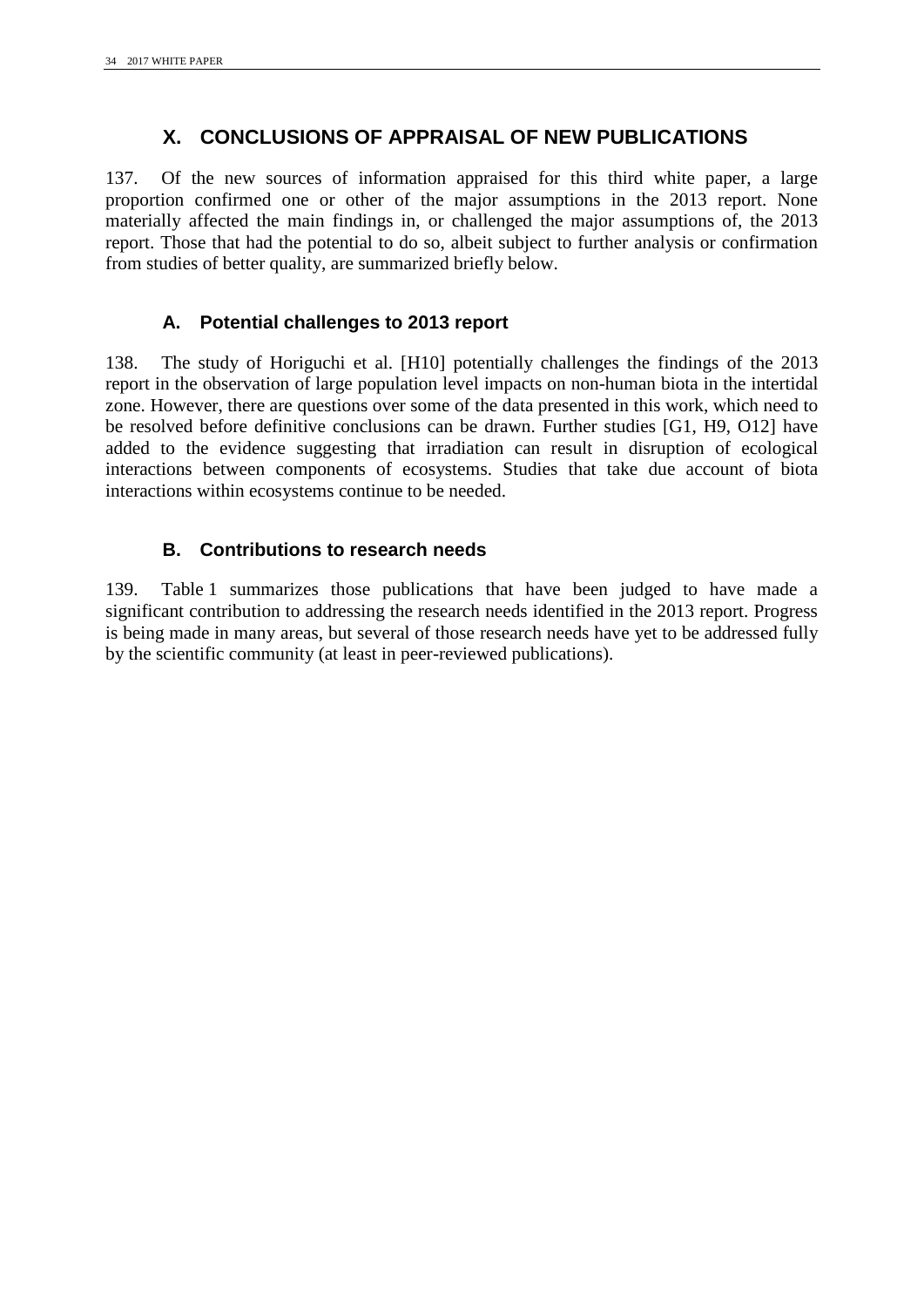# X. CONCLUSIONS OF APPRAISAL OF NEW PUBLICATIONS

137. Of the new sources of information appraised for this third white paper, a large proportion confirmed one or other of the major assumptions in the 2013 report. None materially affected the main findings in, or challenged the major assumptions of, the 2013 report. Those that had the potential to do so, albeit subject to further analysis or confirmation from studies of better quality, are summarized briefly below.

## A. Potential challenges to 2013 report

138. The study of Horiguchi et al. [H10] potentially challenges the findings of the 2013 report in the observation of large population level impacts on non-human biota in the intertidal zone. However, there are questions over some of the data presented in this work, which need to be resolved before definitive conclusions can be drawn. Further studies [G1, H9, O12] have added to the evidence suggesting that irradiation can result in disruption of ecological interactions between components of ecosystems. Studies that take due account of biota interactions within ecosystems continue to be needed.

## B. Contributions to research needs

139. Table 1 summarizes those publications that have been judged to have made a significant contribution to addressing the research needs identified in the 2013 report. Progress is being made in many areas, but several of those research needs have yet to be addressed fully by the scientific community (at least in peer-reviewed publications).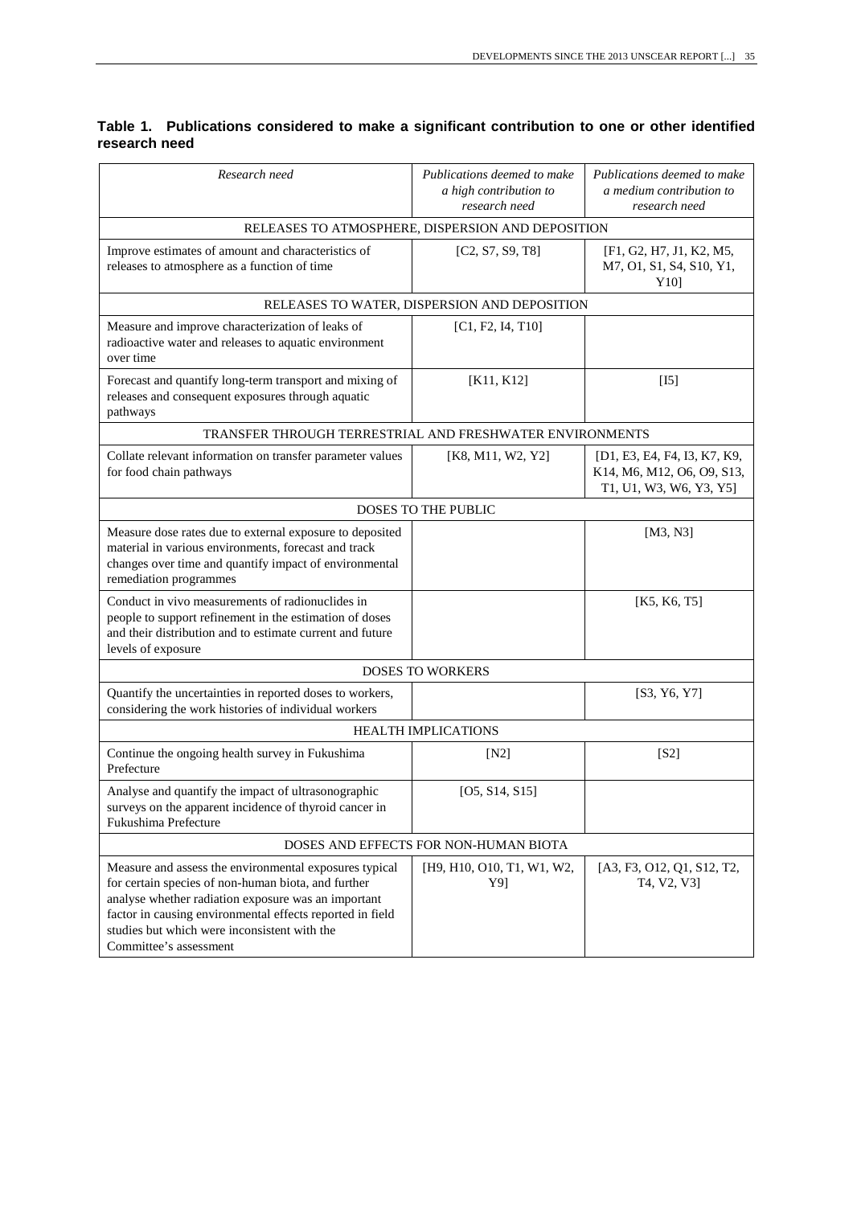**Table 1. Publications considered to make a significant contribution to one or other identified research need**

| *Research need* | *Publications deemed to make a high contribution to research need* | *Publications deemed to make a medium contribution to research need* |
|---|---|---|
| RELEASES TO ATMOSPHERE, DISPERSION AND DEPOSITION | | |
| Improve estimates of amount and characteristics of releases to atmosphere as a function of time | [C2, S7, S9, T8] | [F1, G2, H7, J1, K2, M5, M7, O1, S1, S4, S10, Y1, Y10] |
| RELEASES TO WATER, DISPERSION AND DEPOSITION | | |
| Measure and improve characterization of leaks of radioactive water and releases to aquatic environment over time | [C1, F2, I4, T10] | |
| Forecast and quantify long-term transport and mixing of releases and consequent exposures through aquatic pathways | [K11, K12] | [I5] |
| TRANSFER THROUGH TERRESTRIAL AND FRESHWATER ENVIRONMENTS | | |
| Collate relevant information on transfer parameter values for food chain pathways | [K8, M11, W2, Y2] | [D1, E3, E4, F4, I3, K7, K9, K14, M6, M12, O6, O9, S13, T1, U1, W3, W6, Y3, Y5] |
| DOSES TO THE PUBLIC | | |
| Measure dose rates due to external exposure to deposited material in various environments, forecast and track changes over time and quantify impact of environmental remediation programmes | | [M3, N3] |
| Conduct in vivo measurements of radionuclides in people to support refinement in the estimation of doses and their distribution and to estimate current and future levels of exposure | | [K5, K6, T5] |
| DOSES TO WORKERS | | |
| Quantify the uncertainties in reported doses to workers, considering the work histories of individual workers | | [S3, Y6, Y7] |
| HEALTH IMPLICATIONS | | |
| Continue the ongoing health survey in Fukushima Prefecture | [N2] | [S2] |
| Analyse and quantify the impact of ultrasonographic surveys on the apparent incidence of thyroid cancer in Fukushima Prefecture | [O5, S14, S15] | |
| DOSES AND EFFECTS FOR NON-HUMAN BIOTA | | |
| Measure and assess the environmental exposures typical for certain species of non-human biota, and further analyse whether radiation exposure was an important factor in causing environmental effects reported in field studies but which were inconsistent with the Committee's assessment | [H9, H10, O10, T1, W1, W2, Y9] | [A3, F3, O12, Q1, S12, T2, T4, V2, V3] |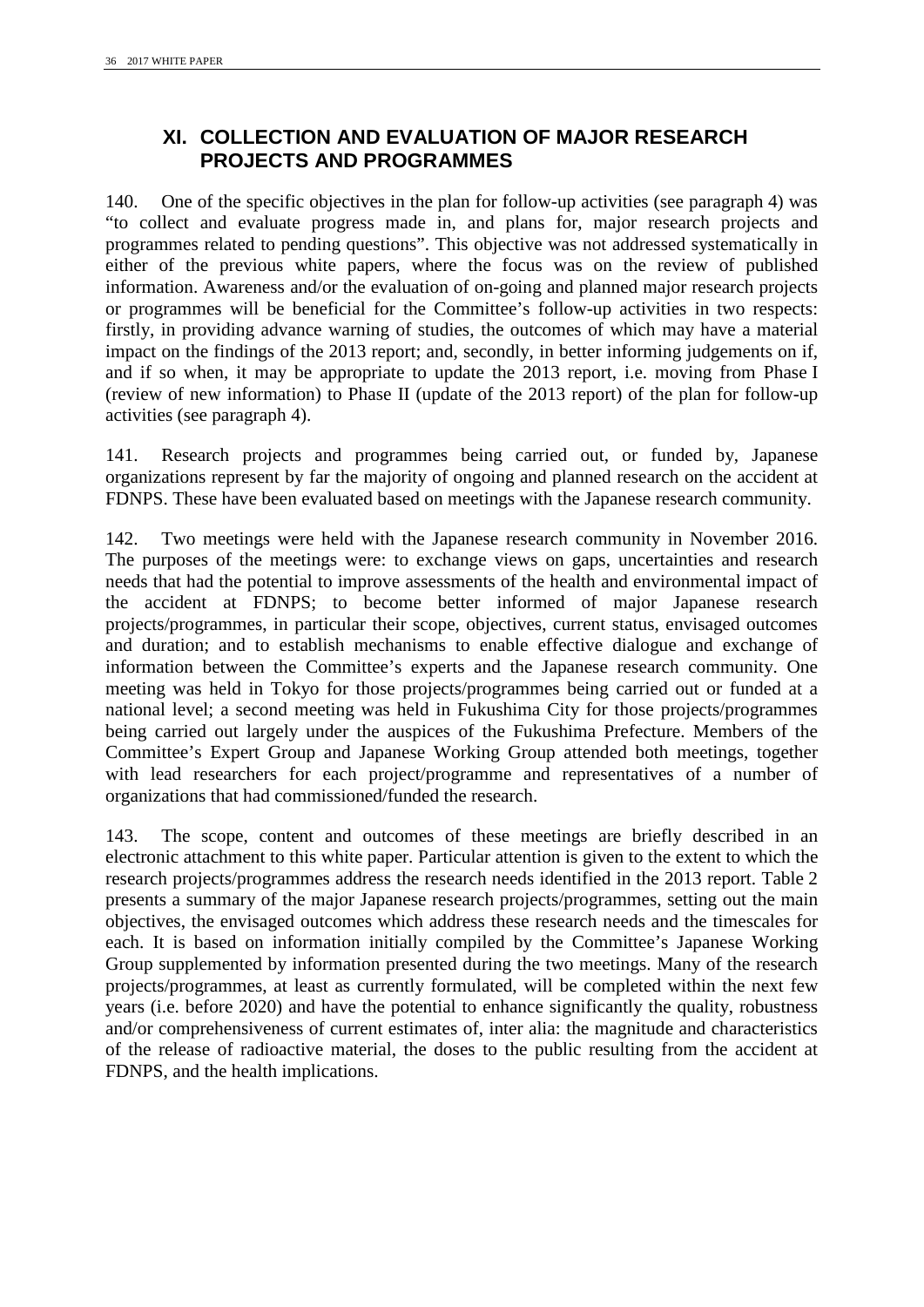## XI. COLLECTION AND EVALUATION OF MAJOR RESEARCH PROJECTS AND PROGRAMMES

140. One of the specific objectives in the plan for follow-up activities (see paragraph 4) was "to collect and evaluate progress made in, and plans for, major research projects and programmes related to pending questions". This objective was not addressed systematically in either of the previous white papers, where the focus was on the review of published information. Awareness and/or the evaluation of on-going and planned major research projects or programmes will be beneficial for the Committee's follow-up activities in two respects: firstly, in providing advance warning of studies, the outcomes of which may have a material impact on the findings of the 2013 report; and, secondly, in better informing judgements on if, and if so when, it may be appropriate to update the 2013 report, i.e. moving from Phase I (review of new information) to Phase II (update of the 2013 report) of the plan for follow-up activities (see paragraph 4).

141. Research projects and programmes being carried out, or funded by, Japanese organizations represent by far the majority of ongoing and planned research on the accident at FDNPS. These have been evaluated based on meetings with the Japanese research community.

142. Two meetings were held with the Japanese research community in November 2016. The purposes of the meetings were: to exchange views on gaps, uncertainties and research needs that had the potential to improve assessments of the health and environmental impact of the accident at FDNPS; to become better informed of major Japanese research projects/programmes, in particular their scope, objectives, current status, envisaged outcomes and duration; and to establish mechanisms to enable effective dialogue and exchange of information between the Committee's experts and the Japanese research community. One meeting was held in Tokyo for those projects/programmes being carried out or funded at a national level; a second meeting was held in Fukushima City for those projects/programmes being carried out largely under the auspices of the Fukushima Prefecture. Members of the Committee's Expert Group and Japanese Working Group attended both meetings, together with lead researchers for each project/programme and representatives of a number of organizations that had commissioned/funded the research.

143. The scope, content and outcomes of these meetings are briefly described in an electronic attachment to this white paper. Particular attention is given to the extent to which the research projects/programmes address the research needs identified in the 2013 report. Table 2 presents a summary of the major Japanese research projects/programmes, setting out the main objectives, the envisaged outcomes which address these research needs and the timescales for each. It is based on information initially compiled by the Committee's Japanese Working Group supplemented by information presented during the two meetings. Many of the research projects/programmes, at least as currently formulated, will be completed within the next few years (i.e. before 2020) and have the potential to enhance significantly the quality, robustness and/or comprehensiveness of current estimates of, inter alia: the magnitude and characteristics of the release of radioactive material, the doses to the public resulting from the accident at FDNPS, and the health implications.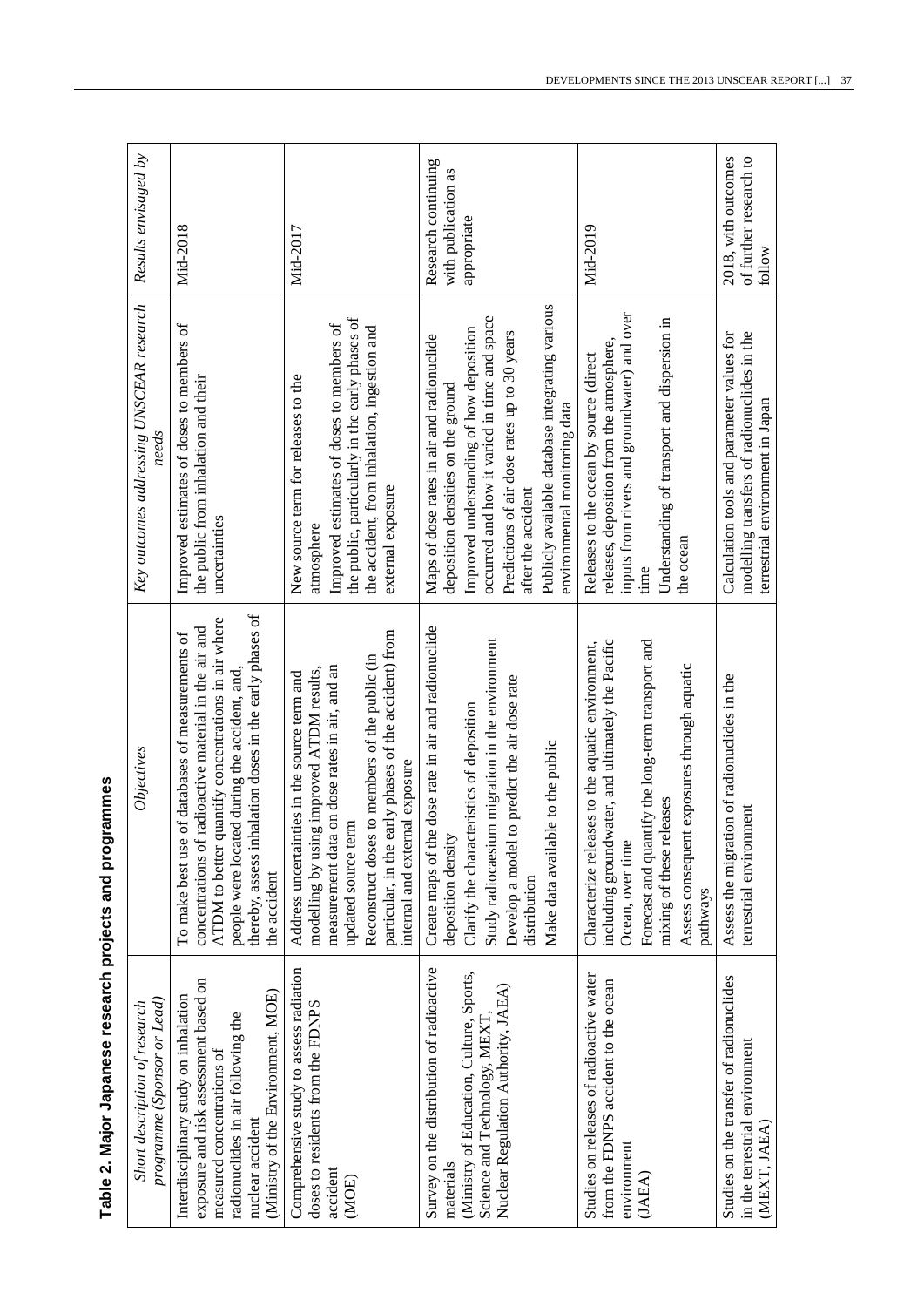**Table 2. Major Japanese research projects and programmes**

| *Short description of research programme (Sponsor or Lead)* | *Objectives* | *Key outcomes addressing UNSCEAR research needs* | *Results envisaged by* |
|---|---|---|---|
| Interdisciplinary study on inhalation exposure and risk assessment based on measured concentrations of radionuclides in air following the nuclear accident (Ministry of the Environment, MOE) | To make best use of databases of measurements of concentrations of radioactive material in the air and ATDM to better quantify concentrations in air where people were located during the accident, and, thereby, assess inhalation doses in the early phases of the accident | Improved estimates of doses to members of the public from inhalation and their uncertainties | Mid-2018 |
| Comprehensive study to assess radiation doses to residents from the FDNPS accident (MOE) | Address uncertainties in the source term and modelling by using improved ATDM results, measurement data on dose rates in air, and an updated source term<br>Reconstruct doses to members of the public (in particular, in the early phases of the accident) from internal and external exposure | New source term for releases to the atmosphere<br>Improved estimates of doses to members of the public, particularly in the early phases of the accident, from inhalation, ingestion and external exposure | Mid-2017 |
| Survey on the distribution of radioactive materials (Ministry of Education, Culture, Sports, Science and Technology, MEXT, Nuclear Regulation Authority, JAEA) | Create maps of the dose rate in air and radionuclide deposition density<br>Clarify the characteristics of deposition<br>Study radiocaesium migration in the environment<br>Develop a model to predict the air dose rate distribution<br>Make data available to the public | Maps of dose rates in air and radionuclide deposition densities on the ground<br>Improved understanding of how deposition occurred and how it varied in time and space<br>Predictions of air dose rates up to 30 years after the accident<br>Publicly available database integrating various environmental monitoring data | Research continuing with publication as appropriate |
| Studies on releases of radioactive water from the FDNPS accident to the ocean environment (JAEA) | Characterize releases to the aquatic environment, including groundwater, and ultimately the Pacific Ocean, over time<br>Forecast and quantify the long-term transport and mixing of these releases<br>Assess consequent exposures through aquatic pathways | Releases to the ocean by source (direct releases, deposition from the atmosphere, inputs from rivers and groundwater) and over time<br>Understanding of transport and dispersion in the ocean | Mid-2019 |
| Studies on the transfer of radionuclides in the terrestrial environment (MEXT, JAEA) | Assess the migration of radionuclides in the terrestrial environment | Calculation tools and parameter values for modelling transfers of radionuclides in the terrestrial environment in Japan | 2018, with outcomes of further research to follow |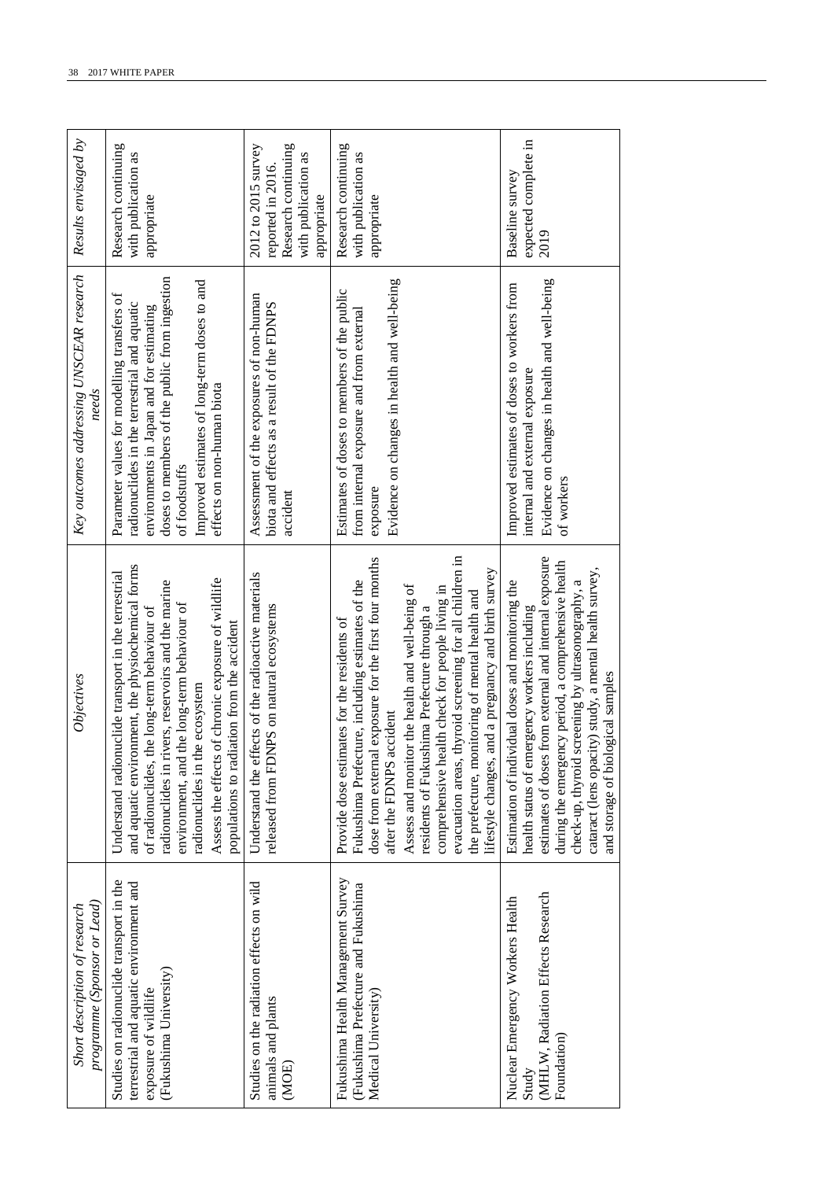| Short description of research programme (Sponsor or Lead) | Objectives | Key outcomes addressing UNSCEAR research needs | Results envisaged by |
|---|---|---|---|
| Studies on radionuclide transport in the terrestrial and aquatic environment and exposure of wildlife (Fukushima University) | Understand radionuclide transport in the terrestrial and aquatic environment, the physiochemical forms of radionuclides, the long-term behaviour of radionuclides in rivers, reservoirs and the marine environment, and the long-term behaviour of radionuclides in the ecosystem<br>Assess the effects of chronic exposure of wildlife populations to radiation from the accident | Parameter values for modelling transfers of radionuclides in the terrestrial and aquatic environments in Japan and for estimating doses to members of the public from ingestion of foodstuffs<br>Improved estimates of long-term doses to and effects on non-human biota | Research continuing with publication as appropriate |
| Studies on the radiation effects on wild animals and plants (MOE) | Understand the effects of the radioactive materials released from FDNPS on natural ecosystems | Assessment of the exposures of non-human biota and effects as a result of the FDNPS accident | 2012 to 2015 survey reported in 2016. Research continuing with publication as appropriate |
| Fukushima Health Management Survey (Fukushima Prefecture and Fukushima Medical University) | Provide dose estimates for the residents of Fukushima Prefecture, including estimates of the dose from external exposure for the first four months after the FDNPS accident<br>Assess and monitor the health and well-being of residents of Fukushima Prefecture through a comprehensive health check for people living in evacuation areas, thyroid screening for all children in the prefecture, monitoring of mental health and lifestyle changes, and a pregnancy and birth survey | Estimates of doses to members of the public from internal exposure and from external exposure<br>Evidence on changes in health and well-being | Research continuing with publication as appropriate |
| Nuclear Emergency Workers Health Study (MHLW, Radiation Effects Research Foundation) | Estimation of individual doses and monitoring the health status of emergency workers including estimates of doses from external and internal exposure during the emergency period, a comprehensive health check-up, thyroid screening by ultrasonography, a cataract (lens opacity) study, a mental health survey, and storage of biological samples | Improved estimates of doses to workers from internal and external exposure<br>Evidence on changes in health and well-being of workers | Baseline survey expected complete in 2019 |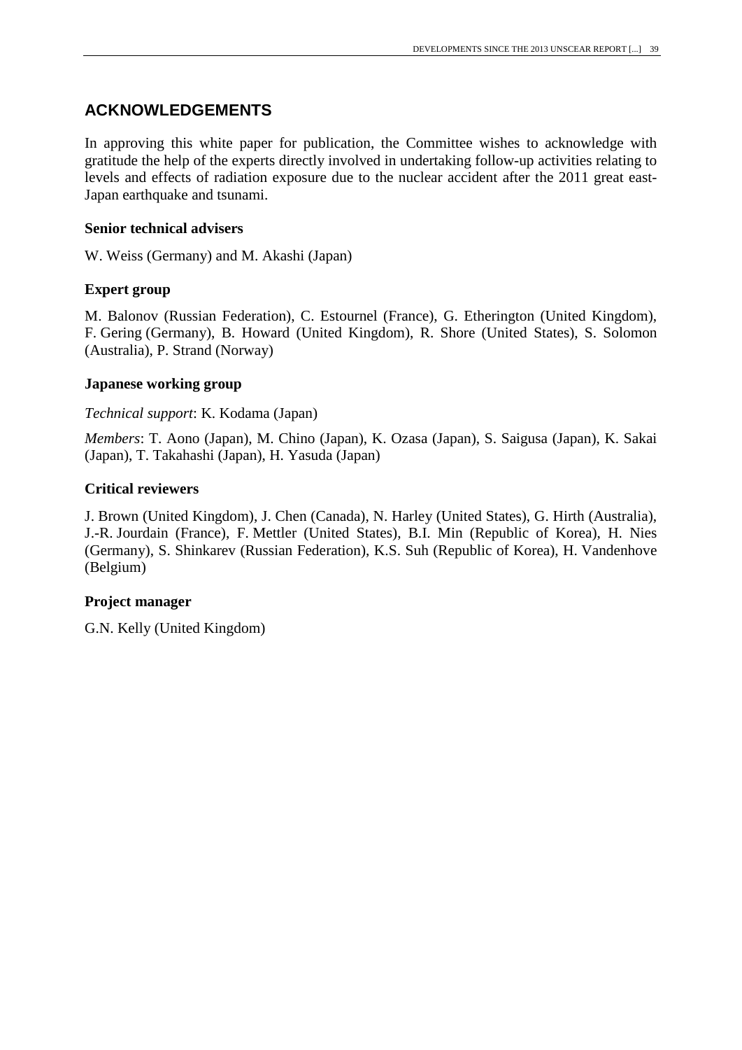## ACKNOWLEDGEMENTS

In approving this white paper for publication, the Committee wishes to acknowledge with gratitude the help of the experts directly involved in undertaking follow-up activities relating to levels and effects of radiation exposure due to the nuclear accident after the 2011 great east-Japan earthquake and tsunami.

### Senior technical advisers

W. Weiss (Germany) and M. Akashi (Japan)

### Expert group

M. Balonov (Russian Federation), C. Estournel (France), G. Etherington (United Kingdom), F. Gering (Germany), B. Howard (United Kingdom), R. Shore (United States), S. Solomon (Australia), P. Strand (Norway)

### Japanese working group

*Technical support*: K. Kodama (Japan)

*Members*: T. Aono (Japan), M. Chino (Japan), K. Ozasa (Japan), S. Saigusa (Japan), K. Sakai (Japan), T. Takahashi (Japan), H. Yasuda (Japan)

### Critical reviewers

J. Brown (United Kingdom), J. Chen (Canada), N. Harley (United States), G. Hirth (Australia), J.-R. Jourdain (France), F. Mettler (United States), B.I. Min (Republic of Korea), H. Nies (Germany), S. Shinkarev (Russian Federation), K.S. Suh (Republic of Korea), H. Vandenhove (Belgium)

### Project manager

G.N. Kelly (United Kingdom)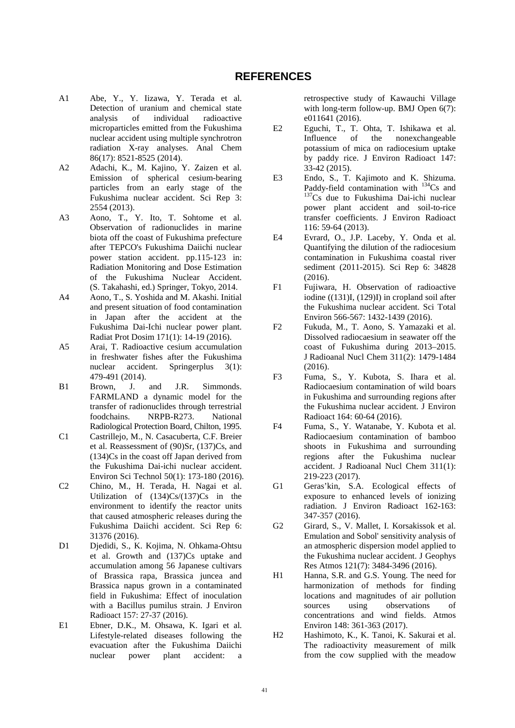# REFERENCES

A1 Abe, Y., Y. Iizawa, Y. Terada et al. Detection of uranium and chemical state analysis of individual radioactive microparticles emitted from the Fukushima nuclear accident using multiple synchrotron radiation X-ray analyses. Anal Chem 86(17): 8521-8525 (2014).

A2 Adachi, K., M. Kajino, Y. Zaizen et al. Emission of spherical cesium-bearing particles from an early stage of the Fukushima nuclear accident. Sci Rep 3: 2554 (2013).

A3 Aono, T., Y. Ito, T. Sohtome et al. Observation of radionuclides in marine biota off the coast of Fukushima prefecture after TEPCO's Fukushima Daiichi nuclear power station accident. pp.115-123 in: Radiation Monitoring and Dose Estimation of the Fukushima Nuclear Accident. (S. Takahashi, ed.) Springer, Tokyo, 2014.

A4 Aono, T., S. Yoshida and M. Akashi. Initial and present situation of food contamination in Japan after the accident at the Fukushima Dai-Ichi nuclear power plant. Radiat Prot Dosim 171(1): 14-19 (2016).

A5 Arai, T. Radioactive cesium accumulation in freshwater fishes after the Fukushima nuclear accident. Springerplus 3(1): 479-491 (2014).

B1 Brown, J. and J.R. Simmonds. FARMLAND a dynamic model for the transfer of radionuclides through terrestrial foodchains. NRPB-R273. National Radiological Protection Board, Chilton, 1995.

C1 Castrillejo, M., N. Casacuberta, C.F. Breier et al. Reassessment of (90)Sr, (137)Cs, and (134)Cs in the coast off Japan derived from the Fukushima Dai-ichi nuclear accident. Environ Sci Technol 50(1): 173-180 (2016).

C2 Chino, M., H. Terada, H. Nagai et al. Utilization of (134)Cs/(137)Cs in the environment to identify the reactor units that caused atmospheric releases during the Fukushima Daiichi accident. Sci Rep 6: 31376 (2016).

D1 Djedidi, S., K. Kojima, N. Ohkama-Ohtsu et al. Growth and (137)Cs uptake and accumulation among 56 Japanese cultivars of Brassica rapa, Brassica juncea and Brassica napus grown in a contaminated field in Fukushima: Effect of inoculation with a Bacillus pumilus strain. J Environ Radioact 157: 27-37 (2016).

E1 Ebner, D.K., M. Ohsawa, K. Igari et al. Lifestyle-related diseases following the evacuation after the Fukushima Daiichi nuclear power plant accident: a retrospective study of Kawauchi Village with long-term follow-up. BMJ Open 6(7): e011641 (2016).

E2 Eguchi, T., T. Ohta, T. Ishikawa et al. Influence of the nonexchangeable potassium of mica on radiocesium uptake by paddy rice. J Environ Radioact 147: 33-42 (2015).

E3 Endo, S., T. Kajimoto and K. Shizuma. Paddy-field contamination with $^{134}$Cs and $^{137}$Cs due to Fukushima Dai-ichi nuclear power plant accident and soil-to-rice transfer coefficients. J Environ Radioact 116: 59-64 (2013).

E4 Evrard, O., J.P. Laceby, Y. Onda et al. Quantifying the dilution of the radiocesium contamination in Fukushima coastal river sediment (2011-2015). Sci Rep 6: 34828 (2016).

F1 Fujiwara, H. Observation of radioactive iodine ((131)I, (129)I) in cropland soil after the Fukushima nuclear accident. Sci Total Environ 566-567: 1432-1439 (2016).

F2 Fukuda, M., T. Aono, S. Yamazaki et al. Dissolved radiocaesium in seawater off the coast of Fukushima during 2013–2015. J Radioanal Nucl Chem 311(2): 1479-1484 (2016).

F3 Fuma, S., Y. Kubota, S. Ihara et al. Radiocaesium contamination of wild boars in Fukushima and surrounding regions after the Fukushima nuclear accident. J Environ Radioact 164: 60-64 (2016).

F4 Fuma, S., Y. Watanabe, Y. Kubota et al. Radiocaesium contamination of bamboo shoots in Fukushima and surrounding regions after the Fukushima nuclear accident. J Radioanal Nucl Chem 311(1): 219-223 (2017).

G1 Geras'kin, S.A. Ecological effects of exposure to enhanced levels of ionizing radiation. J Environ Radioact 162-163: 347-357 (2016).

G2 Girard, S., V. Mallet, I. Korsakissok et al. Emulation and Sobol' sensitivity analysis of an atmospheric dispersion model applied to the Fukushima nuclear accident. J Geophys Res Atmos 121(7): 3484-3496 (2016).

H1 Hanna, S.R. and G.S. Young. The need for harmonization of methods for finding locations and magnitudes of air pollution sources using observations of concentrations and wind fields. Atmos Environ 148: 361-363 (2017).

H2 Hashimoto, K., K. Tanoi, K. Sakurai et al. The radioactivity measurement of milk from the cow supplied with the meadow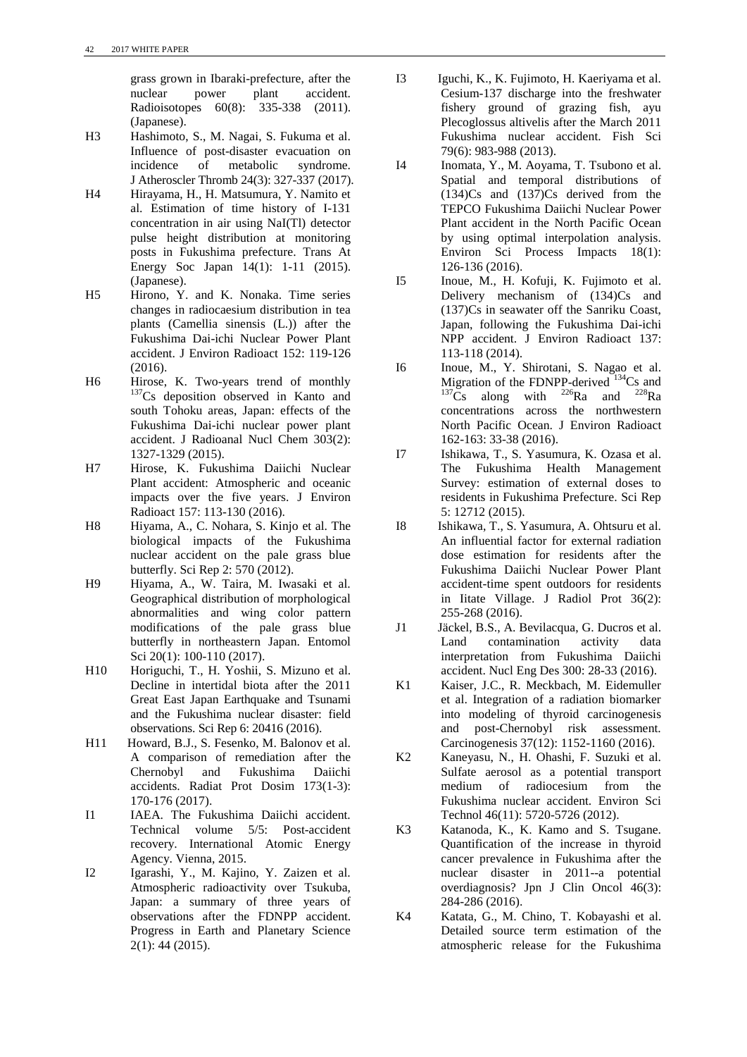grass grown in Ibaraki-prefecture, after the nuclear power plant accident. Radioisotopes 60(8): 335-338 (2011). (Japanese).

H3 Hashimoto, S., M. Nagai, S. Fukuma et al. Influence of post-disaster evacuation on incidence of metabolic syndrome. J Atheroscler Thromb 24(3): 327-337 (2017).

H4 Hirayama, H., H. Matsumura, Y. Namito et al. Estimation of time history of I-131 concentration in air using NaI(Tl) detector pulse height distribution at monitoring posts in Fukushima prefecture. Trans At Energy Soc Japan 14(1): 1-11 (2015). (Japanese).

H5 Hirono, Y. and K. Nonaka. Time series changes in radiocaesium distribution in tea plants (Camellia sinensis (L.)) after the Fukushima Dai-ichi Nuclear Power Plant accident. J Environ Radioact 152: 119-126 (2016).

H6 Hirose, K. Two-years trend of monthly $^{137}$Cs deposition observed in Kanto and south Tohoku areas, Japan: effects of the Fukushima Dai-ichi nuclear power plant accident. J Radioanal Nucl Chem 303(2): 1327-1329 (2015).

H7 Hirose, K. Fukushima Daiichi Nuclear Plant accident: Atmospheric and oceanic impacts over the five years. J Environ Radioact 157: 113-130 (2016).

H8 Hiyama, A., C. Nohara, S. Kinjo et al. The biological impacts of the Fukushima nuclear accident on the pale grass blue butterfly. Sci Rep 2: 570 (2012).

H9 Hiyama, A., W. Taira, M. Iwasaki et al. Geographical distribution of morphological abnormalities and wing color pattern modifications of the pale grass blue butterfly in northeastern Japan. Entomol Sci 20(1): 100-110 (2017).

H10 Horiguchi, T., H. Yoshii, S. Mizuno et al. Decline in intertidal biota after the 2011 Great East Japan Earthquake and Tsunami and the Fukushima nuclear disaster: field observations. Sci Rep 6: 20416 (2016).

H11 Howard, B.J., S. Fesenko, M. Balonov et al. A comparison of remediation after the Chernobyl and Fukushima Daiichi accidents. Radiat Prot Dosim 173(1-3): 170-176 (2017).

I1 IAEA. The Fukushima Daiichi accident. Technical volume 5/5: Post-accident recovery. International Atomic Energy Agency. Vienna, 2015.

I2 Igarashi, Y., M. Kajino, Y. Zaizen et al. Atmospheric radioactivity over Tsukuba, Japan: a summary of three years of observations after the FDNPP accident. Progress in Earth and Planetary Science 2(1): 44 (2015).

I3 Iguchi, K., K. Fujimoto, H. Kaeriyama et al. Cesium-137 discharge into the freshwater fishery ground of grazing fish, ayu Plecoglossus altivelis after the March 2011 Fukushima nuclear accident. Fish Sci 79(6): 983-988 (2013).

I4 Inomata, Y., M. Aoyama, T. Tsubono et al. Spatial and temporal distributions of (134)Cs and (137)Cs derived from the TEPCO Fukushima Daiichi Nuclear Power Plant accident in the North Pacific Ocean by using optimal interpolation analysis. Environ Sci Process Impacts 18(1): 126-136 (2016).

I5 Inoue, M., H. Kofuji, K. Fujimoto et al. Delivery mechanism of (134)Cs and (137)Cs in seawater off the Sanriku Coast, Japan, following the Fukushima Dai-ichi NPP accident. J Environ Radioact 137: 113-118 (2014).

I6 Inoue, M., Y. Shirotani, S. Nagao et al. Migration of the FDNPP-derived $^{134}$Cs and $^{137}$Cs along with $^{226}$Ra and $^{228}$Ra concentrations across the northwestern North Pacific Ocean. J Environ Radioact 162-163: 33-38 (2016).

I7 Ishikawa, T., S. Yasumura, K. Ozasa et al. The Fukushima Health Management Survey: estimation of external doses to residents in Fukushima Prefecture. Sci Rep 5: 12712 (2015).

I8 Ishikawa, T., S. Yasumura, A. Ohtsuru et al. An influential factor for external radiation dose estimation for residents after the Fukushima Daiichi Nuclear Power Plant accident-time spent outdoors for residents in Iitate Village. J Radiol Prot 36(2): 255-268 (2016).

J1 Jäckel, B.S., A. Bevilacqua, G. Ducros et al. Land contamination activity data interpretation from Fukushima Daiichi accident. Nucl Eng Des 300: 28-33 (2016).

K1 Kaiser, J.C., R. Meckbach, M. Eidemuller et al. Integration of a radiation biomarker into modeling of thyroid carcinogenesis and post-Chernobyl risk assessment. Carcinogenesis 37(12): 1152-1160 (2016).

K2 Kaneyasu, N., H. Ohashi, F. Suzuki et al. Sulfate aerosol as a potential transport medium of radiocesium from the Fukushima nuclear accident. Environ Sci Technol 46(11): 5720-5726 (2012).

K3 Katanoda, K., K. Kamo and S. Tsugane. Quantification of the increase in thyroid cancer prevalence in Fukushima after the nuclear disaster in 2011--a potential overdiagnosis? Jpn J Clin Oncol 46(3): 284-286 (2016).

K4 Katata, G., M. Chino, T. Kobayashi et al. Detailed source term estimation of the atmospheric release for the Fukushima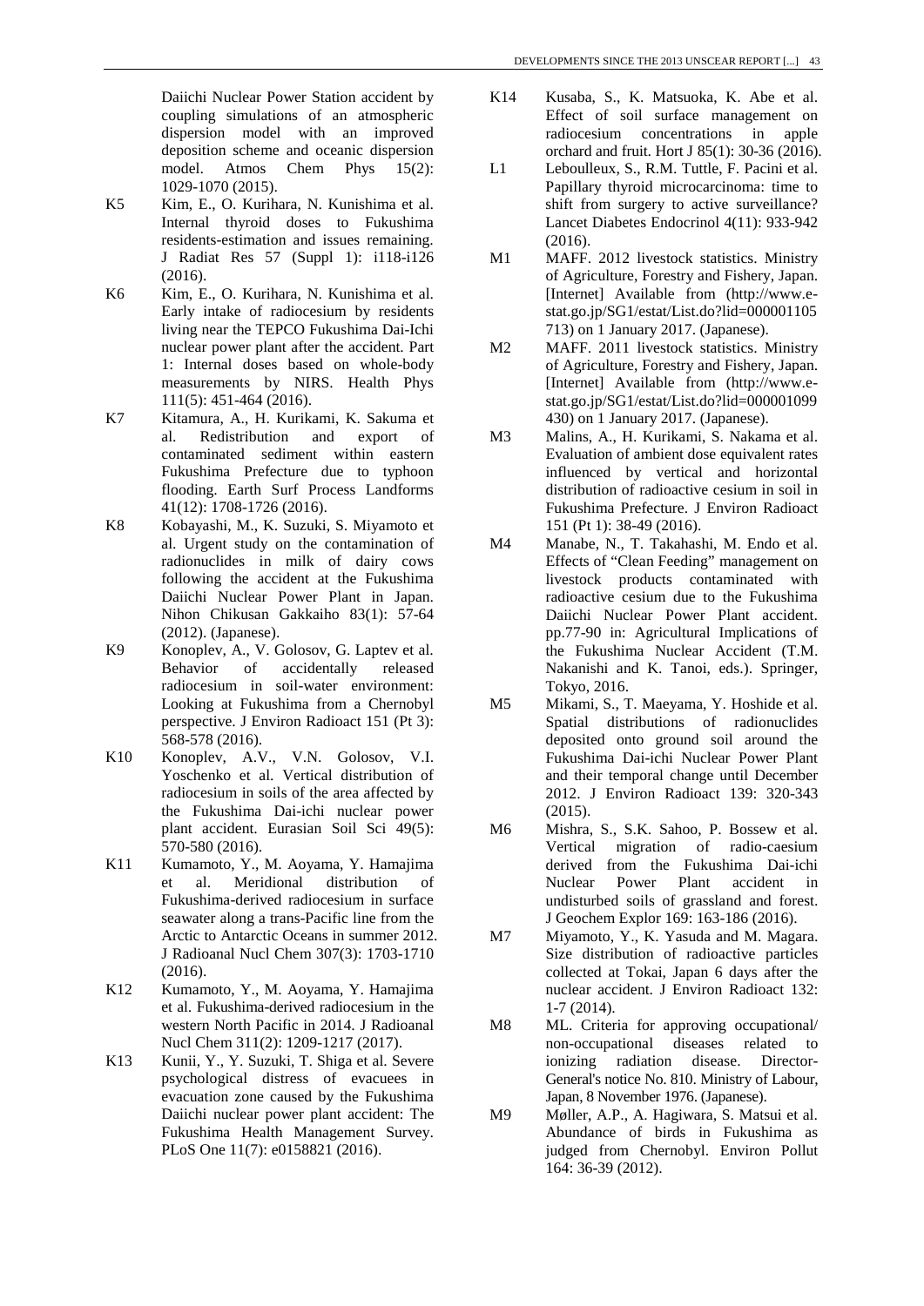Daiichi Nuclear Power Station accident by coupling simulations of an atmospheric dispersion model with an improved deposition scheme and oceanic dispersion model. Atmos Chem Phys 15(2): 1029-1070 (2015).

K5 Kim, E., O. Kurihara, N. Kunishima et al. Internal thyroid doses to Fukushima residents-estimation and issues remaining. J Radiat Res 57 (Suppl 1): i118-i126 (2016).

K6 Kim, E., O. Kurihara, N. Kunishima et al. Early intake of radiocesium by residents living near the TEPCO Fukushima Dai-Ichi nuclear power plant after the accident. Part 1: Internal doses based on whole-body measurements by NIRS. Health Phys 111(5): 451-464 (2016).

K7 Kitamura, A., H. Kurikami, K. Sakuma et al. Redistribution and export of contaminated sediment within eastern Fukushima Prefecture due to typhoon flooding. Earth Surf Process Landforms 41(12): 1708-1726 (2016).

K8 Kobayashi, M., K. Suzuki, S. Miyamoto et al. Urgent study on the contamination of radionuclides in milk of dairy cows following the accident at the Fukushima Daiichi Nuclear Power Plant in Japan. Nihon Chikusan Gakkaiho 83(1): 57-64 (2012). (Japanese).

K9 Konoplev, A., V. Golosov, G. Laptev et al. Behavior of accidentally released radiocesium in soil-water environment: Looking at Fukushima from a Chernobyl perspective. J Environ Radioact 151 (Pt 3): 568-578 (2016).

K10 Konoplev, A.V., V.N. Golosov, V.I. Yoschenko et al. Vertical distribution of radiocesium in soils of the area affected by the Fukushima Dai-ichi nuclear power plant accident. Eurasian Soil Sci 49(5): 570-580 (2016).

K11 Kumamoto, Y., M. Aoyama, Y. Hamajima et al. Meridional distribution of Fukushima-derived radiocesium in surface seawater along a trans-Pacific line from the Arctic to Antarctic Oceans in summer 2012. J Radioanal Nucl Chem 307(3): 1703-1710 (2016).

K12 Kumamoto, Y., M. Aoyama, Y. Hamajima et al. Fukushima-derived radiocesium in the western North Pacific in 2014. J Radioanal Nucl Chem 311(2): 1209-1217 (2017).

K13 Kunii, Y., Y. Suzuki, T. Shiga et al. Severe psychological distress of evacuees in evacuation zone caused by the Fukushima Daiichi nuclear power plant accident: The Fukushima Health Management Survey. PLoS One 11(7): e0158821 (2016).

K14 Kusaba, S., K. Matsuoka, K. Abe et al. Effect of soil surface management on radiocesium concentrations in apple orchard and fruit. Hort J 85(1): 30-36 (2016).

L1 Leboulleux, S., R.M. Tuttle, F. Pacini et al. Papillary thyroid microcarcinoma: time to shift from surgery to active surveillance? Lancet Diabetes Endocrinol 4(11): 933-942 (2016).

M1 MAFF. 2012 livestock statistics. Ministry of Agriculture, Forestry and Fishery, Japan. [Internet] Available from (http://www.e-stat.go.jp/SG1/estat/List.do?lid=000001105713) on 1 January 2017. (Japanese).

M2 MAFF. 2011 livestock statistics. Ministry of Agriculture, Forestry and Fishery, Japan. [Internet] Available from (http://www.e-stat.go.jp/SG1/estat/List.do?lid=000001099430) on 1 January 2017. (Japanese).

M3 Malins, A., H. Kurikami, S. Nakama et al. Evaluation of ambient dose equivalent rates influenced by vertical and horizontal distribution of radioactive cesium in soil in Fukushima Prefecture. J Environ Radioact 151 (Pt 1): 38-49 (2016).

M4 Manabe, N., T. Takahashi, M. Endo et al. Effects of "Clean Feeding" management on livestock products contaminated with radioactive cesium due to the Fukushima Daiichi Nuclear Power Plant accident. pp.77-90 in: Agricultural Implications of the Fukushima Nuclear Accident (T.M. Nakanishi and K. Tanoi, eds.). Springer, Tokyo, 2016.

M5 Mikami, S., T. Maeyama, Y. Hoshide et al. Spatial distributions of radionuclides deposited onto ground soil around the Fukushima Dai-ichi Nuclear Power Plant and their temporal change until December 2012. J Environ Radioact 139: 320-343 (2015).

M6 Mishra, S., S.K. Sahoo, P. Bossew et al. Vertical migration of radio-caesium derived from the Fukushima Dai-ichi Nuclear Power Plant accident in undisturbed soils of grassland and forest. J Geochem Explor 169: 163-186 (2016).

M7 Miyamoto, Y., K. Yasuda and M. Magara. Size distribution of radioactive particles collected at Tokai, Japan 6 days after the nuclear accident. J Environ Radioact 132: 1-7 (2014).

M8 ML. Criteria for approving occupational/non-occupational diseases related to ionizing radiation disease. Director-General's notice No. 810. Ministry of Labour, Japan, 8 November 1976. (Japanese).

M9 Møller, A.P., A. Hagiwara, S. Matsui et al. Abundance of birds in Fukushima as judged from Chernobyl. Environ Pollut 164: 36-39 (2012).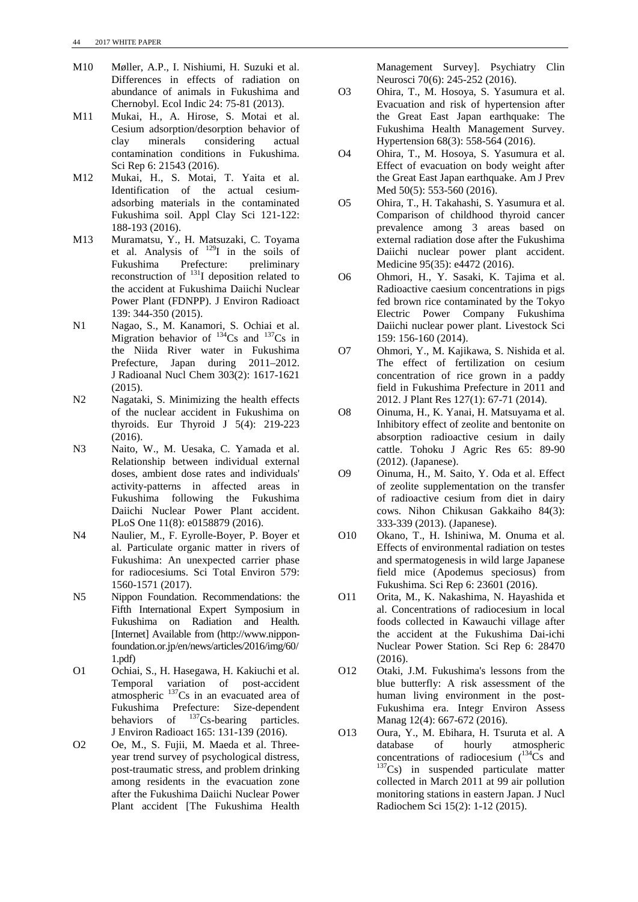M10 Møller, A.P., I. Nishiumi, H. Suzuki et al. Differences in effects of radiation on abundance of animals in Fukushima and Chernobyl. Ecol Indic 24: 75-81 (2013).

M11 Mukai, H., A. Hirose, S. Motai et al. Cesium adsorption/desorption behavior of clay minerals considering actual contamination conditions in Fukushima. Sci Rep 6: 21543 (2016).

M12 Mukai, H., S. Motai, T. Yaita et al. Identification of the actual cesium-adsorbing materials in the contaminated Fukushima soil. Appl Clay Sci 121-122: 188-193 (2016).

M13 Muramatsu, Y., H. Matsuzaki, C. Toyama et al. Analysis of $^{129}$I in the soils of Fukushima Prefecture: preliminary reconstruction of $^{131}$I deposition related to the accident at Fukushima Daiichi Nuclear Power Plant (FDNPP). J Environ Radioact 139: 344-350 (2015).

N1 Nagao, S., M. Kanamori, S. Ochiai et al. Migration behavior of $^{134}$Cs and $^{137}$Cs in the Niida River water in Fukushima Prefecture, Japan during 2011–2012. J Radioanal Nucl Chem 303(2): 1617-1621 (2015).

N2 Nagataki, S. Minimizing the health effects of the nuclear accident in Fukushima on thyroids. Eur Thyroid J 5(4): 219-223 (2016).

N3 Naito, W., M. Uesaka, C. Yamada et al. Relationship between individual external doses, ambient dose rates and individuals' activity-patterns in affected areas in Fukushima following the Fukushima Daiichi Nuclear Power Plant accident. PLoS One 11(8): e0158879 (2016).

N4 Naulier, M., F. Eyrolle-Boyer, P. Boyer et al. Particulate organic matter in rivers of Fukushima: An unexpected carrier phase for radiocesiums. Sci Total Environ 579: 1560-1571 (2017).

N5 Nippon Foundation. Recommendations: the Fifth International Expert Symposium in Fukushima on Radiation and Health. [Internet] Available from (http://www.nippon-foundation.or.jp/en/news/articles/2016/img/60/1.pdf)

O1 Ochiai, S., H. Hasegawa, H. Kakiuchi et al. Temporal variation of post-accident atmospheric $^{137}$Cs in an evacuated area of Fukushima Prefecture: Size-dependent behaviors of $^{137}$Cs-bearing particles. J Environ Radioact 165: 131-139 (2016).

O2 Oe, M., S. Fujii, M. Maeda et al. Three-year trend survey of psychological distress, post-traumatic stress, and problem drinking among residents in the evacuation zone after the Fukushima Daiichi Nuclear Power Plant accident [The Fukushima Health Management Survey]. Psychiatry Clin Neurosci 70(6): 245-252 (2016).

O3 Ohira, T., M. Hosoya, S. Yasumura et al. Evacuation and risk of hypertension after the Great East Japan earthquake: The Fukushima Health Management Survey. Hypertension 68(3): 558-564 (2016).

O4 Ohira, T., M. Hosoya, S. Yasumura et al. Effect of evacuation on body weight after the Great East Japan earthquake. Am J Prev Med 50(5): 553-560 (2016).

O5 Ohira, T., H. Takahashi, S. Yasumura et al. Comparison of childhood thyroid cancer prevalence among 3 areas based on external radiation dose after the Fukushima Daiichi nuclear power plant accident. Medicine 95(35): e4472 (2016).

O6 Ohmori, H., Y. Sasaki, K. Tajima et al. Radioactive caesium concentrations in pigs fed brown rice contaminated by the Tokyo Electric Power Company Fukushima Daiichi nuclear power plant. Livestock Sci 159: 156-160 (2014).

O7 Ohmori, Y., M. Kajikawa, S. Nishida et al. The effect of fertilization on cesium concentration of rice grown in a paddy field in Fukushima Prefecture in 2011 and 2012. J Plant Res 127(1): 67-71 (2014).

O8 Oinuma, H., K. Yanai, H. Matsuyama et al. Inhibitory effect of zeolite and bentonite on absorption radioactive cesium in daily cattle. Tohoku J Agric Res 65: 89-90 (2012). (Japanese).

O9 Oinuma, H., M. Saito, Y. Oda et al. Effect of zeolite supplementation on the transfer of radioactive cesium from diet in dairy cows. Nihon Chikusan Gakkaiho 84(3): 333-339 (2013). (Japanese).

O10 Okano, T., H. Ishiniwa, M. Onuma et al. Effects of environmental radiation on testes and spermatogenesis in wild large Japanese field mice (Apodemus speciosus) from Fukushima. Sci Rep 6: 23601 (2016).

O11 Orita, M., K. Nakashima, N. Hayashida et al. Concentrations of radiocesium in local foods collected in Kawauchi village after the accident at the Fukushima Dai-ichi Nuclear Power Station. Sci Rep 6: 28470 (2016).

O12 Otaki, J.M. Fukushima's lessons from the blue butterfly: A risk assessment of the human living environment in the post-Fukushima era. Integr Environ Assess Manag 12(4): 667-672 (2016).

O13 Oura, Y., M. Ebihara, H. Tsuruta et al. A database of hourly atmospheric concentrations of radiocesium ($^{134}$Cs and $^{137}$Cs) in suspended particulate matter collected in March 2011 at 99 air pollution monitoring stations in eastern Japan. J Nucl Radiochem Sci 15(2): 1-12 (2015).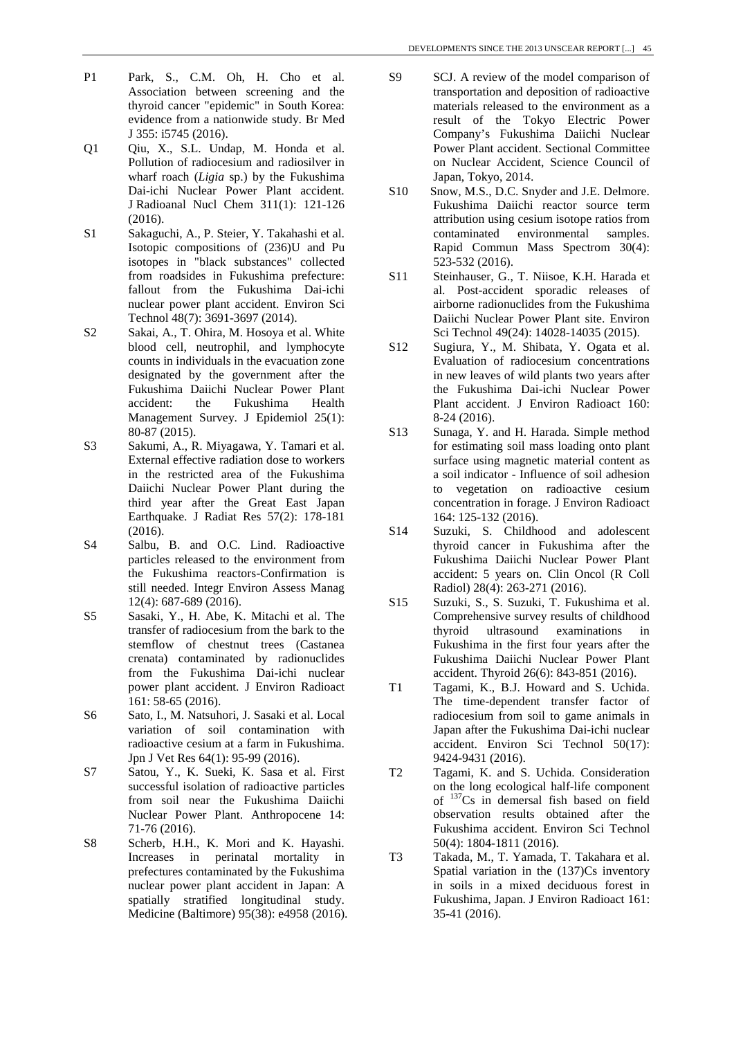P1 Park, S., C.M. Oh, H. Cho et al. Association between screening and the thyroid cancer "epidemic" in South Korea: evidence from a nationwide study. Br Med J 355: i5745 (2016).

Q1 Qiu, X., S.L. Undap, M. Honda et al. Pollution of radiocesium and radiosilver in wharf roach (*Ligia* sp.) by the Fukushima Dai-ichi Nuclear Power Plant accident. J Radioanal Nucl Chem 311(1): 121-126 (2016).

S1 Sakaguchi, A., P. Steier, Y. Takahashi et al. Isotopic compositions of (236)U and Pu isotopes in "black substances" collected from roadsides in Fukushima prefecture: fallout from the Fukushima Dai-ichi nuclear power plant accident. Environ Sci Technol 48(7): 3691-3697 (2014).

S2 Sakai, A., T. Ohira, M. Hosoya et al. White blood cell, neutrophil, and lymphocyte counts in individuals in the evacuation zone designated by the government after the Fukushima Daiichi Nuclear Power Plant accident: the Fukushima Health Management Survey. J Epidemiol 25(1): 80-87 (2015).

S3 Sakumi, A., R. Miyagawa, Y. Tamari et al. External effective radiation dose to workers in the restricted area of the Fukushima Daiichi Nuclear Power Plant during the third year after the Great East Japan Earthquake. J Radiat Res 57(2): 178-181 (2016).

S4 Salbu, B. and O.C. Lind. Radioactive particles released to the environment from the Fukushima reactors-Confirmation is still needed. Integr Environ Assess Manag 12(4): 687-689 (2016).

S5 Sasaki, Y., H. Abe, K. Mitachi et al. The transfer of radiocesium from the bark to the stemflow of chestnut trees (Castanea crenata) contaminated by radionuclides from the Fukushima Dai-ichi nuclear power plant accident. J Environ Radioact 161: 58-65 (2016).

S6 Sato, I., M. Natsuhori, J. Sasaki et al. Local variation of soil contamination with radioactive cesium at a farm in Fukushima. Jpn J Vet Res 64(1): 95-99 (2016).

S7 Satou, Y., K. Sueki, K. Sasa et al. First successful isolation of radioactive particles from soil near the Fukushima Daiichi Nuclear Power Plant. Anthropocene 14: 71-76 (2016).

S8 Scherb, H.H., K. Mori and K. Hayashi. Increases in perinatal mortality in prefectures contaminated by the Fukushima nuclear power plant accident in Japan: A spatially stratified longitudinal study. Medicine (Baltimore) 95(38): e4958 (2016).

S9 SCJ. A review of the model comparison of transportation and deposition of radioactive materials released to the environment as a result of the Tokyo Electric Power Company's Fukushima Daiichi Nuclear Power Plant accident. Sectional Committee on Nuclear Accident, Science Council of Japan, Tokyo, 2014.

S10 Snow, M.S., D.C. Snyder and J.E. Delmore. Fukushima Daiichi reactor source term attribution using cesium isotope ratios from contaminated environmental samples. Rapid Commun Mass Spectrom 30(4): 523-532 (2016).

S11 Steinhauser, G., T. Niisoe, K.H. Harada et al. Post-accident sporadic releases of airborne radionuclides from the Fukushima Daiichi Nuclear Power Plant site. Environ Sci Technol 49(24): 14028-14035 (2015).

S12 Sugiura, Y., M. Shibata, Y. Ogata et al. Evaluation of radiocesium concentrations in new leaves of wild plants two years after the Fukushima Dai-ichi Nuclear Power Plant accident. J Environ Radioact 160: 8-24 (2016).

S13 Sunaga, Y. and H. Harada. Simple method for estimating soil mass loading onto plant surface using magnetic material content as a soil indicator - Influence of soil adhesion to vegetation on radioactive cesium concentration in forage. J Environ Radioact 164: 125-132 (2016).

S14 Suzuki, S. Childhood and adolescent thyroid cancer in Fukushima after the Fukushima Daiichi Nuclear Power Plant accident: 5 years on. Clin Oncol (R Coll Radiol) 28(4): 263-271 (2016).

S15 Suzuki, S., S. Suzuki, T. Fukushima et al. Comprehensive survey results of childhood thyroid ultrasound examinations in Fukushima in the first four years after the Fukushima Daiichi Nuclear Power Plant accident. Thyroid 26(6): 843-851 (2016).

T1 Tagami, K., B.J. Howard and S. Uchida. The time-dependent transfer factor of radiocesium from soil to game animals in Japan after the Fukushima Dai-ichi nuclear accident. Environ Sci Technol 50(17): 9424-9431 (2016).

T2 Tagami, K. and S. Uchida. Consideration on the long ecological half-life component of $^{137}$Cs in demersal fish based on field observation results obtained after the Fukushima accident. Environ Sci Technol 50(4): 1804-1811 (2016).

T3 Takada, M., T. Yamada, T. Takahara et al. Spatial variation in the (137)Cs inventory in soils in a mixed deciduous forest in Fukushima, Japan. J Environ Radioact 161: 35-41 (2016).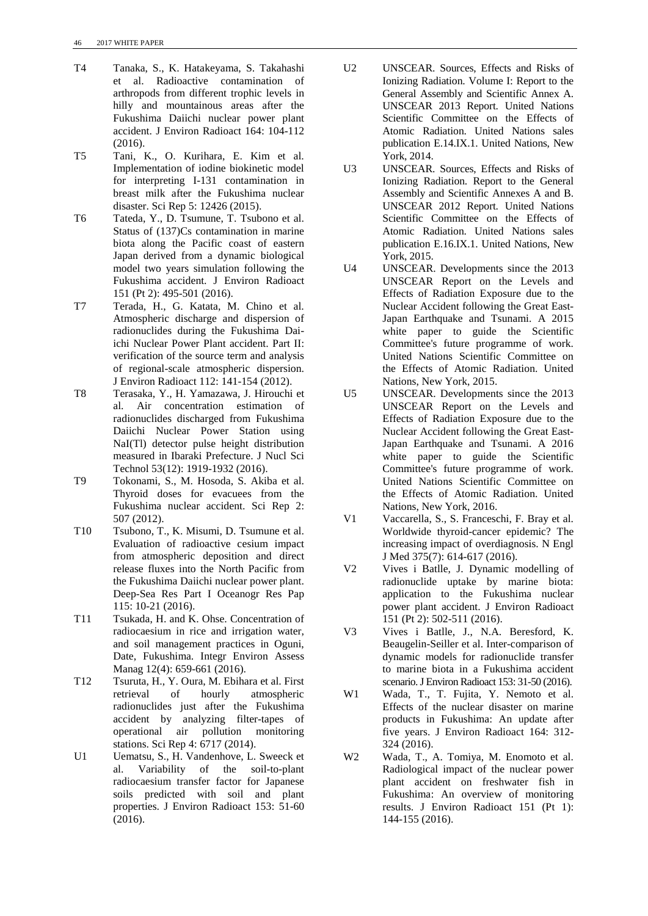T4 Tanaka, S., K. Hatakeyama, S. Takahashi et al. Radioactive contamination of arthropods from different trophic levels in hilly and mountainous areas after the Fukushima Daiichi nuclear power plant accident. J Environ Radioact 164: 104-112 (2016).

T5 Tani, K., O. Kurihara, E. Kim et al. Implementation of iodine biokinetic model for interpreting I-131 contamination in breast milk after the Fukushima nuclear disaster. Sci Rep 5: 12426 (2015).

T6 Tateda, Y., D. Tsumune, T. Tsubono et al. Status of (137)Cs contamination in marine biota along the Pacific coast of eastern Japan derived from a dynamic biological model two years simulation following the Fukushima accident. J Environ Radioact 151 (Pt 2): 495-501 (2016).

T7 Terada, H., G. Katata, M. Chino et al. Atmospheric discharge and dispersion of radionuclides during the Fukushima Dai-ichi Nuclear Power Plant accident. Part II: verification of the source term and analysis of regional-scale atmospheric dispersion. J Environ Radioact 112: 141-154 (2012).

T8 Terasaka, Y., H. Yamazawa, J. Hirouchi et al. Air concentration estimation of radionuclides discharged from Fukushima Daiichi Nuclear Power Station using NaI(Tl) detector pulse height distribution measured in Ibaraki Prefecture. J Nucl Sci Technol 53(12): 1919-1932 (2016).

T9 Tokonami, S., M. Hosoda, S. Akiba et al. Thyroid doses for evacuees from the Fukushima nuclear accident. Sci Rep 2: 507 (2012).

T10 Tsubono, T., K. Misumi, D. Tsumune et al. Evaluation of radioactive cesium impact from atmospheric deposition and direct release fluxes into the North Pacific from the Fukushima Daiichi nuclear power plant. Deep-Sea Res Part I Oceanogr Res Pap 115: 10-21 (2016).

T11 Tsukada, H. and K. Ohse. Concentration of radiocaesium in rice and irrigation water, and soil management practices in Oguni, Date, Fukushima. Integr Environ Assess Manag 12(4): 659-661 (2016).

T12 Tsuruta, H., Y. Oura, M. Ebihara et al. First retrieval of hourly atmospheric radionuclides just after the Fukushima accident by analyzing filter-tapes of operational air pollution monitoring stations. Sci Rep 4: 6717 (2014).

U1 Uematsu, S., H. Vandenhove, L. Sweeck et al. Variability of the soil-to-plant radiocaesium transfer factor for Japanese soils predicted with soil and plant properties. J Environ Radioact 153: 51-60 (2016).

U2 UNSCEAR. Sources, Effects and Risks of Ionizing Radiation. Volume I: Report to the General Assembly and Scientific Annex A. UNSCEAR 2013 Report. United Nations Scientific Committee on the Effects of Atomic Radiation. United Nations sales publication E.14.IX.1. United Nations, New York, 2014.

U3 UNSCEAR. Sources, Effects and Risks of Ionizing Radiation. Report to the General Assembly and Scientific Annexes A and B. UNSCEAR 2012 Report. United Nations Scientific Committee on the Effects of Atomic Radiation. United Nations sales publication E.16.IX.1. United Nations, New York, 2015.

U4 UNSCEAR. Developments since the 2013 UNSCEAR Report on the Levels and Effects of Radiation Exposure due to the Nuclear Accident following the Great East-Japan Earthquake and Tsunami. A 2015 white paper to guide the Scientific Committee's future programme of work. United Nations Scientific Committee on the Effects of Atomic Radiation. United Nations, New York, 2015.

U5 UNSCEAR. Developments since the 2013 UNSCEAR Report on the Levels and Effects of Radiation Exposure due to the Nuclear Accident following the Great East-Japan Earthquake and Tsunami. A 2016 white paper to guide the Scientific Committee's future programme of work. United Nations Scientific Committee on the Effects of Atomic Radiation. United Nations, New York, 2016.

V1 Vaccarella, S., S. Franceschi, F. Bray et al. Worldwide thyroid-cancer epidemic? The increasing impact of overdiagnosis. N Engl J Med 375(7): 614-617 (2016).

V2 Vives i Batlle, J. Dynamic modelling of radionuclide uptake by marine biota: application to the Fukushima nuclear power plant accident. J Environ Radioact 151 (Pt 2): 502-511 (2016).

V3 Vives i Batlle, J., N.A. Beresford, K. Beaugelin-Seiller et al. Inter-comparison of dynamic models for radionuclide transfer to marine biota in a Fukushima accident scenario. J Environ Radioact 153: 31-50 (2016).

W1 Wada, T., T. Fujita, Y. Nemoto et al. Effects of the nuclear disaster on marine products in Fukushima: An update after five years. J Environ Radioact 164: 312-324 (2016).

W2 Wada, T., A. Tomiya, M. Enomoto et al. Radiological impact of the nuclear power plant accident on freshwater fish in Fukushima: An overview of monitoring results. J Environ Radioact 151 (Pt 1): 144-155 (2016).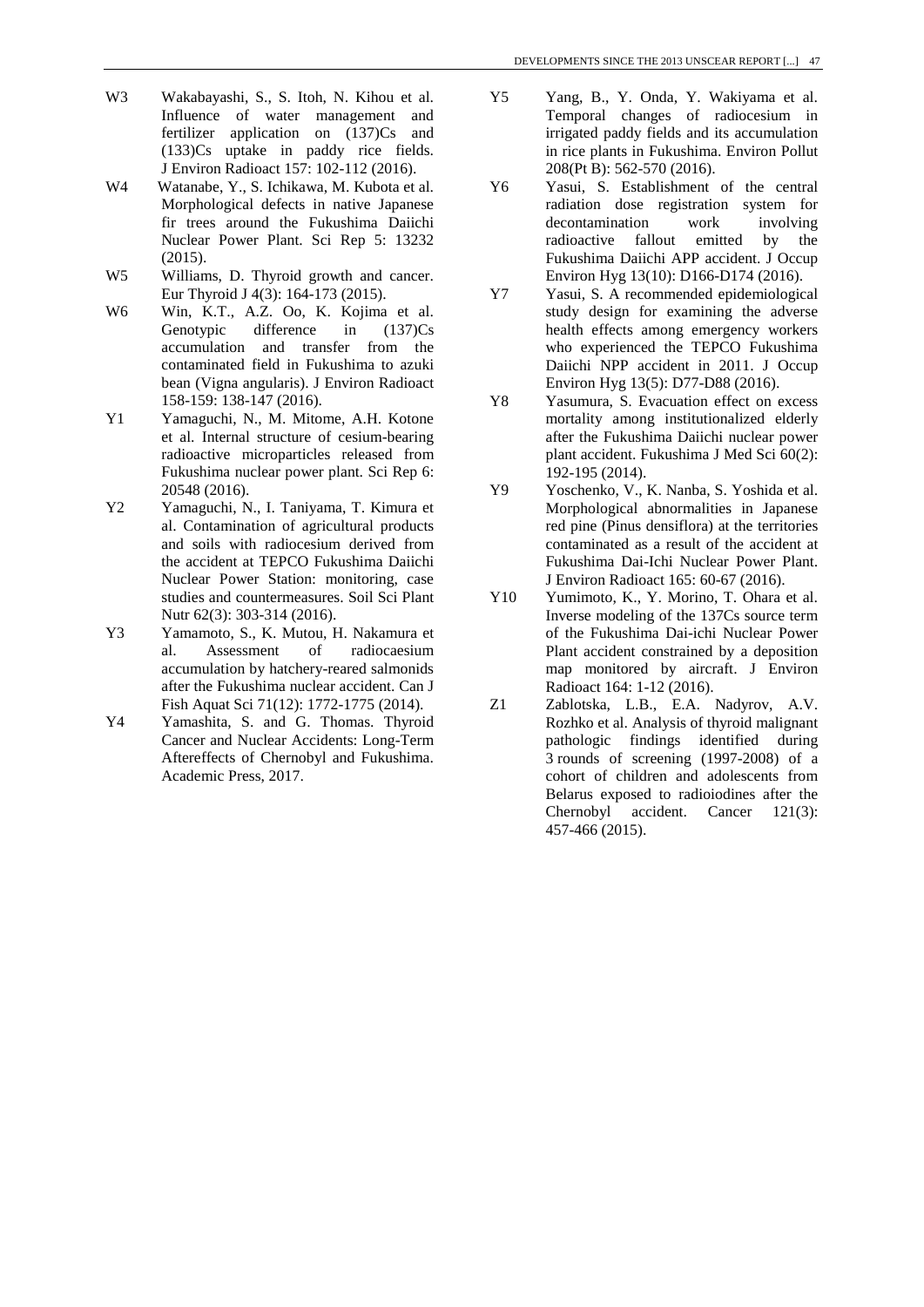W3 Wakabayashi, S., S. Itoh, N. Kihou et al. Influence of water management and fertilizer application on (137)Cs and (133)Cs uptake in paddy rice fields. J Environ Radioact 157: 102-112 (2016).

W4 Watanabe, Y., S. Ichikawa, M. Kubota et al. Morphological defects in native Japanese fir trees around the Fukushima Daiichi Nuclear Power Plant. Sci Rep 5: 13232 (2015).

W5 Williams, D. Thyroid growth and cancer. Eur Thyroid J 4(3): 164-173 (2015).

W6 Win, K.T., A.Z. Oo, K. Kojima et al. Genotypic difference in (137)Cs accumulation and transfer from the contaminated field in Fukushima to azuki bean (Vigna angularis). J Environ Radioact 158-159: 138-147 (2016).

Y1 Yamaguchi, N., M. Mitome, A.H. Kotone et al. Internal structure of cesium-bearing radioactive microparticles released from Fukushima nuclear power plant. Sci Rep 6: 20548 (2016).

Y2 Yamaguchi, N., I. Taniyama, T. Kimura et al. Contamination of agricultural products and soils with radiocesium derived from the accident at TEPCO Fukushima Daiichi Nuclear Power Station: monitoring, case studies and countermeasures. Soil Sci Plant Nutr 62(3): 303-314 (2016).

Y3 Yamamoto, S., K. Mutou, H. Nakamura et al. Assessment of radiocaesium accumulation by hatchery-reared salmonids after the Fukushima nuclear accident. Can J Fish Aquat Sci 71(12): 1772-1775 (2014).

Y4 Yamashita, S. and G. Thomas. Thyroid Cancer and Nuclear Accidents: Long-Term Aftereffects of Chernobyl and Fukushima. Academic Press, 2017.

Y5 Yang, B., Y. Onda, Y. Wakiyama et al. Temporal changes of radiocesium in irrigated paddy fields and its accumulation in rice plants in Fukushima. Environ Pollut 208(Pt B): 562-570 (2016).

Y6 Yasui, S. Establishment of the central radiation dose registration system for decontamination work involving radioactive fallout emitted by the Fukushima Daiichi APP accident. J Occup Environ Hyg 13(10): D166-D174 (2016).

Y7 Yasui, S. A recommended epidemiological study design for examining the adverse health effects among emergency workers who experienced the TEPCO Fukushima Daiichi NPP accident in 2011. J Occup Environ Hyg 13(5): D77-D88 (2016).

Y8 Yasumura, S. Evacuation effect on excess mortality among institutionalized elderly after the Fukushima Daiichi nuclear power plant accident. Fukushima J Med Sci 60(2): 192-195 (2014).

Y9 Yoschenko, V., K. Nanba, S. Yoshida et al. Morphological abnormalities in Japanese red pine (Pinus densiflora) at the territories contaminated as a result of the accident at Fukushima Dai-Ichi Nuclear Power Plant. J Environ Radioact 165: 60-67 (2016).

Y10 Yumimoto, K., Y. Morino, T. Ohara et al. Inverse modeling of the 137Cs source term of the Fukushima Dai-ichi Nuclear Power Plant accident constrained by a deposition map monitored by aircraft. J Environ Radioact 164: 1-12 (2016).

Z1 Zablotska, L.B., E.A. Nadyrov, A.V. Rozhko et al. Analysis of thyroid malignant pathologic findings identified during 3 rounds of screening (1997-2008) of a cohort of children and adolescents from Belarus exposed to radioiodines after the Chernobyl accident. Cancer 121(3): 457-466 (2015).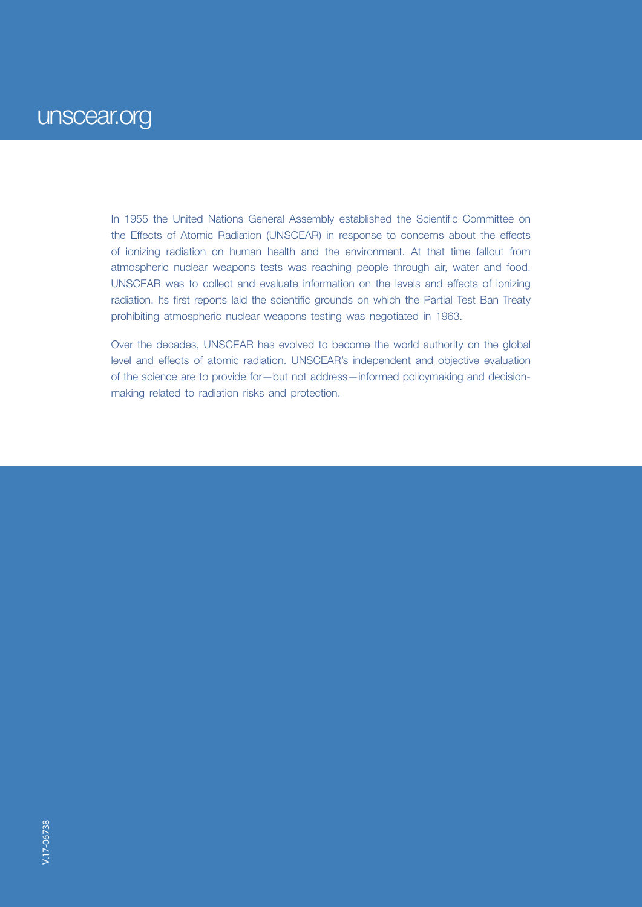unscear.org

In 1955 the United Nations General Assembly established the Scientific Committee on the Effects of Atomic Radiation (UNSCEAR) in response to concerns about the effects of ionizing radiation on human health and the environment. At that time fallout from atmospheric nuclear weapons tests was reaching people through air, water and food. UNSCEAR was to collect and evaluate information on the levels and effects of ionizing radiation. Its first reports laid the scientific grounds on which the Partial Test Ban Treaty prohibiting atmospheric nuclear weapons testing was negotiated in 1963.

Over the decades, UNSCEAR has evolved to become the world authority on the global level and effects of atomic radiation. UNSCEAR's independent and objective evaluation of the science are to provide for—but not address—informed policymaking and decision-making related to radiation risks and protection.

V.17-06738